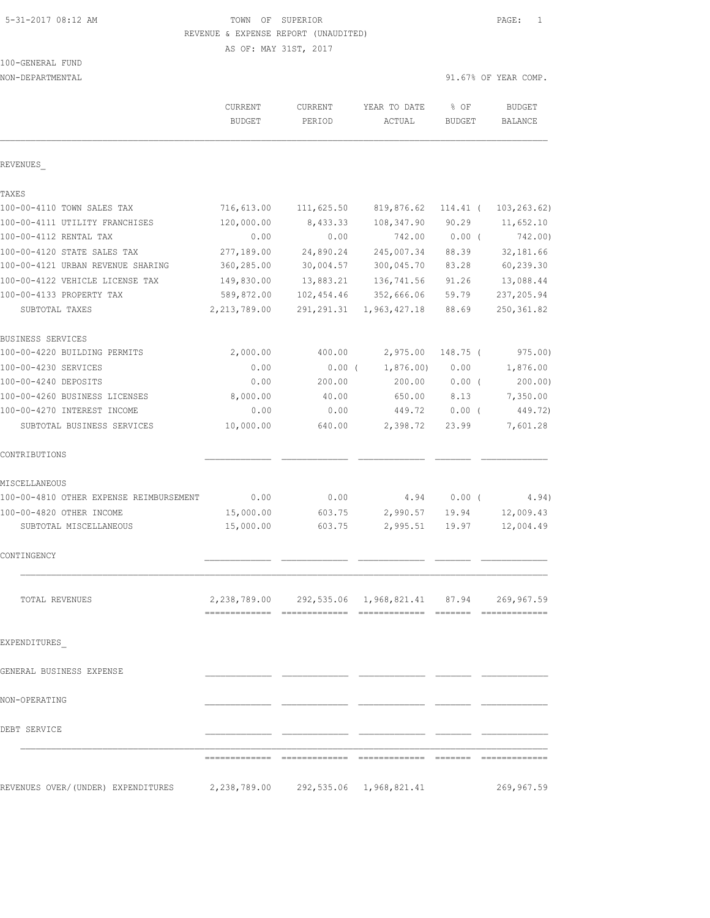5-31-2017 08:12 AM

# TOWN OF SUPERIOR

REVENUE & EXPENSE REPORT (UNAUDITED)

AS OF: MAY 31ST, 2017

100-GENERAL FUND

NON-DEPARTMENTAL

91.67% OF YEAR COMP.

| | CURRENT BUDGET | CURRENT PERIOD | YEAR TO DATE ACTUAL | % OF BUDGET | BUDGET BALANCE |
|---|---|---|---|---|---|
| **REVENUES_** | | | | | |
| **TAXES** | | | | | |
| 100-00-4110 TOWN SALES TAX | 716,613.00 | 111,625.50 | 819,876.62 | 114.41 ( | 103,263.62) |
| 100-00-4111 UTILITY FRANCHISES | 120,000.00 | 8,433.33 | 108,347.90 | 90.29 | 11,652.10 |
| 100-00-4112 RENTAL TAX | 0.00 | 0.00 | 742.00 | 0.00 ( | 742.00) |
| 100-00-4120 STATE SALES TAX | 277,189.00 | 24,890.24 | 245,007.34 | 88.39 | 32,181.66 |
| 100-00-4121 URBAN REVENUE SHARING | 360,285.00 | 30,004.57 | 300,045.70 | 83.28 | 60,239.30 |
| 100-00-4122 VEHICLE LICENSE TAX | 149,830.00 | 13,883.21 | 136,741.56 | 91.26 | 13,088.44 |
| 100-00-4133 PROPERTY TAX | 589,872.00 | 102,454.46 | 352,666.06 | 59.79 | 237,205.94 |
| SUBTOTAL TAXES | 2,213,789.00 | 291,291.31 | 1,963,427.18 | 88.69 | 250,361.82 |
| **BUSINESS SERVICES** | | | | | |
| 100-00-4220 BUILDING PERMITS | 2,000.00 | 400.00 | 2,975.00 | 148.75 ( | 975.00) |
| 100-00-4230 SERVICES | 0.00 | 0.00 ( | 1,876.00) | 0.00 | 1,876.00 |
| 100-00-4240 DEPOSITS | 0.00 | 200.00 | 200.00 | 0.00 ( | 200.00) |
| 100-00-4260 BUSINESS LICENSES | 8,000.00 | 40.00 | 650.00 | 8.13 | 7,350.00 |
| 100-00-4270 INTEREST INCOME | 0.00 | 0.00 | 449.72 | 0.00 ( | 449.72) |
| SUBTOTAL BUSINESS SERVICES | 10,000.00 | 640.00 | 2,398.72 | 23.99 | 7,601.28 |
| **CONTRIBUTIONS** | | | | | |
| **MISCELLANEOUS** | | | | | |
| 100-00-4810 OTHER EXPENSE REIMBURSEMENT | 0.00 | 0.00 | 4.94 | 0.00 ( | 4.94) |
| 100-00-4820 OTHER INCOME | 15,000.00 | 603.75 | 2,990.57 | 19.94 | 12,009.43 |
| SUBTOTAL MISCELLANEOUS | 15,000.00 | 603.75 | 2,995.51 | 19.97 | 12,004.49 |
| **CONTINGENCY** | | | | | |
| TOTAL REVENUES | 2,238,789.00 | 292,535.06 | 1,968,821.41 | 87.94 | 269,967.59 |
| **EXPENDITURES_** | | | | | |
| **GENERAL BUSINESS EXPENSE** | | | | | |
| **NON-OPERATING** | | | | | |
| **DEBT SERVICE** | | | | | |
| REVENUES OVER/(UNDER) EXPENDITURES | 2,238,789.00 | 292,535.06 | 1,968,821.41 | | 269,967.59 |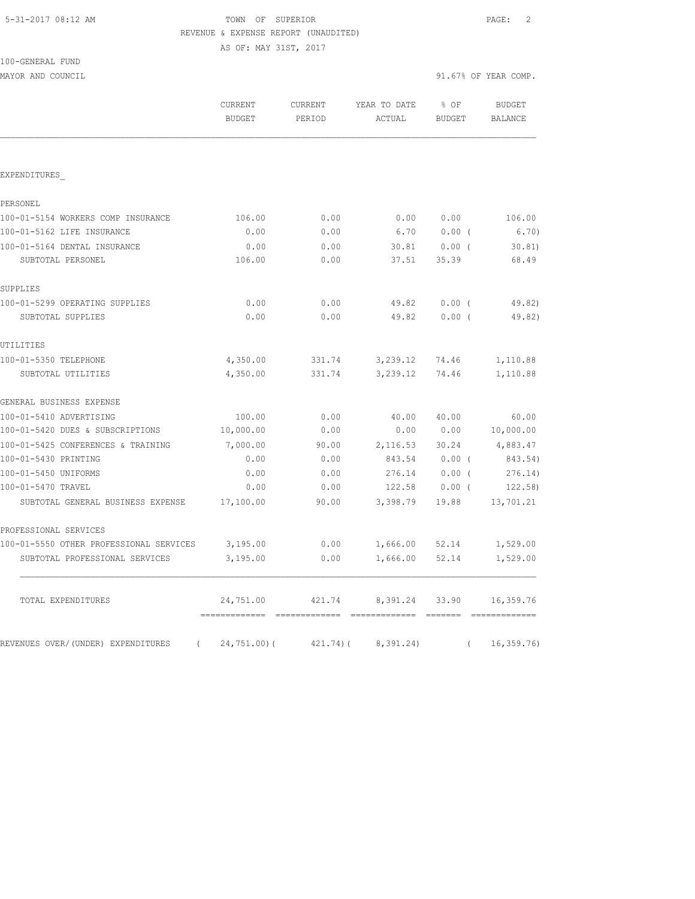5-31-2017 08:12 AM

# TOWN OF SUPERIOR

REVENUE & EXPENSE REPORT (UNAUDITED)

AS OF: MAY 31ST, 2017

100-GENERAL FUND

MAYOR AND COUNCIL — 91.67% OF YEAR COMP.

| | CURRENT BUDGET | CURRENT PERIOD | YEAR TO DATE ACTUAL | % OF BUDGET | BUDGET BALANCE |
|---|---|---|---|---|---|
| EXPENDITURES_ | | | | | |
| PERSONEL | | | | | |
| 100-01-5154 WORKERS COMP INSURANCE | 106.00 | 0.00 | 0.00 | 0.00 | 106.00 |
| 100-01-5162 LIFE INSURANCE | 0.00 | 0.00 | 6.70 | 0.00 ( | 6.70) |
| 100-01-5164 DENTAL INSURANCE | 0.00 | 0.00 | 30.81 | 0.00 ( | 30.81) |
| SUBTOTAL PERSONEL | 106.00 | 0.00 | 37.51 | 35.39 | 68.49 |
| SUPPLIES | | | | | |
| 100-01-5299 OPERATING SUPPLIES | 0.00 | 0.00 | 49.82 | 0.00 ( | 49.82) |
| SUBTOTAL SUPPLIES | 0.00 | 0.00 | 49.82 | 0.00 ( | 49.82) |
| UTILITIES | | | | | |
| 100-01-5350 TELEPHONE | 4,350.00 | 331.74 | 3,239.12 | 74.46 | 1,110.88 |
| SUBTOTAL UTILITIES | 4,350.00 | 331.74 | 3,239.12 | 74.46 | 1,110.88 |
| GENERAL BUSINESS EXPENSE | | | | | |
| 100-01-5410 ADVERTISING | 100.00 | 0.00 | 40.00 | 40.00 | 60.00 |
| 100-01-5420 DUES & SUBSCRIPTIONS | 10,000.00 | 0.00 | 0.00 | 0.00 | 10,000.00 |
| 100-01-5425 CONFERENCES & TRAINING | 7,000.00 | 90.00 | 2,116.53 | 30.24 | 4,883.47 |
| 100-01-5430 PRINTING | 0.00 | 0.00 | 843.54 | 0.00 ( | 843.54) |
| 100-01-5450 UNIFORMS | 0.00 | 0.00 | 276.14 | 0.00 ( | 276.14) |
| 100-01-5470 TRAVEL | 0.00 | 0.00 | 122.58 | 0.00 ( | 122.58) |
| SUBTOTAL GENERAL BUSINESS EXPENSE | 17,100.00 | 90.00 | 3,398.79 | 19.88 | 13,701.21 |
| PROFESSIONAL SERVICES | | | | | |
| 100-01-5550 OTHER PROFESSIONAL SERVICES | 3,195.00 | 0.00 | 1,666.00 | 52.14 | 1,529.00 |
| SUBTOTAL PROFESSIONAL SERVICES | 3,195.00 | 0.00 | 1,666.00 | 52.14 | 1,529.00 |
| TOTAL EXPENDITURES | 24,751.00 | 421.74 | 8,391.24 | 33.90 | 16,359.76 |
| REVENUES OVER/(UNDER) EXPENDITURES | ( 24,751.00)( | 421.74)( | 8,391.24) | ( | 16,359.76) |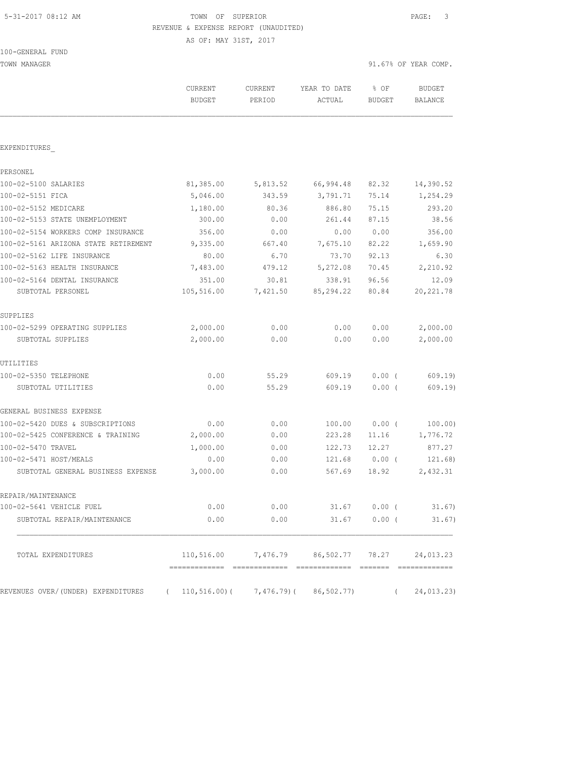5-31-2017 08:12 AM TOWN OF SUPERIOR

REVENUE & EXPENSE REPORT (UNAUDITED)

AS OF: MAY 31ST, 2017

100-GENERAL FUND

TOWN MANAGER 91.67% OF YEAR COMP.

| | CURRENT BUDGET | CURRENT PERIOD | YEAR TO DATE ACTUAL | % OF BUDGET | BUDGET BALANCE |
|---|---|---|---|---|---|
| EXPENDITURES_ | | | | | |
| PERSONEL | | | | | |
| 100-02-5100 SALARIES | 81,385.00 | 5,813.52 | 66,994.48 | 82.32 | 14,390.52 |
| 100-02-5151 FICA | 5,046.00 | 343.59 | 3,791.71 | 75.14 | 1,254.29 |
| 100-02-5152 MEDICARE | 1,180.00 | 80.36 | 886.80 | 75.15 | 293.20 |
| 100-02-5153 STATE UNEMPLOYMENT | 300.00 | 0.00 | 261.44 | 87.15 | 38.56 |
| 100-02-5154 WORKERS COMP INSURANCE | 356.00 | 0.00 | 0.00 | 0.00 | 356.00 |
| 100-02-5161 ARIZONA STATE RETIREMENT | 9,335.00 | 667.40 | 7,675.10 | 82.22 | 1,659.90 |
| 100-02-5162 LIFE INSURANCE | 80.00 | 6.70 | 73.70 | 92.13 | 6.30 |
| 100-02-5163 HEALTH INSURANCE | 7,483.00 | 479.12 | 5,272.08 | 70.45 | 2,210.92 |
| 100-02-5164 DENTAL INSURANCE | 351.00 | 30.81 | 338.91 | 96.56 | 12.09 |
| SUBTOTAL PERSONEL | 105,516.00 | 7,421.50 | 85,294.22 | 80.84 | 20,221.78 |
| SUPPLIES | | | | | |
| 100-02-5299 OPERATING SUPPLIES | 2,000.00 | 0.00 | 0.00 | 0.00 | 2,000.00 |
| SUBTOTAL SUPPLIES | 2,000.00 | 0.00 | 0.00 | 0.00 | 2,000.00 |
| UTILITIES | | | | | |
| 100-02-5350 TELEPHONE | 0.00 | 55.29 | 609.19 | 0.00 ( | 609.19) |
| SUBTOTAL UTILITIES | 0.00 | 55.29 | 609.19 | 0.00 ( | 609.19) |
| GENERAL BUSINESS EXPENSE | | | | | |
| 100-02-5420 DUES & SUBSCRIPTIONS | 0.00 | 0.00 | 100.00 | 0.00 ( | 100.00) |
| 100-02-5425 CONFERENCE & TRAINING | 2,000.00 | 0.00 | 223.28 | 11.16 | 1,776.72 |
| 100-02-5470 TRAVEL | 1,000.00 | 0.00 | 122.73 | 12.27 | 877.27 |
| 100-02-5471 HOST/MEALS | 0.00 | 0.00 | 121.68 | 0.00 ( | 121.68) |
| SUBTOTAL GENERAL BUSINESS EXPENSE | 3,000.00 | 0.00 | 567.69 | 18.92 | 2,432.31 |
| REPAIR/MAINTENANCE | | | | | |
| 100-02-5641 VEHICLE FUEL | 0.00 | 0.00 | 31.67 | 0.00 ( | 31.67) |
| SUBTOTAL REPAIR/MAINTENANCE | 0.00 | 0.00 | 31.67 | 0.00 ( | 31.67) |
| TOTAL EXPENDITURES | 110,516.00 | 7,476.79 | 86,502.77 | 78.27 | 24,013.23 |
| REVENUES OVER/(UNDER) EXPENDITURES | ( 110,516.00)( | 7,476.79)( | 86,502.77) | ( | 24,013.23) |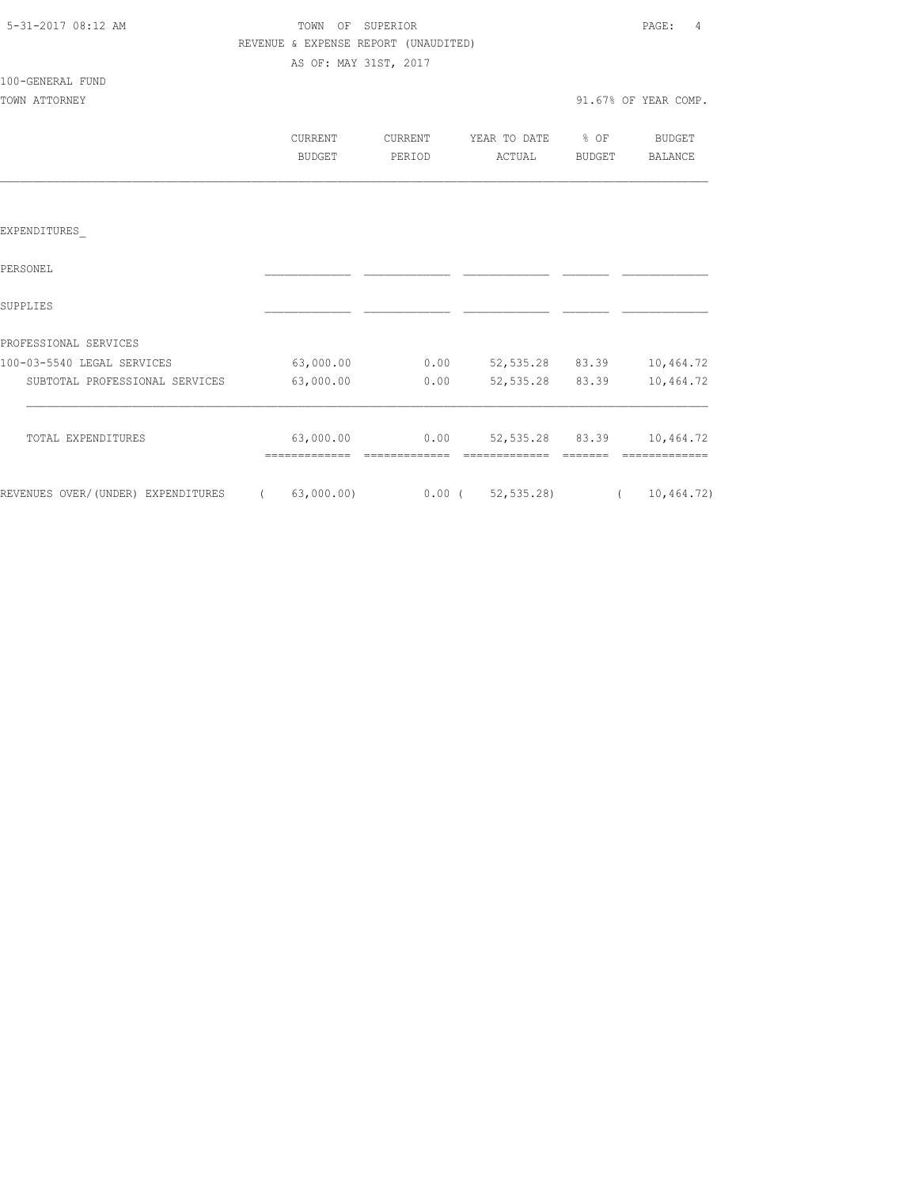TOWN OF SUPERIOR

REVENUE & EXPENSE REPORT (UNAUDITED)

AS OF: MAY 31ST, 2017

100-GENERAL FUND

TOWN ATTORNEY — 91.67% OF YEAR COMP.

| | CURRENT BUDGET | CURRENT PERIOD | YEAR TO DATE ACTUAL | % OF BUDGET | BUDGET BALANCE |
|---|---|---|---|---|---|
| EXPENDITURES_ | | | | | |
| PERSONEL | | | | | |
| SUPPLIES | | | | | |
| PROFESSIONAL SERVICES | | | | | |
| 100-03-5540 LEGAL SERVICES | 63,000.00 | 0.00 | 52,535.28 | 83.39 | 10,464.72 |
| SUBTOTAL PROFESSIONAL SERVICES | 63,000.00 | 0.00 | 52,535.28 | 83.39 | 10,464.72 |
| TOTAL EXPENDITURES | 63,000.00 | 0.00 | 52,535.28 | 83.39 | 10,464.72 |
| REVENUES OVER/(UNDER) EXPENDITURES | ( 63,000.00) | 0.00 | ( 52,535.28) | | ( 10,464.72) |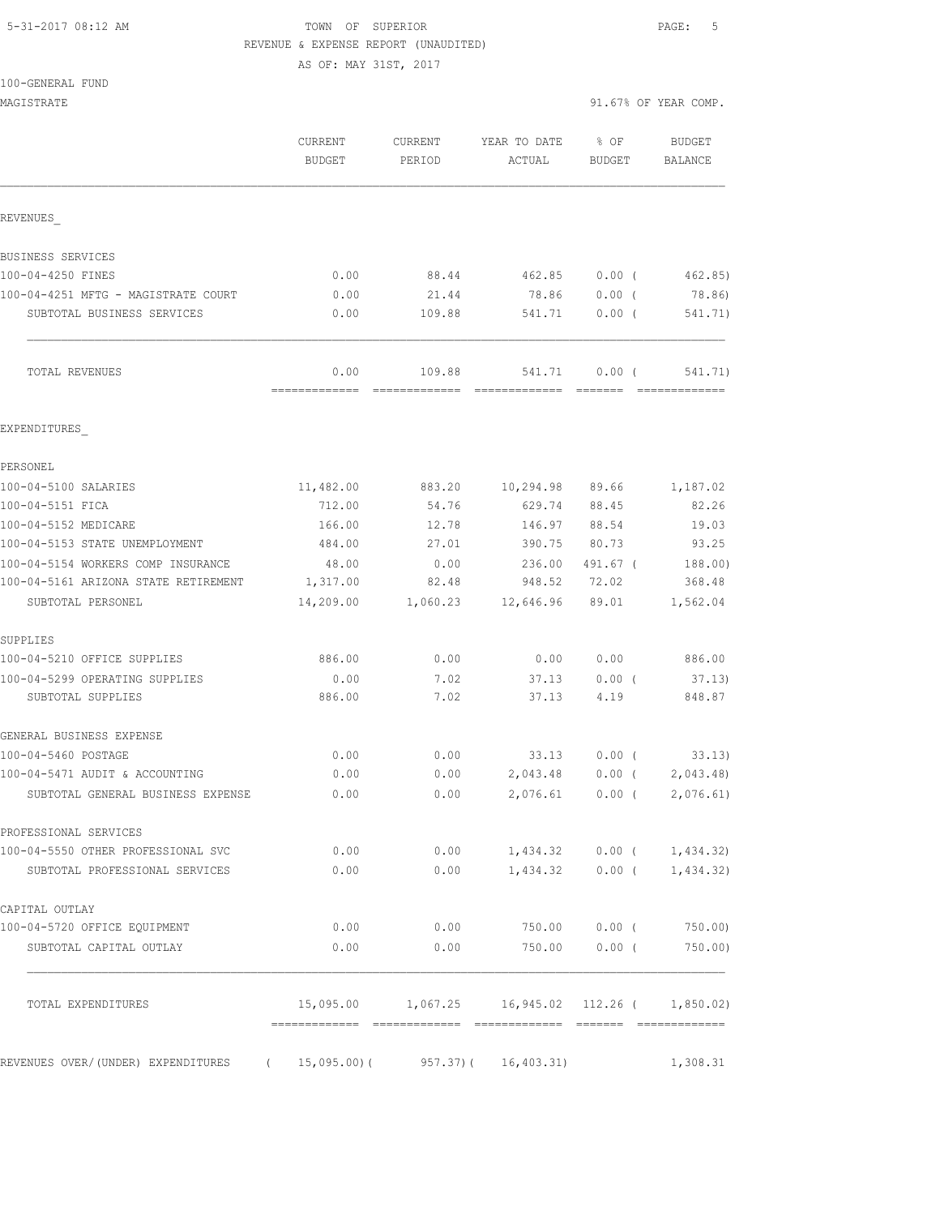5-31-2017 08:12 AM TOWN OF SUPERIOR PAGE: 5

REVENUE & EXPENSE REPORT (UNAUDITED)

AS OF: MAY 31ST, 2017

100-GENERAL FUND

MAGISTRATE 91.67% OF YEAR COMP.

| | CURRENT BUDGET | CURRENT PERIOD | YEAR TO DATE ACTUAL | % OF BUDGET | BUDGET BALANCE |
|---|---|---|---|---|---|
| REVENUES_ | | | | | |
| BUSINESS SERVICES | | | | | |
| 100-04-4250 FINES | 0.00 | 88.44 | 462.85 | 0.00 ( | 462.85) |
| 100-04-4251 MFTG - MAGISTRATE COURT | 0.00 | 21.44 | 78.86 | 0.00 ( | 78.86) |
| SUBTOTAL BUSINESS SERVICES | 0.00 | 109.88 | 541.71 | 0.00 ( | 541.71) |
| TOTAL REVENUES | 0.00 | 109.88 | 541.71 | 0.00 ( | 541.71) |
| EXPENDITURES_ | | | | | |
| PERSONEL | | | | | |
| 100-04-5100 SALARIES | 11,482.00 | 883.20 | 10,294.98 | 89.66 | 1,187.02 |
| 100-04-5151 FICA | 712.00 | 54.76 | 629.74 | 88.45 | 82.26 |
| 100-04-5152 MEDICARE | 166.00 | 12.78 | 146.97 | 88.54 | 19.03 |
| 100-04-5153 STATE UNEMPLOYMENT | 484.00 | 27.01 | 390.75 | 80.73 | 93.25 |
| 100-04-5154 WORKERS COMP INSURANCE | 48.00 | 0.00 | 236.00 | 491.67 ( | 188.00) |
| 100-04-5161 ARIZONA STATE RETIREMENT | 1,317.00 | 82.48 | 948.52 | 72.02 | 368.48 |
| SUBTOTAL PERSONEL | 14,209.00 | 1,060.23 | 12,646.96 | 89.01 | 1,562.04 |
| SUPPLIES | | | | | |
| 100-04-5210 OFFICE SUPPLIES | 886.00 | 0.00 | 0.00 | 0.00 | 886.00 |
| 100-04-5299 OPERATING SUPPLIES | 0.00 | 7.02 | 37.13 | 0.00 ( | 37.13) |
| SUBTOTAL SUPPLIES | 886.00 | 7.02 | 37.13 | 4.19 | 848.87 |
| GENERAL BUSINESS EXPENSE | | | | | |
| 100-04-5460 POSTAGE | 0.00 | 0.00 | 33.13 | 0.00 ( | 33.13) |
| 100-04-5471 AUDIT & ACCOUNTING | 0.00 | 0.00 | 2,043.48 | 0.00 ( | 2,043.48) |
| SUBTOTAL GENERAL BUSINESS EXPENSE | 0.00 | 0.00 | 2,076.61 | 0.00 ( | 2,076.61) |
| PROFESSIONAL SERVICES | | | | | |
| 100-04-5550 OTHER PROFESSIONAL SVC | 0.00 | 0.00 | 1,434.32 | 0.00 ( | 1,434.32) |
| SUBTOTAL PROFESSIONAL SERVICES | 0.00 | 0.00 | 1,434.32 | 0.00 ( | 1,434.32) |
| CAPITAL OUTLAY | | | | | |
| 100-04-5720 OFFICE EQUIPMENT | 0.00 | 0.00 | 750.00 | 0.00 ( | 750.00) |
| SUBTOTAL CAPITAL OUTLAY | 0.00 | 0.00 | 750.00 | 0.00 ( | 750.00) |
| TOTAL EXPENDITURES | 15,095.00 | 1,067.25 | 16,945.02 | 112.26 ( | 1,850.02) |
| REVENUES OVER/(UNDER) EXPENDITURES | ( 15,095.00)( | 957.37)( | 16,403.31) | | 1,308.31 |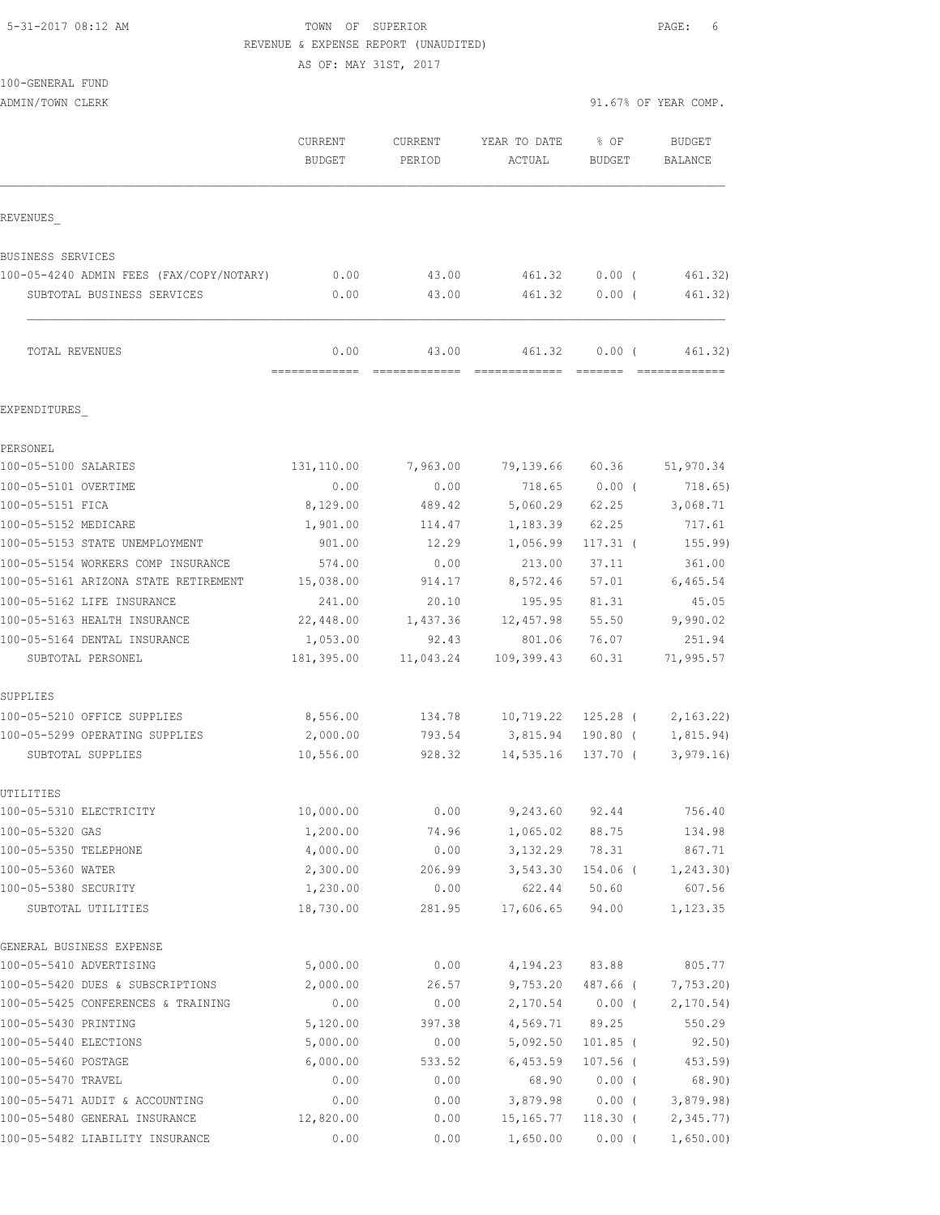TOWN OF SUPERIOR
REVENUE & EXPENSE REPORT (UNAUDITED)
AS OF: MAY 31ST, 2017

100-GENERAL FUND
ADMIN/TOWN CLERK

91.67% OF YEAR COMP.

| | CURRENT BUDGET | CURRENT PERIOD | YEAR TO DATE ACTUAL | % OF BUDGET | BUDGET BALANCE |
|---|---|---|---|---|---|
| **REVENUES** | | | | | |
| BUSINESS SERVICES | | | | | |
| 100-05-4240 ADMIN FEES (FAX/COPY/NOTARY) | 0.00 | 43.00 | 461.32 | 0.00 ( | 461.32) |
| SUBTOTAL BUSINESS SERVICES | 0.00 | 43.00 | 461.32 | 0.00 ( | 461.32) |
| TOTAL REVENUES | 0.00 | 43.00 | 461.32 | 0.00 ( | 461.32) |
| **EXPENDITURES** | | | | | |
| PERSONEL | | | | | |
| 100-05-5100 SALARIES | 131,110.00 | 7,963.00 | 79,139.66 | 60.36 | 51,970.34 |
| 100-05-5101 OVERTIME | 0.00 | 0.00 | 718.65 | 0.00 ( | 718.65) |
| 100-05-5151 FICA | 8,129.00 | 489.42 | 5,060.29 | 62.25 | 3,068.71 |
| 100-05-5152 MEDICARE | 1,901.00 | 114.47 | 1,183.39 | 62.25 | 717.61 |
| 100-05-5153 STATE UNEMPLOYMENT | 901.00 | 12.29 | 1,056.99 | 117.31 ( | 155.99) |
| 100-05-5154 WORKERS COMP INSURANCE | 574.00 | 0.00 | 213.00 | 37.11 | 361.00 |
| 100-05-5161 ARIZONA STATE RETIREMENT | 15,038.00 | 914.17 | 8,572.46 | 57.01 | 6,465.54 |
| 100-05-5162 LIFE INSURANCE | 241.00 | 20.10 | 195.95 | 81.31 | 45.05 |
| 100-05-5163 HEALTH INSURANCE | 22,448.00 | 1,437.36 | 12,457.98 | 55.50 | 9,990.02 |
| 100-05-5164 DENTAL INSURANCE | 1,053.00 | 92.43 | 801.06 | 76.07 | 251.94 |
| SUBTOTAL PERSONEL | 181,395.00 | 11,043.24 | 109,399.43 | 60.31 | 71,995.57 |
| SUPPLIES | | | | | |
| 100-05-5210 OFFICE SUPPLIES | 8,556.00 | 134.78 | 10,719.22 | 125.28 ( | 2,163.22) |
| 100-05-5299 OPERATING SUPPLIES | 2,000.00 | 793.54 | 3,815.94 | 190.80 ( | 1,815.94) |
| SUBTOTAL SUPPLIES | 10,556.00 | 928.32 | 14,535.16 | 137.70 ( | 3,979.16) |
| UTILITIES | | | | | |
| 100-05-5310 ELECTRICITY | 10,000.00 | 0.00 | 9,243.60 | 92.44 | 756.40 |
| 100-05-5320 GAS | 1,200.00 | 74.96 | 1,065.02 | 88.75 | 134.98 |
| 100-05-5350 TELEPHONE | 4,000.00 | 0.00 | 3,132.29 | 78.31 | 867.71 |
| 100-05-5360 WATER | 2,300.00 | 206.99 | 3,543.30 | 154.06 ( | 1,243.30) |
| 100-05-5380 SECURITY | 1,230.00 | 0.00 | 622.44 | 50.60 | 607.56 |
| SUBTOTAL UTILITIES | 18,730.00 | 281.95 | 17,606.65 | 94.00 | 1,123.35 |
| GENERAL BUSINESS EXPENSE | | | | | |
| 100-05-5410 ADVERTISING | 5,000.00 | 0.00 | 4,194.23 | 83.88 | 805.77 |
| 100-05-5420 DUES & SUBSCRIPTIONS | 2,000.00 | 26.57 | 9,753.20 | 487.66 ( | 7,753.20) |
| 100-05-5425 CONFERENCES & TRAINING | 0.00 | 0.00 | 2,170.54 | 0.00 ( | 2,170.54) |
| 100-05-5430 PRINTING | 5,120.00 | 397.38 | 4,569.71 | 89.25 | 550.29 |
| 100-05-5440 ELECTIONS | 5,000.00 | 0.00 | 5,092.50 | 101.85 ( | 92.50) |
| 100-05-5460 POSTAGE | 6,000.00 | 533.52 | 6,453.59 | 107.56 ( | 453.59) |
| 100-05-5470 TRAVEL | 0.00 | 0.00 | 68.90 | 0.00 ( | 68.90) |
| 100-05-5471 AUDIT & ACCOUNTING | 0.00 | 0.00 | 3,879.98 | 0.00 ( | 3,879.98) |
| 100-05-5480 GENERAL INSURANCE | 12,820.00 | 0.00 | 15,165.77 | 118.30 ( | 2,345.77) |
| 100-05-5482 LIABILITY INSURANCE | 0.00 | 0.00 | 1,650.00 | 0.00 ( | 1,650.00) |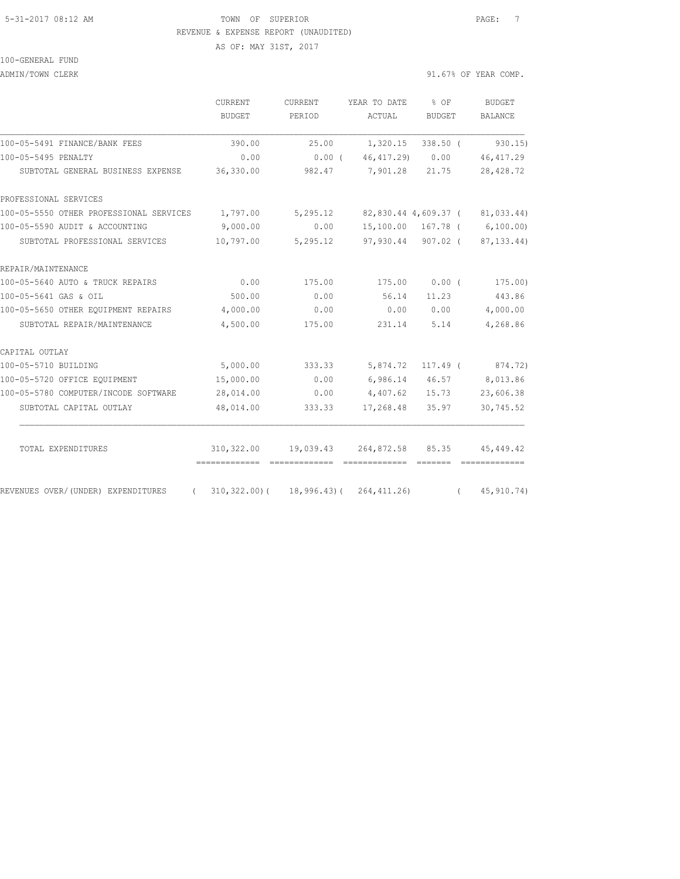TOWN OF SUPERIOR
REVENUE & EXPENSE REPORT (UNAUDITED)
AS OF: MAY 31ST, 2017

100-GENERAL FUND
ADMIN/TOWN CLERK

91.67% OF YEAR COMP.

| | CURRENT BUDGET | CURRENT PERIOD | YEAR TO DATE ACTUAL | % OF BUDGET | BUDGET BALANCE |
|---|---|---|---|---|---|
| 100-05-5491 FINANCE/BANK FEES | 390.00 | 25.00 | 1,320.15 | 338.50 | ( 930.15) |
| 100-05-5495 PENALTY | 0.00 | 0.00 | ( 46,417.29) | 0.00 | 46,417.29 |
| SUBTOTAL GENERAL BUSINESS EXPENSE | 36,330.00 | 982.47 | 7,901.28 | 21.75 | 28,428.72 |
| PROFESSIONAL SERVICES | | | | | |
| 100-05-5550 OTHER PROFESSIONAL SERVICES | 1,797.00 | 5,295.12 | 82,830.44 | 4,609.37 | ( 81,033.44) |
| 100-05-5590 AUDIT & ACCOUNTING | 9,000.00 | 0.00 | 15,100.00 | 167.78 | ( 6,100.00) |
| SUBTOTAL PROFESSIONAL SERVICES | 10,797.00 | 5,295.12 | 97,930.44 | 907.02 | ( 87,133.44) |
| REPAIR/MAINTENANCE | | | | | |
| 100-05-5640 AUTO & TRUCK REPAIRS | 0.00 | 175.00 | 175.00 | 0.00 | ( 175.00) |
| 100-05-5641 GAS & OIL | 500.00 | 0.00 | 56.14 | 11.23 | 443.86 |
| 100-05-5650 OTHER EQUIPMENT REPAIRS | 4,000.00 | 0.00 | 0.00 | 0.00 | 4,000.00 |
| SUBTOTAL REPAIR/MAINTENANCE | 4,500.00 | 175.00 | 231.14 | 5.14 | 4,268.86 |
| CAPITAL OUTLAY | | | | | |
| 100-05-5710 BUILDING | 5,000.00 | 333.33 | 5,874.72 | 117.49 | ( 874.72) |
| 100-05-5720 OFFICE EQUIPMENT | 15,000.00 | 0.00 | 6,986.14 | 46.57 | 8,013.86 |
| 100-05-5780 COMPUTER/INCODE SOFTWARE | 28,014.00 | 0.00 | 4,407.62 | 15.73 | 23,606.38 |
| SUBTOTAL CAPITAL OUTLAY | 48,014.00 | 333.33 | 17,268.48 | 35.97 | 30,745.52 |
| TOTAL EXPENDITURES | 310,322.00 | 19,039.43 | 264,872.58 | 85.35 | 45,449.42 |
| REVENUES OVER/(UNDER) EXPENDITURES | ( 310,322.00) | ( 18,996.43) | ( 264,411.26) | | ( 45,910.74) |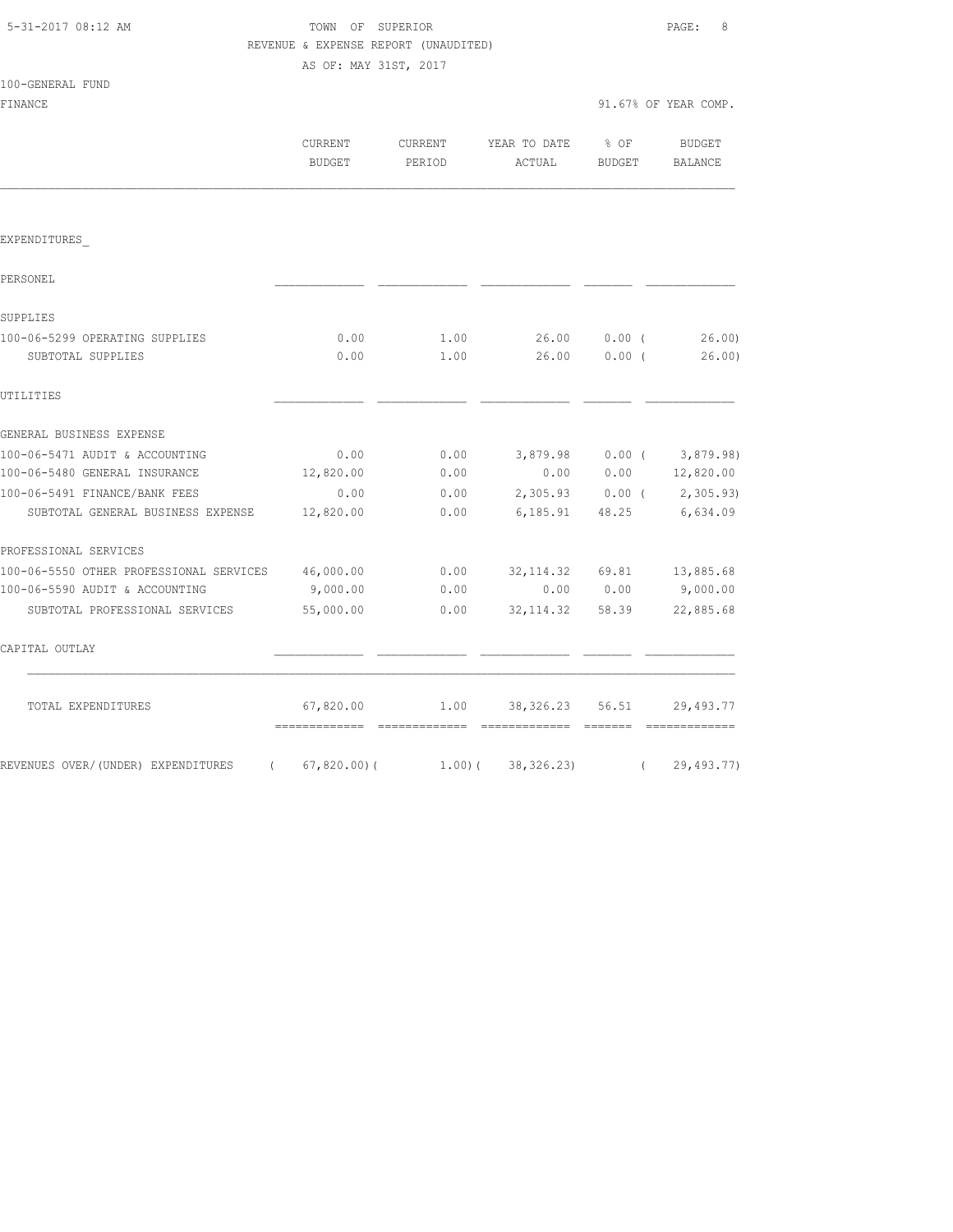5-31-2017 08:12 AM

TOWN OF SUPERIOR

REVENUE & EXPENSE REPORT (UNAUDITED)

AS OF: MAY 31ST, 2017

100-GENERAL FUND

FINANCE

91.67% OF YEAR COMP.

| | CURRENT BUDGET | CURRENT PERIOD | YEAR TO DATE ACTUAL | % OF BUDGET | BUDGET BALANCE |
|---|---|---|---|---|---|
| EXPENDITURES_ | | | | | |
| PERSONEL | | | | | |
| SUPPLIES | | | | | |
| 100-06-5299 OPERATING SUPPLIES | 0.00 | 1.00 | 26.00 | 0.00 | ( 26.00) |
| SUBTOTAL SUPPLIES | 0.00 | 1.00 | 26.00 | 0.00 | ( 26.00) |
| UTILITIES | | | | | |
| GENERAL BUSINESS EXPENSE | | | | | |
| 100-06-5471 AUDIT & ACCOUNTING | 0.00 | 0.00 | 3,879.98 | 0.00 | ( 3,879.98) |
| 100-06-5480 GENERAL INSURANCE | 12,820.00 | 0.00 | 0.00 | 0.00 | 12,820.00 |
| 100-06-5491 FINANCE/BANK FEES | 0.00 | 0.00 | 2,305.93 | 0.00 | ( 2,305.93) |
| SUBTOTAL GENERAL BUSINESS EXPENSE | 12,820.00 | 0.00 | 6,185.91 | 48.25 | 6,634.09 |
| PROFESSIONAL SERVICES | | | | | |
| 100-06-5550 OTHER PROFESSIONAL SERVICES | 46,000.00 | 0.00 | 32,114.32 | 69.81 | 13,885.68 |
| 100-06-5590 AUDIT & ACCOUNTING | 9,000.00 | 0.00 | 0.00 | 0.00 | 9,000.00 |
| SUBTOTAL PROFESSIONAL SERVICES | 55,000.00 | 0.00 | 32,114.32 | 58.39 | 22,885.68 |
| CAPITAL OUTLAY | | | | | |
| TOTAL EXPENDITURES | 67,820.00 | 1.00 | 38,326.23 | 56.51 | 29,493.77 |
| REVENUES OVER/(UNDER) EXPENDITURES | ( 67,820.00) | ( 1.00) | ( 38,326.23) | | ( 29,493.77) |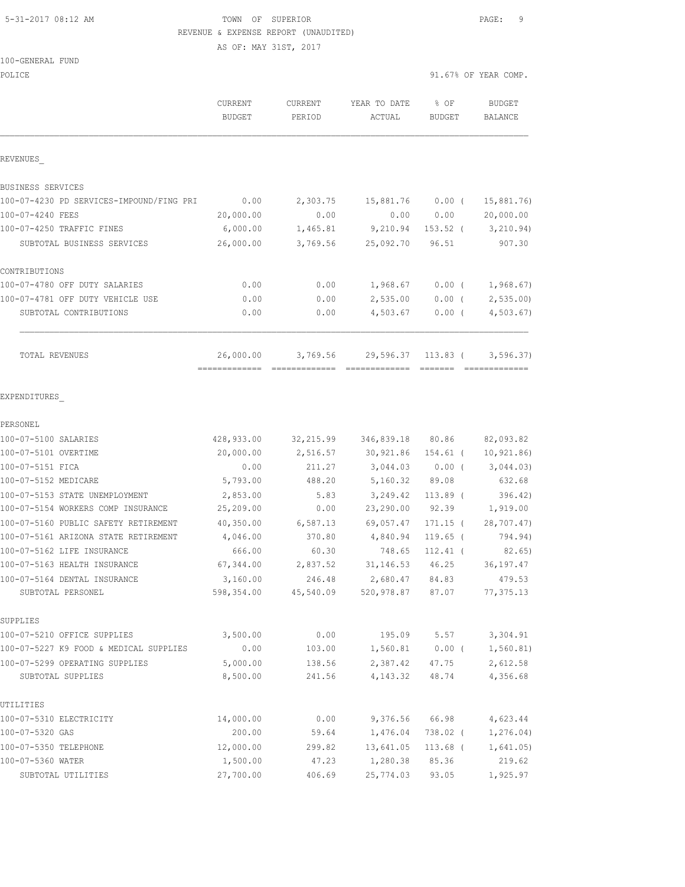TOWN OF SUPERIOR

REVENUE & EXPENSE REPORT (UNAUDITED)

AS OF: MAY 31ST, 2017

100-GENERAL FUND

POLICE — 91.67% OF YEAR COMP.

| | CURRENT BUDGET | CURRENT PERIOD | YEAR TO DATE ACTUAL | % OF BUDGET | BUDGET BALANCE |
|---|---|---|---|---|---|
| **REVENUES** | | | | | |
| BUSINESS SERVICES | | | | | |
| 100-07-4230 PD SERVICES-IMPOUND/FING PRI | 0.00 | 2,303.75 | 15,881.76 | 0.00 ( | 15,881.76) |
| 100-07-4240 FEES | 20,000.00 | 0.00 | 0.00 | 0.00 | 20,000.00 |
| 100-07-4250 TRAFFIC FINES | 6,000.00 | 1,465.81 | 9,210.94 | 153.52 ( | 3,210.94) |
| SUBTOTAL BUSINESS SERVICES | 26,000.00 | 3,769.56 | 25,092.70 | 96.51 | 907.30 |
| CONTRIBUTIONS | | | | | |
| 100-07-4780 OFF DUTY SALARIES | 0.00 | 0.00 | 1,968.67 | 0.00 ( | 1,968.67) |
| 100-07-4781 OFF DUTY VEHICLE USE | 0.00 | 0.00 | 2,535.00 | 0.00 ( | 2,535.00) |
| SUBTOTAL CONTRIBUTIONS | 0.00 | 0.00 | 4,503.67 | 0.00 ( | 4,503.67) |
| TOTAL REVENUES | 26,000.00 | 3,769.56 | 29,596.37 | 113.83 ( | 3,596.37) |
| **EXPENDITURES** | | | | | |
| PERSONEL | | | | | |
| 100-07-5100 SALARIES | 428,933.00 | 32,215.99 | 346,839.18 | 80.86 | 82,093.82 |
| 100-07-5101 OVERTIME | 20,000.00 | 2,516.57 | 30,921.86 | 154.61 ( | 10,921.86) |
| 100-07-5151 FICA | 0.00 | 211.27 | 3,044.03 | 0.00 ( | 3,044.03) |
| 100-07-5152 MEDICARE | 5,793.00 | 488.20 | 5,160.32 | 89.08 | 632.68 |
| 100-07-5153 STATE UNEMPLOYMENT | 2,853.00 | 5.83 | 3,249.42 | 113.89 ( | 396.42) |
| 100-07-5154 WORKERS COMP INSURANCE | 25,209.00 | 0.00 | 23,290.00 | 92.39 | 1,919.00 |
| 100-07-5160 PUBLIC SAFETY RETIREMENT | 40,350.00 | 6,587.13 | 69,057.47 | 171.15 ( | 28,707.47) |
| 100-07-5161 ARIZONA STATE RETIREMENT | 4,046.00 | 370.80 | 4,840.94 | 119.65 ( | 794.94) |
| 100-07-5162 LIFE INSURANCE | 666.00 | 60.30 | 748.65 | 112.41 ( | 82.65) |
| 100-07-5163 HEALTH INSURANCE | 67,344.00 | 2,837.52 | 31,146.53 | 46.25 | 36,197.47 |
| 100-07-5164 DENTAL INSURANCE | 3,160.00 | 246.48 | 2,680.47 | 84.83 | 479.53 |
| SUBTOTAL PERSONEL | 598,354.00 | 45,540.09 | 520,978.87 | 87.07 | 77,375.13 |
| SUPPLIES | | | | | |
| 100-07-5210 OFFICE SUPPLIES | 3,500.00 | 0.00 | 195.09 | 5.57 | 3,304.91 |
| 100-07-5227 K9 FOOD & MEDICAL SUPPLIES | 0.00 | 103.00 | 1,560.81 | 0.00 ( | 1,560.81) |
| 100-07-5299 OPERATING SUPPLIES | 5,000.00 | 138.56 | 2,387.42 | 47.75 | 2,612.58 |
| SUBTOTAL SUPPLIES | 8,500.00 | 241.56 | 4,143.32 | 48.74 | 4,356.68 |
| UTILITIES | | | | | |
| 100-07-5310 ELECTRICITY | 14,000.00 | 0.00 | 9,376.56 | 66.98 | 4,623.44 |
| 100-07-5320 GAS | 200.00 | 59.64 | 1,476.04 | 738.02 ( | 1,276.04) |
| 100-07-5350 TELEPHONE | 12,000.00 | 299.82 | 13,641.05 | 113.68 ( | 1,641.05) |
| 100-07-5360 WATER | 1,500.00 | 47.23 | 1,280.38 | 85.36 | 219.62 |
| SUBTOTAL UTILITIES | 27,700.00 | 406.69 | 25,774.03 | 93.05 | 1,925.97 |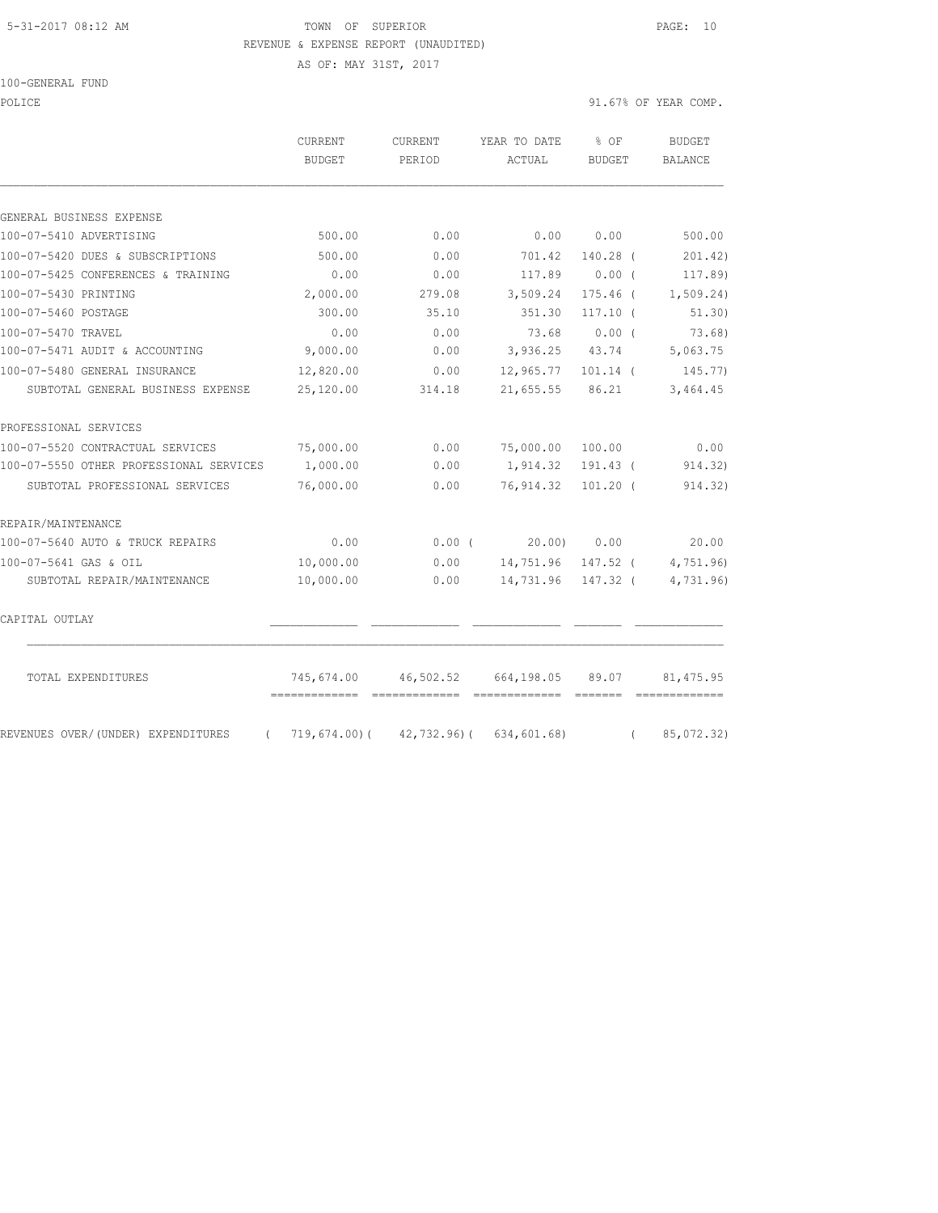5-31-2017 08:12 AM

TOWN OF SUPERIOR

REVENUE & EXPENSE REPORT (UNAUDITED)

AS OF: MAY 31ST, 2017

100-GENERAL FUND

POLICE — 91.67% OF YEAR COMP.

| | CURRENT BUDGET | CURRENT PERIOD | YEAR TO DATE ACTUAL | % OF BUDGET | BUDGET BALANCE |
|---|---|---|---|---|---|
| GENERAL BUSINESS EXPENSE | | | | | |
| 100-07-5410 ADVERTISING | 500.00 | 0.00 | 0.00 | 0.00 | 500.00 |
| 100-07-5420 DUES & SUBSCRIPTIONS | 500.00 | 0.00 | 701.42 | 140.28 | ( 201.42) |
| 100-07-5425 CONFERENCES & TRAINING | 0.00 | 0.00 | 117.89 | 0.00 | ( 117.89) |
| 100-07-5430 PRINTING | 2,000.00 | 279.08 | 3,509.24 | 175.46 | ( 1,509.24) |
| 100-07-5460 POSTAGE | 300.00 | 35.10 | 351.30 | 117.10 | ( 51.30) |
| 100-07-5470 TRAVEL | 0.00 | 0.00 | 73.68 | 0.00 | ( 73.68) |
| 100-07-5471 AUDIT & ACCOUNTING | 9,000.00 | 0.00 | 3,936.25 | 43.74 | 5,063.75 |
| 100-07-5480 GENERAL INSURANCE | 12,820.00 | 0.00 | 12,965.77 | 101.14 | ( 145.77) |
| SUBTOTAL GENERAL BUSINESS EXPENSE | 25,120.00 | 314.18 | 21,655.55 | 86.21 | 3,464.45 |
| PROFESSIONAL SERVICES | | | | | |
| 100-07-5520 CONTRACTUAL SERVICES | 75,000.00 | 0.00 | 75,000.00 | 100.00 | 0.00 |
| 100-07-5550 OTHER PROFESSIONAL SERVICES | 1,000.00 | 0.00 | 1,914.32 | 191.43 | ( 914.32) |
| SUBTOTAL PROFESSIONAL SERVICES | 76,000.00 | 0.00 | 76,914.32 | 101.20 | ( 914.32) |
| REPAIR/MAINTENANCE | | | | | |
| 100-07-5640 AUTO & TRUCK REPAIRS | 0.00 | 0.00 | ( 20.00) | 0.00 | 20.00 |
| 100-07-5641 GAS & OIL | 10,000.00 | 0.00 | 14,751.96 | 147.52 | ( 4,751.96) |
| SUBTOTAL REPAIR/MAINTENANCE | 10,000.00 | 0.00 | 14,731.96 | 147.32 | ( 4,731.96) |
| CAPITAL OUTLAY | | | | | |
| TOTAL EXPENDITURES | 745,674.00 | 46,502.52 | 664,198.05 | 89.07 | 81,475.95 |
| REVENUES OVER/(UNDER) EXPENDITURES | ( 719,674.00) | ( 42,732.96) | ( 634,601.68) | | ( 85,072.32) |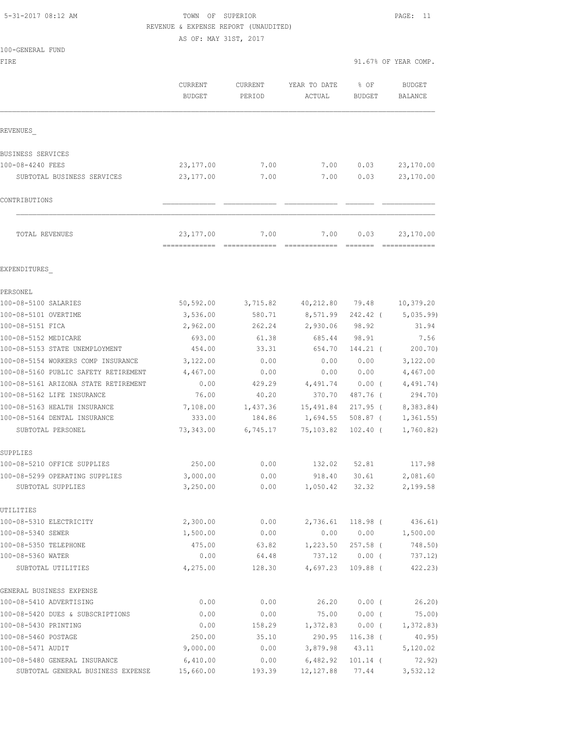5-31-2017 08:12 AM

TOWN OF SUPERIOR

REVENUE & EXPENSE REPORT (UNAUDITED)

AS OF: MAY 31ST, 2017

100-GENERAL FUND

FIRE

91.67% OF YEAR COMP.

| | CURRENT BUDGET | CURRENT PERIOD | YEAR TO DATE ACTUAL | % OF BUDGET | BUDGET BALANCE |
|---|---|---|---|---|---|
| REVENUES_ | | | | | |
| BUSINESS SERVICES | | | | | |
| 100-08-4240 FEES | 23,177.00 | 7.00 | 7.00 | 0.03 | 23,170.00 |
| SUBTOTAL BUSINESS SERVICES | 23,177.00 | 7.00 | 7.00 | 0.03 | 23,170.00 |
| CONTRIBUTIONS | | | | | |
| TOTAL REVENUES | 23,177.00 | 7.00 | 7.00 | 0.03 | 23,170.00 |
| EXPENDITURES_ | | | | | |
| PERSONEL | | | | | |
| 100-08-5100 SALARIES | 50,592.00 | 3,715.82 | 40,212.80 | 79.48 | 10,379.20 |
| 100-08-5101 OVERTIME | 3,536.00 | 580.71 | 8,571.99 | 242.42 ( | 5,035.99) |
| 100-08-5151 FICA | 2,962.00 | 262.24 | 2,930.06 | 98.92 | 31.94 |
| 100-08-5152 MEDICARE | 693.00 | 61.38 | 685.44 | 98.91 | 7.56 |
| 100-08-5153 STATE UNEMPLOYMENT | 454.00 | 33.31 | 654.70 | 144.21 ( | 200.70) |
| 100-08-5154 WORKERS COMP INSURANCE | 3,122.00 | 0.00 | 0.00 | 0.00 | 3,122.00 |
| 100-08-5160 PUBLIC SAFETY RETIREMENT | 4,467.00 | 0.00 | 0.00 | 0.00 | 4,467.00 |
| 100-08-5161 ARIZONA STATE RETIREMENT | 0.00 | 429.29 | 4,491.74 | 0.00 ( | 4,491.74) |
| 100-08-5162 LIFE INSURANCE | 76.00 | 40.20 | 370.70 | 487.76 ( | 294.70) |
| 100-08-5163 HEALTH INSURANCE | 7,108.00 | 1,437.36 | 15,491.84 | 217.95 ( | 8,383.84) |
| 100-08-5164 DENTAL INSURANCE | 333.00 | 184.86 | 1,694.55 | 508.87 ( | 1,361.55) |
| SUBTOTAL PERSONEL | 73,343.00 | 6,745.17 | 75,103.82 | 102.40 ( | 1,760.82) |
| SUPPLIES | | | | | |
| 100-08-5210 OFFICE SUPPLIES | 250.00 | 0.00 | 132.02 | 52.81 | 117.98 |
| 100-08-5299 OPERATING SUPPLIES | 3,000.00 | 0.00 | 918.40 | 30.61 | 2,081.60 |
| SUBTOTAL SUPPLIES | 3,250.00 | 0.00 | 1,050.42 | 32.32 | 2,199.58 |
| UTILITIES | | | | | |
| 100-08-5310 ELECTRICITY | 2,300.00 | 0.00 | 2,736.61 | 118.98 ( | 436.61) |
| 100-08-5340 SEWER | 1,500.00 | 0.00 | 0.00 | 0.00 | 1,500.00 |
| 100-08-5350 TELEPHONE | 475.00 | 63.82 | 1,223.50 | 257.58 ( | 748.50) |
| 100-08-5360 WATER | 0.00 | 64.48 | 737.12 | 0.00 ( | 737.12) |
| SUBTOTAL UTILITIES | 4,275.00 | 128.30 | 4,697.23 | 109.88 ( | 422.23) |
| GENERAL BUSINESS EXPENSE | | | | | |
| 100-08-5410 ADVERTISING | 0.00 | 0.00 | 26.20 | 0.00 ( | 26.20) |
| 100-08-5420 DUES & SUBSCRIPTIONS | 0.00 | 0.00 | 75.00 | 0.00 ( | 75.00) |
| 100-08-5430 PRINTING | 0.00 | 158.29 | 1,372.83 | 0.00 ( | 1,372.83) |
| 100-08-5460 POSTAGE | 250.00 | 35.10 | 290.95 | 116.38 ( | 40.95) |
| 100-08-5471 AUDIT | 9,000.00 | 0.00 | 3,879.98 | 43.11 | 5,120.02 |
| 100-08-5480 GENERAL INSURANCE | 6,410.00 | 0.00 | 6,482.92 | 101.14 ( | 72.92) |
| SUBTOTAL GENERAL BUSINESS EXPENSE | 15,660.00 | 193.39 | 12,127.88 | 77.44 | 3,532.12 |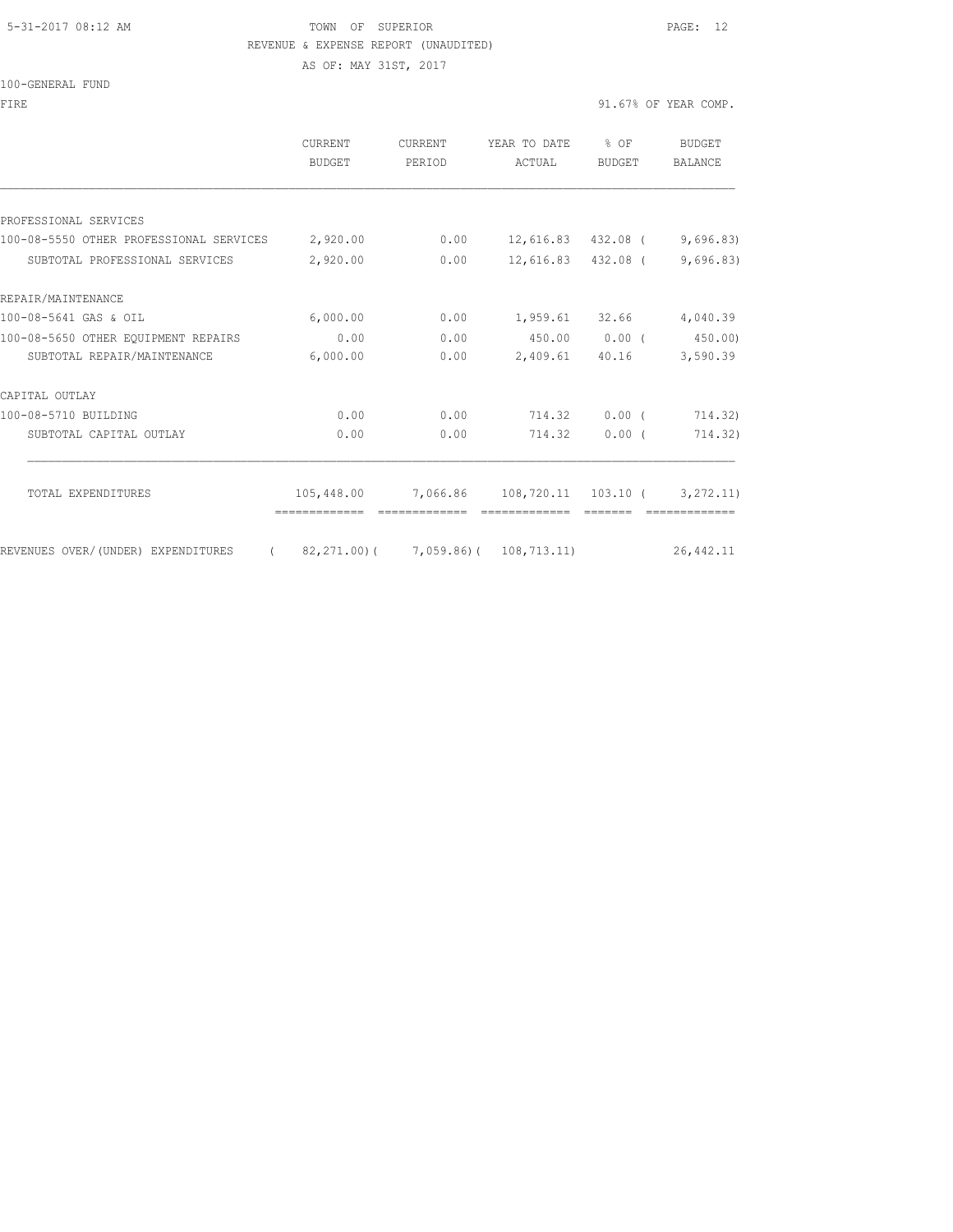5-31-2017 08:12 AM TOWN OF SUPERIOR

REVENUE & EXPENSE REPORT (UNAUDITED)

AS OF: MAY 31ST, 2017

100-GENERAL FUND

FIRE 91.67% OF YEAR COMP.

| | CURRENT BUDGET | CURRENT PERIOD | YEAR TO DATE ACTUAL | % OF BUDGET | BUDGET BALANCE |
|---|---|---|---|---|---|
| PROFESSIONAL SERVICES | | | | | |
| 100-08-5550 OTHER PROFESSIONAL SERVICES | 2,920.00 | 0.00 | 12,616.83 | 432.08 ( | 9,696.83) |
| SUBTOTAL PROFESSIONAL SERVICES | 2,920.00 | 0.00 | 12,616.83 | 432.08 ( | 9,696.83) |
| REPAIR/MAINTENANCE | | | | | |
| 100-08-5641 GAS & OIL | 6,000.00 | 0.00 | 1,959.61 | 32.66 | 4,040.39 |
| 100-08-5650 OTHER EQUIPMENT REPAIRS | 0.00 | 0.00 | 450.00 | 0.00 ( | 450.00) |
| SUBTOTAL REPAIR/MAINTENANCE | 6,000.00 | 0.00 | 2,409.61 | 40.16 | 3,590.39 |
| CAPITAL OUTLAY | | | | | |
| 100-08-5710 BUILDING | 0.00 | 0.00 | 714.32 | 0.00 ( | 714.32) |
| SUBTOTAL CAPITAL OUTLAY | 0.00 | 0.00 | 714.32 | 0.00 ( | 714.32) |
| TOTAL EXPENDITURES | 105,448.00 | 7,066.86 | 108,720.11 | 103.10 ( | 3,272.11) |
| REVENUES OVER/(UNDER) EXPENDITURES | ( 82,271.00)( | 7,059.86)( | 108,713.11) | | 26,442.11 |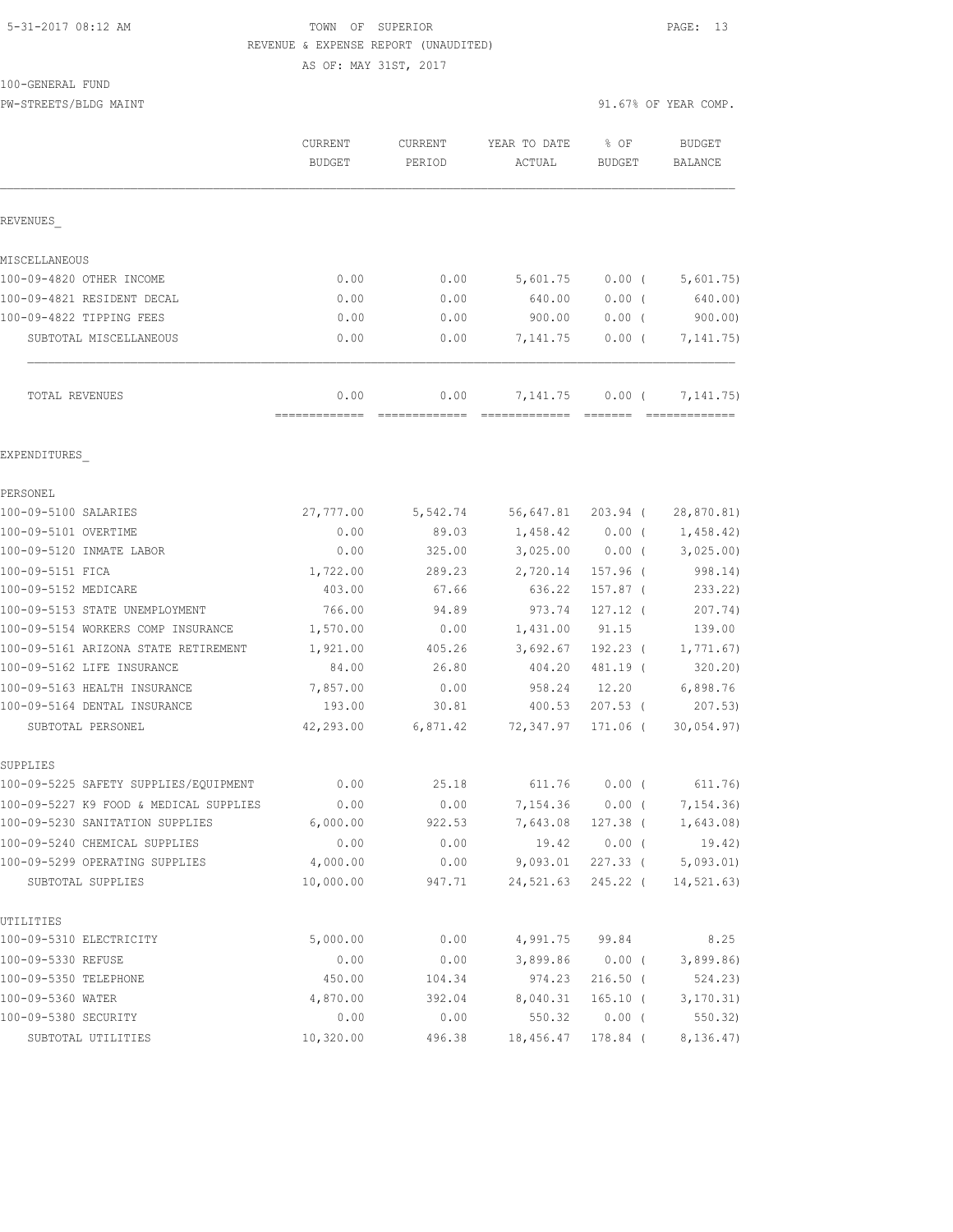5-31-2017 08:12 AM

TOWN OF SUPERIOR
REVENUE & EXPENSE REPORT (UNAUDITED)
AS OF: MAY 31ST, 2017

100-GENERAL FUND
PW-STREETS/BLDG MAINT

91.67% OF YEAR COMP.

| | CURRENT BUDGET | CURRENT PERIOD | YEAR TO DATE ACTUAL | % OF BUDGET | BUDGET BALANCE |
|---|---|---|---|---|---|
| **REVENUES** | | | | | |
| MISCELLANEOUS | | | | | |
| 100-09-4820 OTHER INCOME | 0.00 | 0.00 | 5,601.75 | 0.00 ( | 5,601.75) |
| 100-09-4821 RESIDENT DECAL | 0.00 | 0.00 | 640.00 | 0.00 ( | 640.00) |
| 100-09-4822 TIPPING FEES | 0.00 | 0.00 | 900.00 | 0.00 ( | 900.00) |
| SUBTOTAL MISCELLANEOUS | 0.00 | 0.00 | 7,141.75 | 0.00 ( | 7,141.75) |
| TOTAL REVENUES | 0.00 | 0.00 | 7,141.75 | 0.00 ( | 7,141.75) |
| **EXPENDITURES** | | | | | |
| PERSONEL | | | | | |
| 100-09-5100 SALARIES | 27,777.00 | 5,542.74 | 56,647.81 | 203.94 ( | 28,870.81) |
| 100-09-5101 OVERTIME | 0.00 | 89.03 | 1,458.42 | 0.00 ( | 1,458.42) |
| 100-09-5120 INMATE LABOR | 0.00 | 325.00 | 3,025.00 | 0.00 ( | 3,025.00) |
| 100-09-5151 FICA | 1,722.00 | 289.23 | 2,720.14 | 157.96 ( | 998.14) |
| 100-09-5152 MEDICARE | 403.00 | 67.66 | 636.22 | 157.87 ( | 233.22) |
| 100-09-5153 STATE UNEMPLOYMENT | 766.00 | 94.89 | 973.74 | 127.12 ( | 207.74) |
| 100-09-5154 WORKERS COMP INSURANCE | 1,570.00 | 0.00 | 1,431.00 | 91.15 | 139.00 |
| 100-09-5161 ARIZONA STATE RETIREMENT | 1,921.00 | 405.26 | 3,692.67 | 192.23 ( | 1,771.67) |
| 100-09-5162 LIFE INSURANCE | 84.00 | 26.80 | 404.20 | 481.19 ( | 320.20) |
| 100-09-5163 HEALTH INSURANCE | 7,857.00 | 0.00 | 958.24 | 12.20 | 6,898.76 |
| 100-09-5164 DENTAL INSURANCE | 193.00 | 30.81 | 400.53 | 207.53 ( | 207.53) |
| SUBTOTAL PERSONEL | 42,293.00 | 6,871.42 | 72,347.97 | 171.06 ( | 30,054.97) |
| SUPPLIES | | | | | |
| 100-09-5225 SAFETY SUPPLIES/EQUIPMENT | 0.00 | 25.18 | 611.76 | 0.00 ( | 611.76) |
| 100-09-5227 K9 FOOD & MEDICAL SUPPLIES | 0.00 | 0.00 | 7,154.36 | 0.00 ( | 7,154.36) |
| 100-09-5230 SANITATION SUPPLIES | 6,000.00 | 922.53 | 7,643.08 | 127.38 ( | 1,643.08) |
| 100-09-5240 CHEMICAL SUPPLIES | 0.00 | 0.00 | 19.42 | 0.00 ( | 19.42) |
| 100-09-5299 OPERATING SUPPLIES | 4,000.00 | 0.00 | 9,093.01 | 227.33 ( | 5,093.01) |
| SUBTOTAL SUPPLIES | 10,000.00 | 947.71 | 24,521.63 | 245.22 ( | 14,521.63) |
| UTILITIES | | | | | |
| 100-09-5310 ELECTRICITY | 5,000.00 | 0.00 | 4,991.75 | 99.84 | 8.25 |
| 100-09-5330 REFUSE | 0.00 | 0.00 | 3,899.86 | 0.00 ( | 3,899.86) |
| 100-09-5350 TELEPHONE | 450.00 | 104.34 | 974.23 | 216.50 ( | 524.23) |
| 100-09-5360 WATER | 4,870.00 | 392.04 | 8,040.31 | 165.10 ( | 3,170.31) |
| 100-09-5380 SECURITY | 0.00 | 0.00 | 550.32 | 0.00 ( | 550.32) |
| SUBTOTAL UTILITIES | 10,320.00 | 496.38 | 18,456.47 | 178.84 ( | 8,136.47) |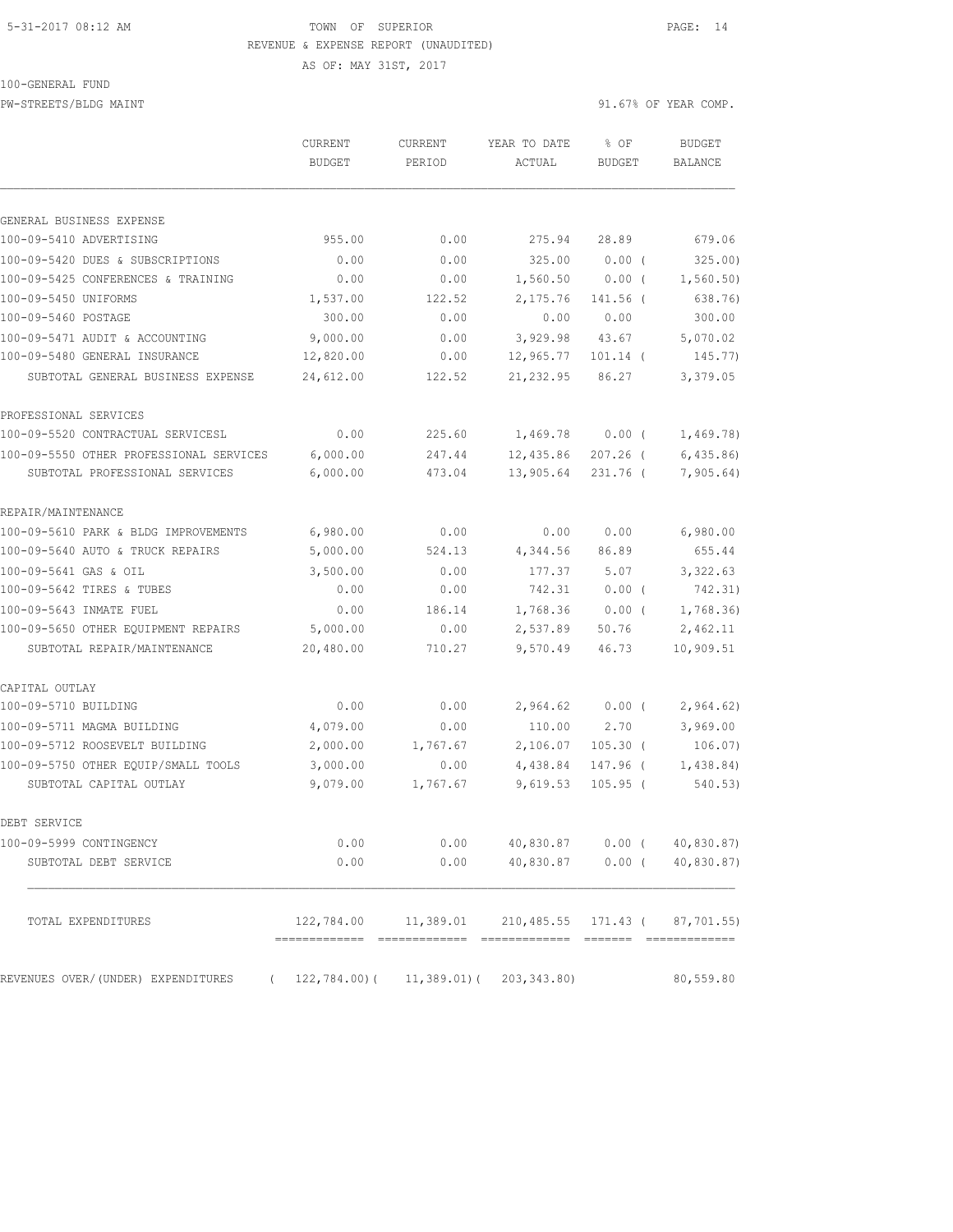5-31-2017 08:12 AM — TOWN OF SUPERIOR — PAGE: 14

REVENUE & EXPENSE REPORT (UNAUDITED)

AS OF: MAY 31ST, 2017

100-GENERAL FUND

PW-STREETS/BLDG MAINT — 91.67% OF YEAR COMP.

| | CURRENT BUDGET | CURRENT PERIOD | YEAR TO DATE ACTUAL | % OF BUDGET | BUDGET BALANCE |
|---|---|---|---|---|---|
| GENERAL BUSINESS EXPENSE | | | | | |
| 100-09-5410 ADVERTISING | 955.00 | 0.00 | 275.94 | 28.89 | 679.06 |
| 100-09-5420 DUES & SUBSCRIPTIONS | 0.00 | 0.00 | 325.00 | 0.00 ( | 325.00) |
| 100-09-5425 CONFERENCES & TRAINING | 0.00 | 0.00 | 1,560.50 | 0.00 ( | 1,560.50) |
| 100-09-5450 UNIFORMS | 1,537.00 | 122.52 | 2,175.76 | 141.56 ( | 638.76) |
| 100-09-5460 POSTAGE | 300.00 | 0.00 | 0.00 | 0.00 | 300.00 |
| 100-09-5471 AUDIT & ACCOUNTING | 9,000.00 | 0.00 | 3,929.98 | 43.67 | 5,070.02 |
| 100-09-5480 GENERAL INSURANCE | 12,820.00 | 0.00 | 12,965.77 | 101.14 ( | 145.77) |
| SUBTOTAL GENERAL BUSINESS EXPENSE | 24,612.00 | 122.52 | 21,232.95 | 86.27 | 3,379.05 |
| PROFESSIONAL SERVICES | | | | | |
| 100-09-5520 CONTRACTUAL SERVICESL | 0.00 | 225.60 | 1,469.78 | 0.00 ( | 1,469.78) |
| 100-09-5550 OTHER PROFESSIONAL SERVICES | 6,000.00 | 247.44 | 12,435.86 | 207.26 ( | 6,435.86) |
| SUBTOTAL PROFESSIONAL SERVICES | 6,000.00 | 473.04 | 13,905.64 | 231.76 ( | 7,905.64) |
| REPAIR/MAINTENANCE | | | | | |
| 100-09-5610 PARK & BLDG IMPROVEMENTS | 6,980.00 | 0.00 | 0.00 | 0.00 | 6,980.00 |
| 100-09-5640 AUTO & TRUCK REPAIRS | 5,000.00 | 524.13 | 4,344.56 | 86.89 | 655.44 |
| 100-09-5641 GAS & OIL | 3,500.00 | 0.00 | 177.37 | 5.07 | 3,322.63 |
| 100-09-5642 TIRES & TUBES | 0.00 | 0.00 | 742.31 | 0.00 ( | 742.31) |
| 100-09-5643 INMATE FUEL | 0.00 | 186.14 | 1,768.36 | 0.00 ( | 1,768.36) |
| 100-09-5650 OTHER EQUIPMENT REPAIRS | 5,000.00 | 0.00 | 2,537.89 | 50.76 | 2,462.11 |
| SUBTOTAL REPAIR/MAINTENANCE | 20,480.00 | 710.27 | 9,570.49 | 46.73 | 10,909.51 |
| CAPITAL OUTLAY | | | | | |
| 100-09-5710 BUILDING | 0.00 | 0.00 | 2,964.62 | 0.00 ( | 2,964.62) |
| 100-09-5711 MAGMA BUILDING | 4,079.00 | 0.00 | 110.00 | 2.70 | 3,969.00 |
| 100-09-5712 ROOSEVELT BUILDING | 2,000.00 | 1,767.67 | 2,106.07 | 105.30 ( | 106.07) |
| 100-09-5750 OTHER EQUIP/SMALL TOOLS | 3,000.00 | 0.00 | 4,438.84 | 147.96 ( | 1,438.84) |
| SUBTOTAL CAPITAL OUTLAY | 9,079.00 | 1,767.67 | 9,619.53 | 105.95 ( | 540.53) |
| DEBT SERVICE | | | | | |
| 100-09-5999 CONTINGENCY | 0.00 | 0.00 | 40,830.87 | 0.00 ( | 40,830.87) |
| SUBTOTAL DEBT SERVICE | 0.00 | 0.00 | 40,830.87 | 0.00 ( | 40,830.87) |
| TOTAL EXPENDITURES | 122,784.00 | 11,389.01 | 210,485.55 | 171.43 ( | 87,701.55) |
| REVENUES OVER/(UNDER) EXPENDITURES | ( 122,784.00)( | 11,389.01)( | 203,343.80) | | 80,559.80 |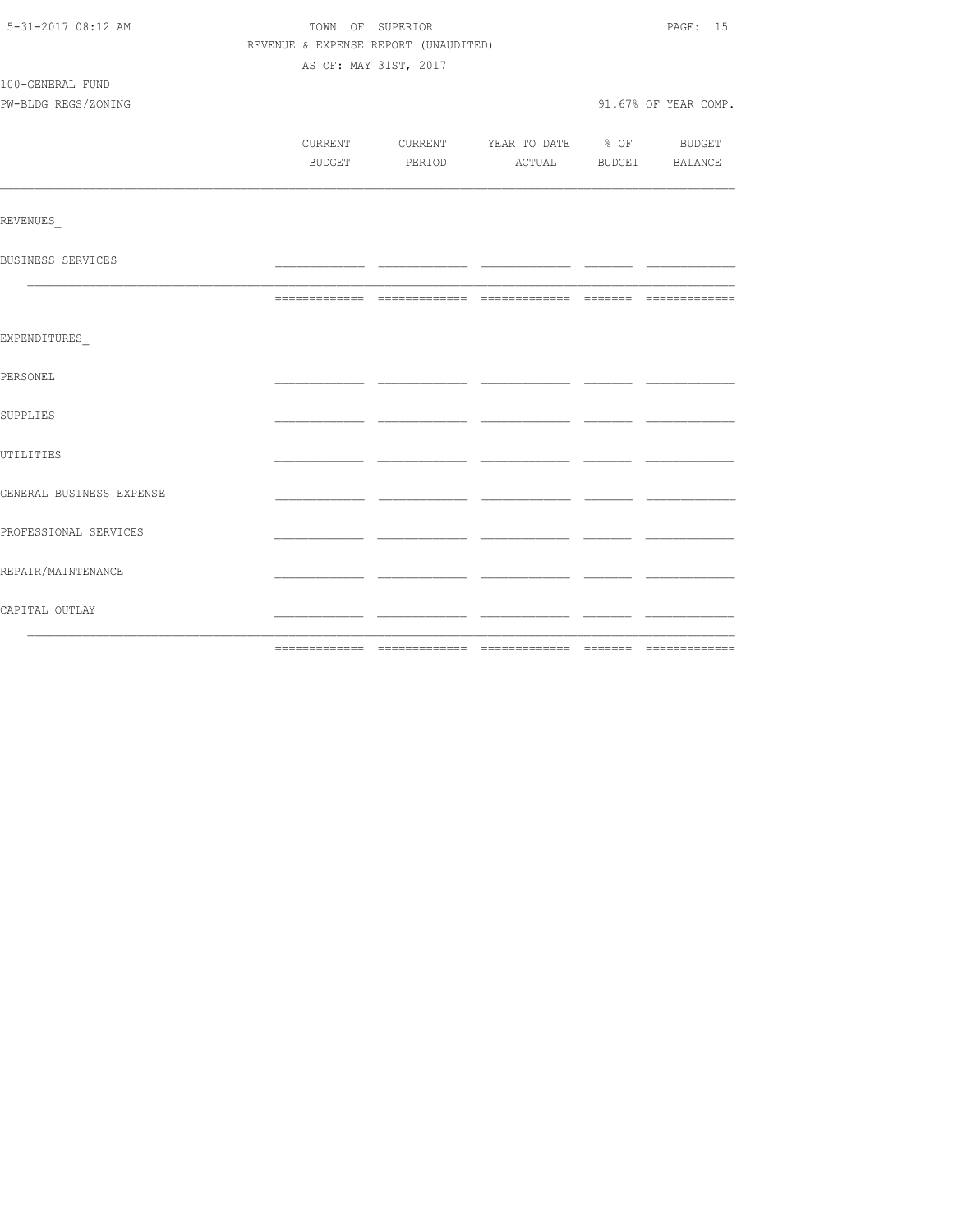TOWN OF SUPERIOR
REVENUE & EXPENSE REPORT (UNAUDITED)
AS OF: MAY 31ST, 2017

100-GENERAL FUND
PW-BLDG REGS/ZONING

91.67% OF YEAR COMP.

| | CURRENT BUDGET | CURRENT PERIOD | YEAR TO DATE ACTUAL | % OF BUDGET | BUDGET BALANCE |
|---|---|---|---|---|---|
| REVENUES | | | | | |
| BUSINESS SERVICES | | | | | |
| EXPENDITURES | | | | | |
| PERSONEL | | | | | |
| SUPPLIES | | | | | |
| UTILITIES | | | | | |
| GENERAL BUSINESS EXPENSE | | | | | |
| PROFESSIONAL SERVICES | | | | | |
| REPAIR/MAINTENANCE | | | | | |
| CAPITAL OUTLAY | | | | | |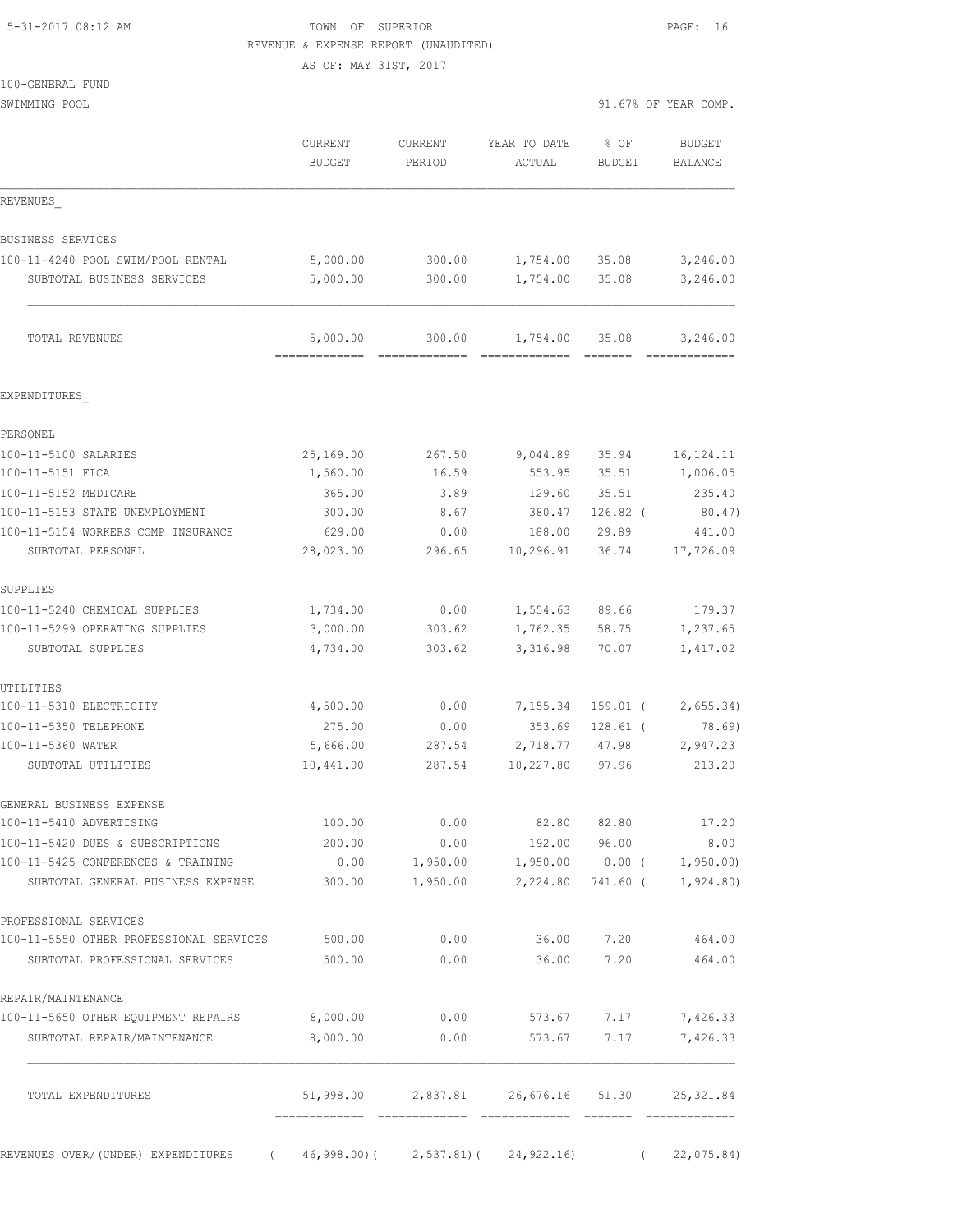TOWN OF SUPERIOR
REVENUE & EXPENSE REPORT (UNAUDITED)
AS OF: MAY 31ST, 2017

100-GENERAL FUND
SWIMMING POOL

91.67% OF YEAR COMP.

| | CURRENT BUDGET | CURRENT PERIOD | YEAR TO DATE ACTUAL | % OF BUDGET | BUDGET BALANCE |
|---|---|---|---|---|---|
| REVENUES_ | | | | | |
| BUSINESS SERVICES | | | | | |
| 100-11-4240 POOL SWIM/POOL RENTAL | 5,000.00 | 300.00 | 1,754.00 | 35.08 | 3,246.00 |
| SUBTOTAL BUSINESS SERVICES | 5,000.00 | 300.00 | 1,754.00 | 35.08 | 3,246.00 |
| TOTAL REVENUES | 5,000.00 | 300.00 | 1,754.00 | 35.08 | 3,246.00 |
| EXPENDITURES_ | | | | | |
| PERSONEL | | | | | |
| 100-11-5100 SALARIES | 25,169.00 | 267.50 | 9,044.89 | 35.94 | 16,124.11 |
| 100-11-5151 FICA | 1,560.00 | 16.59 | 553.95 | 35.51 | 1,006.05 |
| 100-11-5152 MEDICARE | 365.00 | 3.89 | 129.60 | 35.51 | 235.40 |
| 100-11-5153 STATE UNEMPLOYMENT | 300.00 | 8.67 | 380.47 | 126.82 ( | 80.47) |
| 100-11-5154 WORKERS COMP INSURANCE | 629.00 | 0.00 | 188.00 | 29.89 | 441.00 |
| SUBTOTAL PERSONEL | 28,023.00 | 296.65 | 10,296.91 | 36.74 | 17,726.09 |
| SUPPLIES | | | | | |
| 100-11-5240 CHEMICAL SUPPLIES | 1,734.00 | 0.00 | 1,554.63 | 89.66 | 179.37 |
| 100-11-5299 OPERATING SUPPLIES | 3,000.00 | 303.62 | 1,762.35 | 58.75 | 1,237.65 |
| SUBTOTAL SUPPLIES | 4,734.00 | 303.62 | 3,316.98 | 70.07 | 1,417.02 |
| UTILITIES | | | | | |
| 100-11-5310 ELECTRICITY | 4,500.00 | 0.00 | 7,155.34 | 159.01 ( | 2,655.34) |
| 100-11-5350 TELEPHONE | 275.00 | 0.00 | 353.69 | 128.61 ( | 78.69) |
| 100-11-5360 WATER | 5,666.00 | 287.54 | 2,718.77 | 47.98 | 2,947.23 |
| SUBTOTAL UTILITIES | 10,441.00 | 287.54 | 10,227.80 | 97.96 | 213.20 |
| GENERAL BUSINESS EXPENSE | | | | | |
| 100-11-5410 ADVERTISING | 100.00 | 0.00 | 82.80 | 82.80 | 17.20 |
| 100-11-5420 DUES & SUBSCRIPTIONS | 200.00 | 0.00 | 192.00 | 96.00 | 8.00 |
| 100-11-5425 CONFERENCES & TRAINING | 0.00 | 1,950.00 | 1,950.00 | 0.00 ( | 1,950.00) |
| SUBTOTAL GENERAL BUSINESS EXPENSE | 300.00 | 1,950.00 | 2,224.80 | 741.60 ( | 1,924.80) |
| PROFESSIONAL SERVICES | | | | | |
| 100-11-5550 OTHER PROFESSIONAL SERVICES | 500.00 | 0.00 | 36.00 | 7.20 | 464.00 |
| SUBTOTAL PROFESSIONAL SERVICES | 500.00 | 0.00 | 36.00 | 7.20 | 464.00 |
| REPAIR/MAINTENANCE | | | | | |
| 100-11-5650 OTHER EQUIPMENT REPAIRS | 8,000.00 | 0.00 | 573.67 | 7.17 | 7,426.33 |
| SUBTOTAL REPAIR/MAINTENANCE | 8,000.00 | 0.00 | 573.67 | 7.17 | 7,426.33 |
| TOTAL EXPENDITURES | 51,998.00 | 2,837.81 | 26,676.16 | 51.30 | 25,321.84 |
| REVENUES OVER/(UNDER) EXPENDITURES | ( 46,998.00)( | 2,537.81)( | 24,922.16) | ( | 22,075.84) |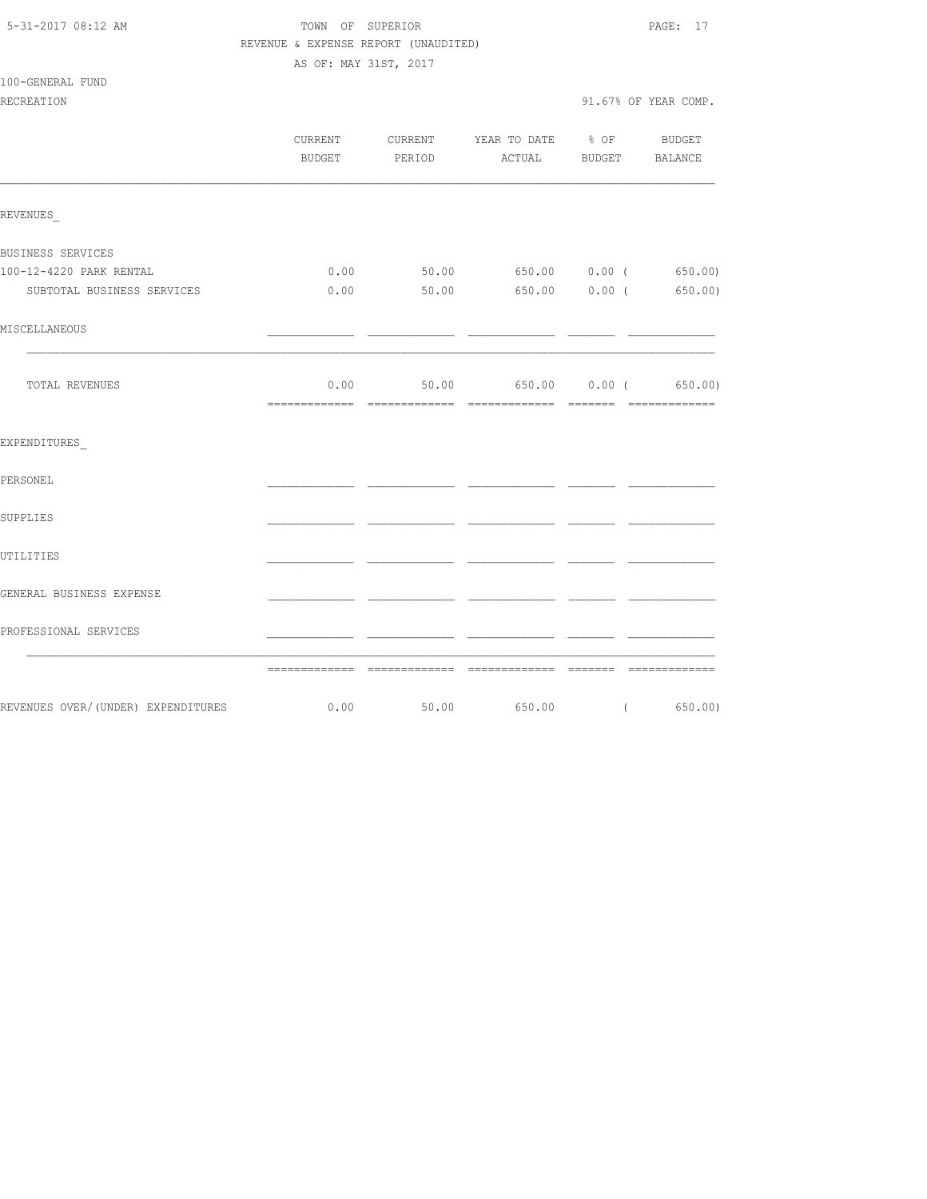5-31-2017 08:12 AM

TOWN OF SUPERIOR
REVENUE & EXPENSE REPORT (UNAUDITED)
AS OF: MAY 31ST, 2017

100-GENERAL FUND
RECREATION

91.67% OF YEAR COMP.

| | CURRENT BUDGET | CURRENT PERIOD | YEAR TO DATE ACTUAL | % OF BUDGET | BUDGET BALANCE |
|---|---|---|---|---|---|
| REVENUES_ | | | | | |
| BUSINESS SERVICES | | | | | |
| 100-12-4220 PARK RENTAL | 0.00 | 50.00 | 650.00 | 0.00 | ( 650.00) |
| SUBTOTAL BUSINESS SERVICES | 0.00 | 50.00 | 650.00 | 0.00 | ( 650.00) |
| MISCELLANEOUS | | | | | |
| TOTAL REVENUES | 0.00 | 50.00 | 650.00 | 0.00 | ( 650.00) |
| EXPENDITURES_ | | | | | |
| PERSONEL | | | | | |
| SUPPLIES | | | | | |
| UTILITIES | | | | | |
| GENERAL BUSINESS EXPENSE | | | | | |
| PROFESSIONAL SERVICES | | | | | |
| REVENUES OVER/(UNDER) EXPENDITURES | 0.00 | 50.00 | 650.00 | | ( 650.00) |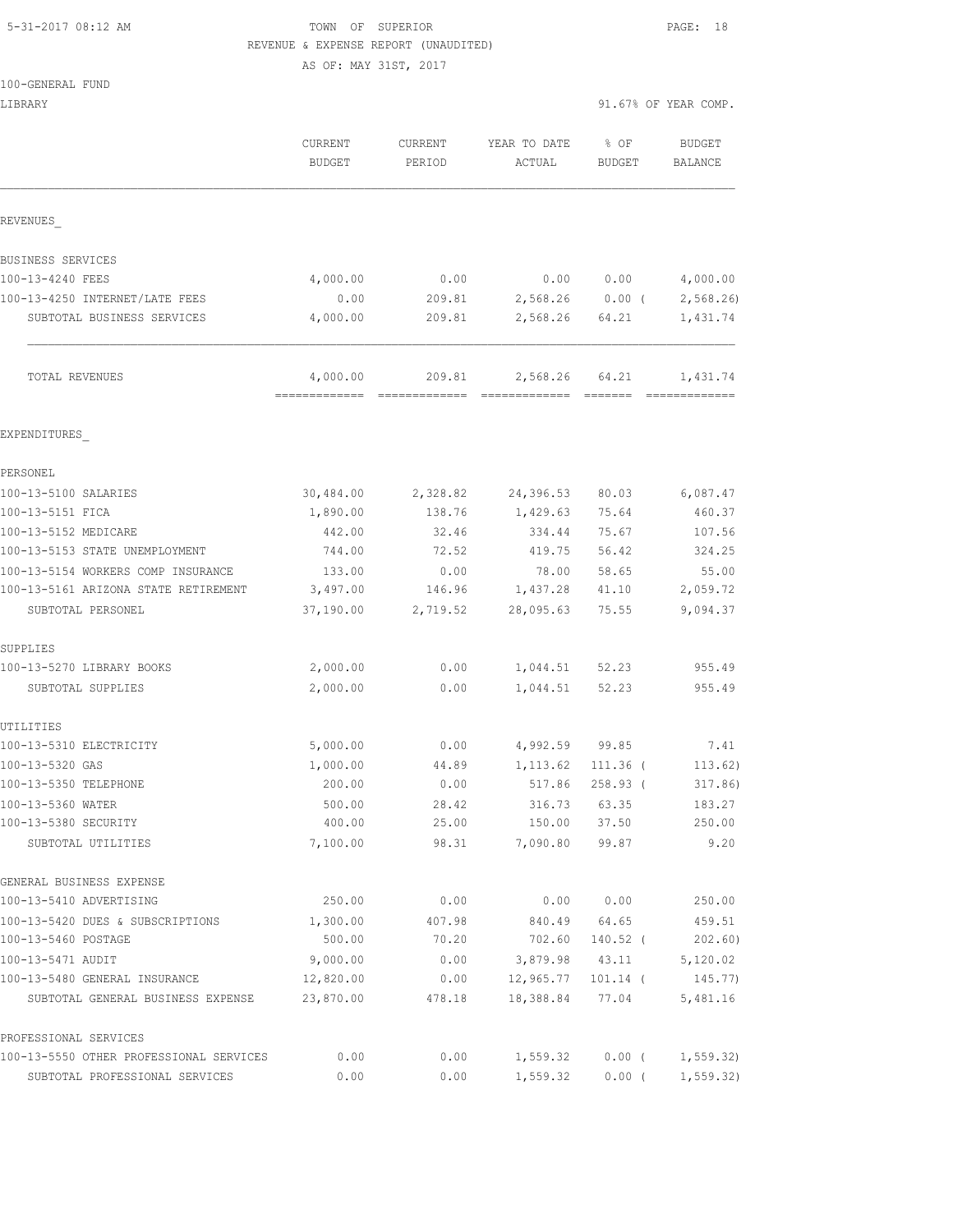TOWN OF SUPERIOR
REVENUE & EXPENSE REPORT (UNAUDITED)
AS OF: MAY 31ST, 2017

100-GENERAL FUND
LIBRARY

91.67% OF YEAR COMP.

| | CURRENT BUDGET | CURRENT PERIOD | YEAR TO DATE ACTUAL | % OF BUDGET | BUDGET BALANCE |
|---|---|---|---|---|---|
| **REVENUES** | | | | | |
| BUSINESS SERVICES | | | | | |
| 100-13-4240 FEES | 4,000.00 | 0.00 | 0.00 | 0.00 | 4,000.00 |
| 100-13-4250 INTERNET/LATE FEES | 0.00 | 209.81 | 2,568.26 | 0.00 ( | 2,568.26) |
| SUBTOTAL BUSINESS SERVICES | 4,000.00 | 209.81 | 2,568.26 | 64.21 | 1,431.74 |
| TOTAL REVENUES | 4,000.00 | 209.81 | 2,568.26 | 64.21 | 1,431.74 |
| **EXPENDITURES** | | | | | |
| PERSONEL | | | | | |
| 100-13-5100 SALARIES | 30,484.00 | 2,328.82 | 24,396.53 | 80.03 | 6,087.47 |
| 100-13-5151 FICA | 1,890.00 | 138.76 | 1,429.63 | 75.64 | 460.37 |
| 100-13-5152 MEDICARE | 442.00 | 32.46 | 334.44 | 75.67 | 107.56 |
| 100-13-5153 STATE UNEMPLOYMENT | 744.00 | 72.52 | 419.75 | 56.42 | 324.25 |
| 100-13-5154 WORKERS COMP INSURANCE | 133.00 | 0.00 | 78.00 | 58.65 | 55.00 |
| 100-13-5161 ARIZONA STATE RETIREMENT | 3,497.00 | 146.96 | 1,437.28 | 41.10 | 2,059.72 |
| SUBTOTAL PERSONEL | 37,190.00 | 2,719.52 | 28,095.63 | 75.55 | 9,094.37 |
| SUPPLIES | | | | | |
| 100-13-5270 LIBRARY BOOKS | 2,000.00 | 0.00 | 1,044.51 | 52.23 | 955.49 |
| SUBTOTAL SUPPLIES | 2,000.00 | 0.00 | 1,044.51 | 52.23 | 955.49 |
| UTILITIES | | | | | |
| 100-13-5310 ELECTRICITY | 5,000.00 | 0.00 | 4,992.59 | 99.85 | 7.41 |
| 100-13-5320 GAS | 1,000.00 | 44.89 | 1,113.62 | 111.36 ( | 113.62) |
| 100-13-5350 TELEPHONE | 200.00 | 0.00 | 517.86 | 258.93 ( | 317.86) |
| 100-13-5360 WATER | 500.00 | 28.42 | 316.73 | 63.35 | 183.27 |
| 100-13-5380 SECURITY | 400.00 | 25.00 | 150.00 | 37.50 | 250.00 |
| SUBTOTAL UTILITIES | 7,100.00 | 98.31 | 7,090.80 | 99.87 | 9.20 |
| GENERAL BUSINESS EXPENSE | | | | | |
| 100-13-5410 ADVERTISING | 250.00 | 0.00 | 0.00 | 0.00 | 250.00 |
| 100-13-5420 DUES & SUBSCRIPTIONS | 1,300.00 | 407.98 | 840.49 | 64.65 | 459.51 |
| 100-13-5460 POSTAGE | 500.00 | 70.20 | 702.60 | 140.52 ( | 202.60) |
| 100-13-5471 AUDIT | 9,000.00 | 0.00 | 3,879.98 | 43.11 | 5,120.02 |
| 100-13-5480 GENERAL INSURANCE | 12,820.00 | 0.00 | 12,965.77 | 101.14 ( | 145.77) |
| SUBTOTAL GENERAL BUSINESS EXPENSE | 23,870.00 | 478.18 | 18,388.84 | 77.04 | 5,481.16 |
| PROFESSIONAL SERVICES | | | | | |
| 100-13-5550 OTHER PROFESSIONAL SERVICES | 0.00 | 0.00 | 1,559.32 | 0.00 ( | 1,559.32) |
| SUBTOTAL PROFESSIONAL SERVICES | 0.00 | 0.00 | 1,559.32 | 0.00 ( | 1,559.32) |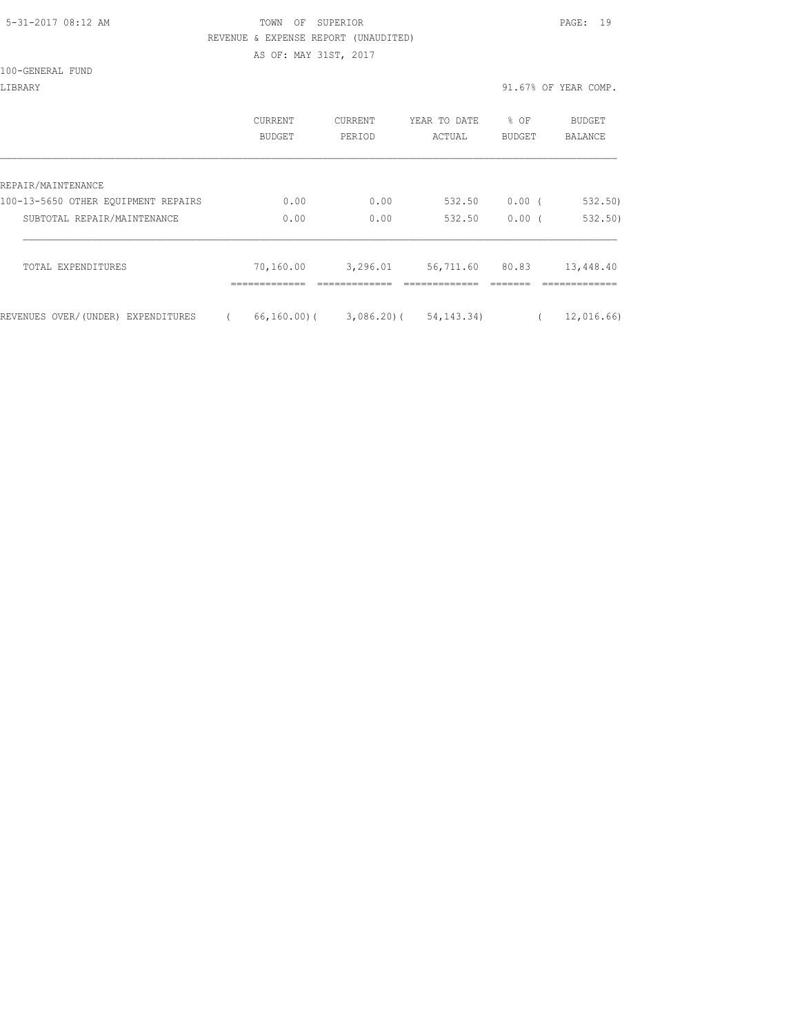TOWN OF SUPERIOR

REVENUE & EXPENSE REPORT (UNAUDITED)

AS OF: MAY 31ST, 2017

100-GENERAL FUND

LIBRARY

91.67% OF YEAR COMP.

| | CURRENT BUDGET | CURRENT PERIOD | YEAR TO DATE ACTUAL | % OF BUDGET | BUDGET BALANCE |
|---|---|---|---|---|---|
| REPAIR/MAINTENANCE | | | | | |
| 100-13-5650 OTHER EQUIPMENT REPAIRS | 0.00 | 0.00 | 532.50 | 0.00 | ( 532.50) |
| SUBTOTAL REPAIR/MAINTENANCE | 0.00 | 0.00 | 532.50 | 0.00 | ( 532.50) |
| TOTAL EXPENDITURES | 70,160.00 | 3,296.01 | 56,711.60 | 80.83 | 13,448.40 |
| REVENUES OVER/(UNDER) EXPENDITURES | ( 66,160.00) | ( 3,086.20) | ( 54,143.34) | | ( 12,016.66) |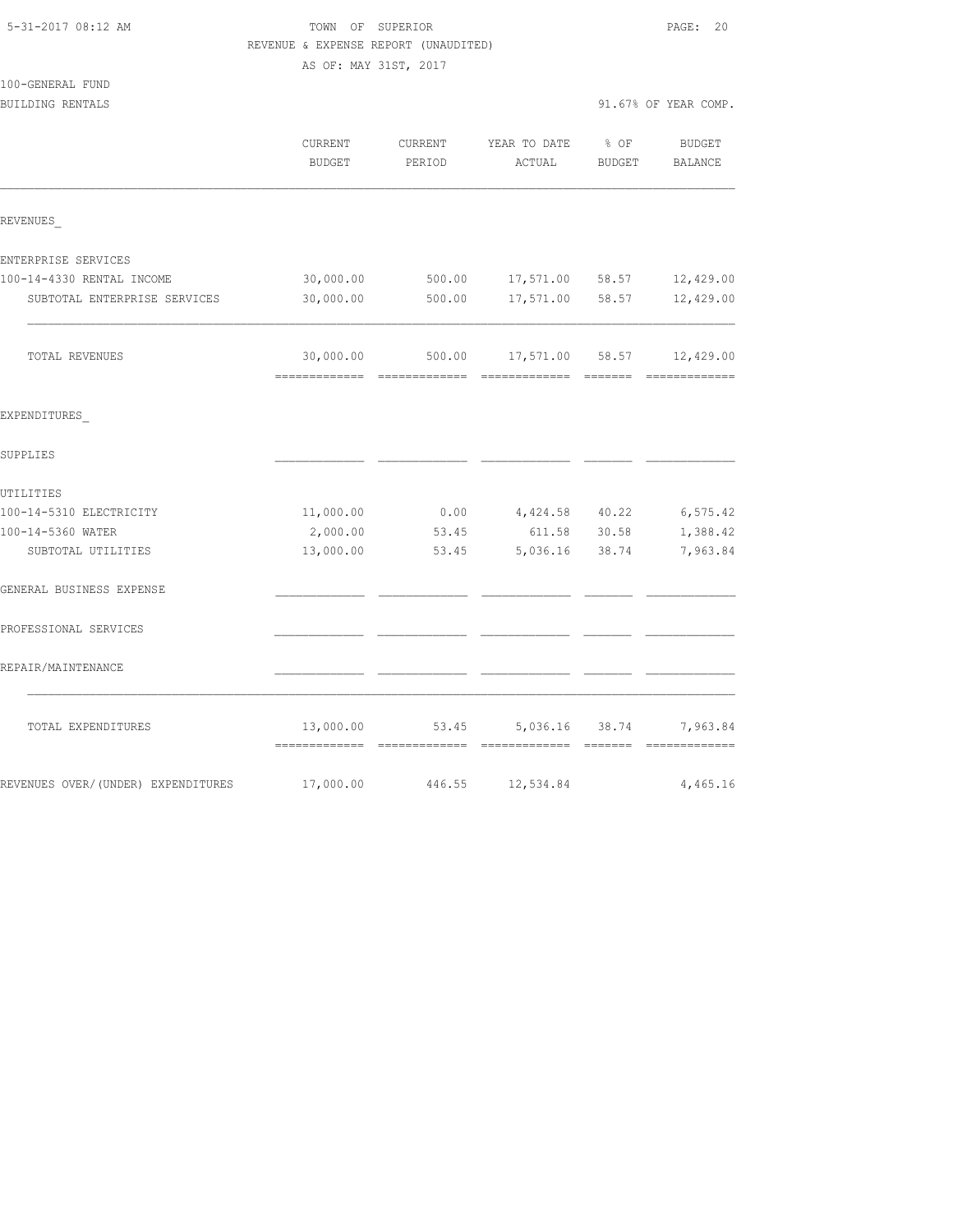TOWN OF SUPERIOR
REVENUE & EXPENSE REPORT (UNAUDITED)
AS OF: MAY 31ST, 2017

5-31-2017 08:12 AM

100-GENERAL FUND
BUILDING RENTALS

91.67% OF YEAR COMP.

| | CURRENT BUDGET | CURRENT PERIOD | YEAR TO DATE ACTUAL | % OF BUDGET | BUDGET BALANCE |
|---|---|---|---|---|---|
| REVENUES_ | | | | | |
| ENTERPRISE SERVICES | | | | | |
| 100-14-4330 RENTAL INCOME | 30,000.00 | 500.00 | 17,571.00 | 58.57 | 12,429.00 |
| SUBTOTAL ENTERPRISE SERVICES | 30,000.00 | 500.00 | 17,571.00 | 58.57 | 12,429.00 |
| TOTAL REVENUES | 30,000.00 | 500.00 | 17,571.00 | 58.57 | 12,429.00 |
| EXPENDITURES_ | | | | | |
| SUPPLIES | | | | | |
| UTILITIES | | | | | |
| 100-14-5310 ELECTRICITY | 11,000.00 | 0.00 | 4,424.58 | 40.22 | 6,575.42 |
| 100-14-5360 WATER | 2,000.00 | 53.45 | 611.58 | 30.58 | 1,388.42 |
| SUBTOTAL UTILITIES | 13,000.00 | 53.45 | 5,036.16 | 38.74 | 7,963.84 |
| GENERAL BUSINESS EXPENSE | | | | | |
| PROFESSIONAL SERVICES | | | | | |
| REPAIR/MAINTENANCE | | | | | |
| TOTAL EXPENDITURES | 13,000.00 | 53.45 | 5,036.16 | 38.74 | 7,963.84 |
| REVENUES OVER/(UNDER) EXPENDITURES | 17,000.00 | 446.55 | 12,534.84 | | 4,465.16 |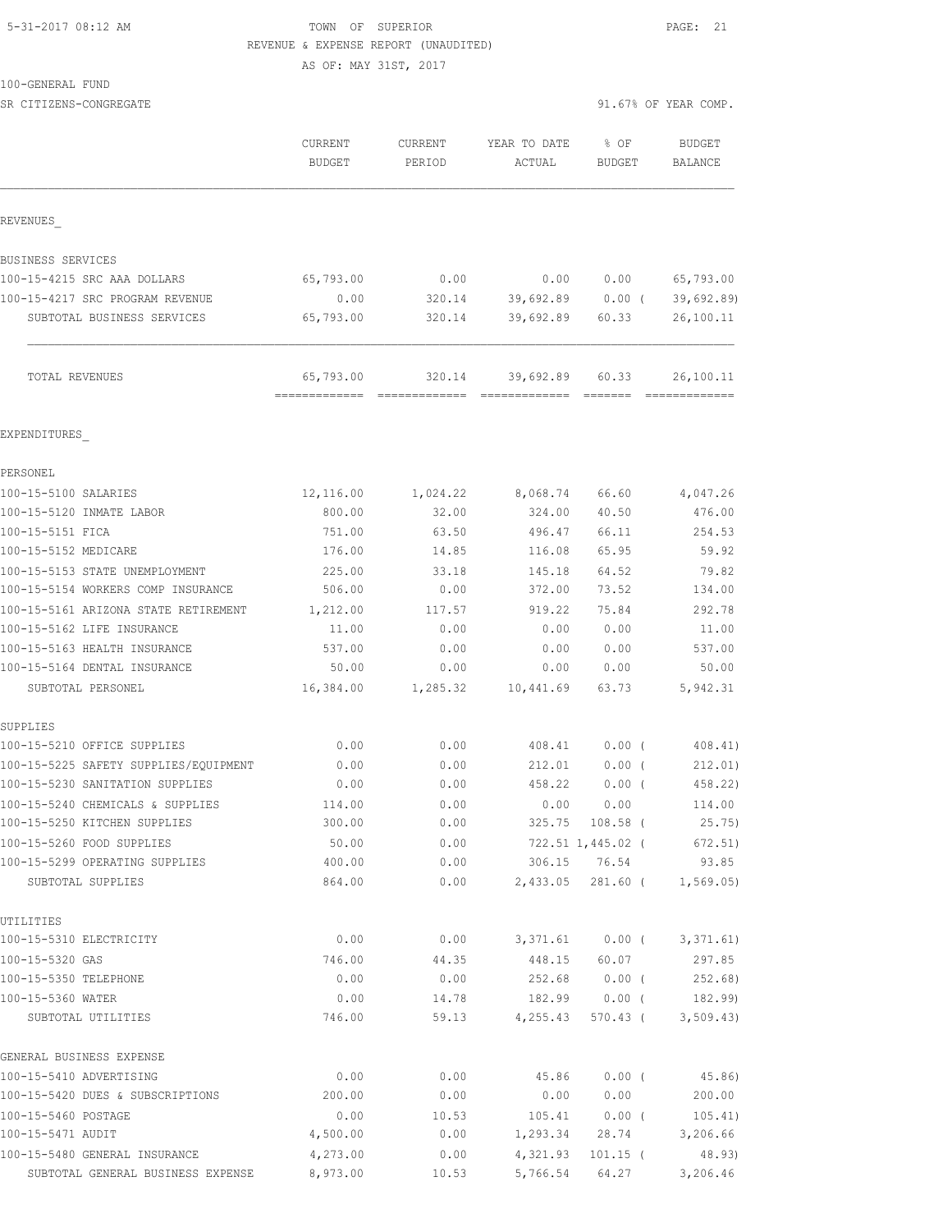TOWN OF SUPERIOR
REVENUE & EXPENSE REPORT (UNAUDITED)
AS OF: MAY 31ST, 2017

100-GENERAL FUND
SR CITIZENS-CONGREGATE — 91.67% OF YEAR COMP.

| | CURRENT BUDGET | CURRENT PERIOD | YEAR TO DATE ACTUAL | % OF BUDGET | BUDGET BALANCE |
|---|---|---|---|---|---|
| **REVENUES** | | | | | |
| BUSINESS SERVICES | | | | | |
| 100-15-4215 SRC AAA DOLLARS | 65,793.00 | 0.00 | 0.00 | 0.00 | 65,793.00 |
| 100-15-4217 SRC PROGRAM REVENUE | 0.00 | 320.14 | 39,692.89 | 0.00 ( | 39,692.89) |
| SUBTOTAL BUSINESS SERVICES | 65,793.00 | 320.14 | 39,692.89 | 60.33 | 26,100.11 |
| TOTAL REVENUES | 65,793.00 | 320.14 | 39,692.89 | 60.33 | 26,100.11 |
| **EXPENDITURES** | | | | | |
| PERSONEL | | | | | |
| 100-15-5100 SALARIES | 12,116.00 | 1,024.22 | 8,068.74 | 66.60 | 4,047.26 |
| 100-15-5120 INMATE LABOR | 800.00 | 32.00 | 324.00 | 40.50 | 476.00 |
| 100-15-5151 FICA | 751.00 | 63.50 | 496.47 | 66.11 | 254.53 |
| 100-15-5152 MEDICARE | 176.00 | 14.85 | 116.08 | 65.95 | 59.92 |
| 100-15-5153 STATE UNEMPLOYMENT | 225.00 | 33.18 | 145.18 | 64.52 | 79.82 |
| 100-15-5154 WORKERS COMP INSURANCE | 506.00 | 0.00 | 372.00 | 73.52 | 134.00 |
| 100-15-5161 ARIZONA STATE RETIREMENT | 1,212.00 | 117.57 | 919.22 | 75.84 | 292.78 |
| 100-15-5162 LIFE INSURANCE | 11.00 | 0.00 | 0.00 | 0.00 | 11.00 |
| 100-15-5163 HEALTH INSURANCE | 537.00 | 0.00 | 0.00 | 0.00 | 537.00 |
| 100-15-5164 DENTAL INSURANCE | 50.00 | 0.00 | 0.00 | 0.00 | 50.00 |
| SUBTOTAL PERSONEL | 16,384.00 | 1,285.32 | 10,441.69 | 63.73 | 5,942.31 |
| SUPPLIES | | | | | |
| 100-15-5210 OFFICE SUPPLIES | 0.00 | 0.00 | 408.41 | 0.00 ( | 408.41) |
| 100-15-5225 SAFETY SUPPLIES/EQUIPMENT | 0.00 | 0.00 | 212.01 | 0.00 ( | 212.01) |
| 100-15-5230 SANITATION SUPPLIES | 0.00 | 0.00 | 458.22 | 0.00 ( | 458.22) |
| 100-15-5240 CHEMICALS & SUPPLIES | 114.00 | 0.00 | 0.00 | 0.00 | 114.00 |
| 100-15-5250 KITCHEN SUPPLIES | 300.00 | 0.00 | 325.75 | 108.58 ( | 25.75) |
| 100-15-5260 FOOD SUPPLIES | 50.00 | 0.00 | 722.51 | 1,445.02 ( | 672.51) |
| 100-15-5299 OPERATING SUPPLIES | 400.00 | 0.00 | 306.15 | 76.54 | 93.85 |
| SUBTOTAL SUPPLIES | 864.00 | 0.00 | 2,433.05 | 281.60 ( | 1,569.05) |
| UTILITIES | | | | | |
| 100-15-5310 ELECTRICITY | 0.00 | 0.00 | 3,371.61 | 0.00 ( | 3,371.61) |
| 100-15-5320 GAS | 746.00 | 44.35 | 448.15 | 60.07 | 297.85 |
| 100-15-5350 TELEPHONE | 0.00 | 0.00 | 252.68 | 0.00 ( | 252.68) |
| 100-15-5360 WATER | 0.00 | 14.78 | 182.99 | 0.00 ( | 182.99) |
| SUBTOTAL UTILITIES | 746.00 | 59.13 | 4,255.43 | 570.43 ( | 3,509.43) |
| GENERAL BUSINESS EXPENSE | | | | | |
| 100-15-5410 ADVERTISING | 0.00 | 0.00 | 45.86 | 0.00 ( | 45.86) |
| 100-15-5420 DUES & SUBSCRIPTIONS | 200.00 | 0.00 | 0.00 | 0.00 | 200.00 |
| 100-15-5460 POSTAGE | 0.00 | 10.53 | 105.41 | 0.00 ( | 105.41) |
| 100-15-5471 AUDIT | 4,500.00 | 0.00 | 1,293.34 | 28.74 | 3,206.66 |
| 100-15-5480 GENERAL INSURANCE | 4,273.00 | 0.00 | 4,321.93 | 101.15 ( | 48.93) |
| SUBTOTAL GENERAL BUSINESS EXPENSE | 8,973.00 | 10.53 | 5,766.54 | 64.27 | 3,206.46 |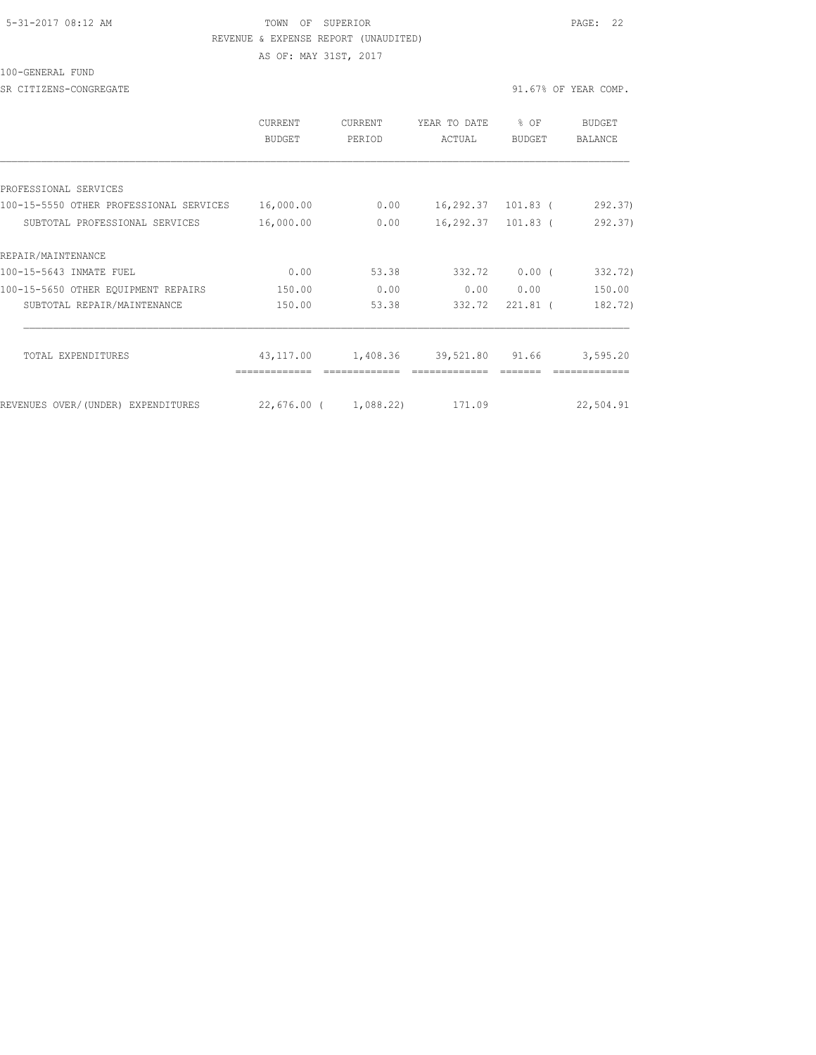TOWN OF SUPERIOR
REVENUE & EXPENSE REPORT (UNAUDITED)
AS OF: MAY 31ST, 2017

100-GENERAL FUND

SR CITIZENS-CONGREGATE

91.67% OF YEAR COMP.

| | CURRENT BUDGET | CURRENT PERIOD | YEAR TO DATE ACTUAL | % OF BUDGET | BUDGET BALANCE |
|---|---|---|---|---|---|
| PROFESSIONAL SERVICES | | | | | |
| 100-15-5550 OTHER PROFESSIONAL SERVICES | 16,000.00 | 0.00 | 16,292.37 | 101.83 | ( 292.37) |
| SUBTOTAL PROFESSIONAL SERVICES | 16,000.00 | 0.00 | 16,292.37 | 101.83 | ( 292.37) |
| REPAIR/MAINTENANCE | | | | | |
| 100-15-5643 INMATE FUEL | 0.00 | 53.38 | 332.72 | 0.00 | ( 332.72) |
| 100-15-5650 OTHER EQUIPMENT REPAIRS | 150.00 | 0.00 | 0.00 | 0.00 | 150.00 |
| SUBTOTAL REPAIR/MAINTENANCE | 150.00 | 53.38 | 332.72 | 221.81 | ( 182.72) |
| TOTAL EXPENDITURES | 43,117.00 | 1,408.36 | 39,521.80 | 91.66 | 3,595.20 |
| REVENUES OVER/(UNDER) EXPENDITURES | 22,676.00 | ( 1,088.22) | 171.09 | | 22,504.91 |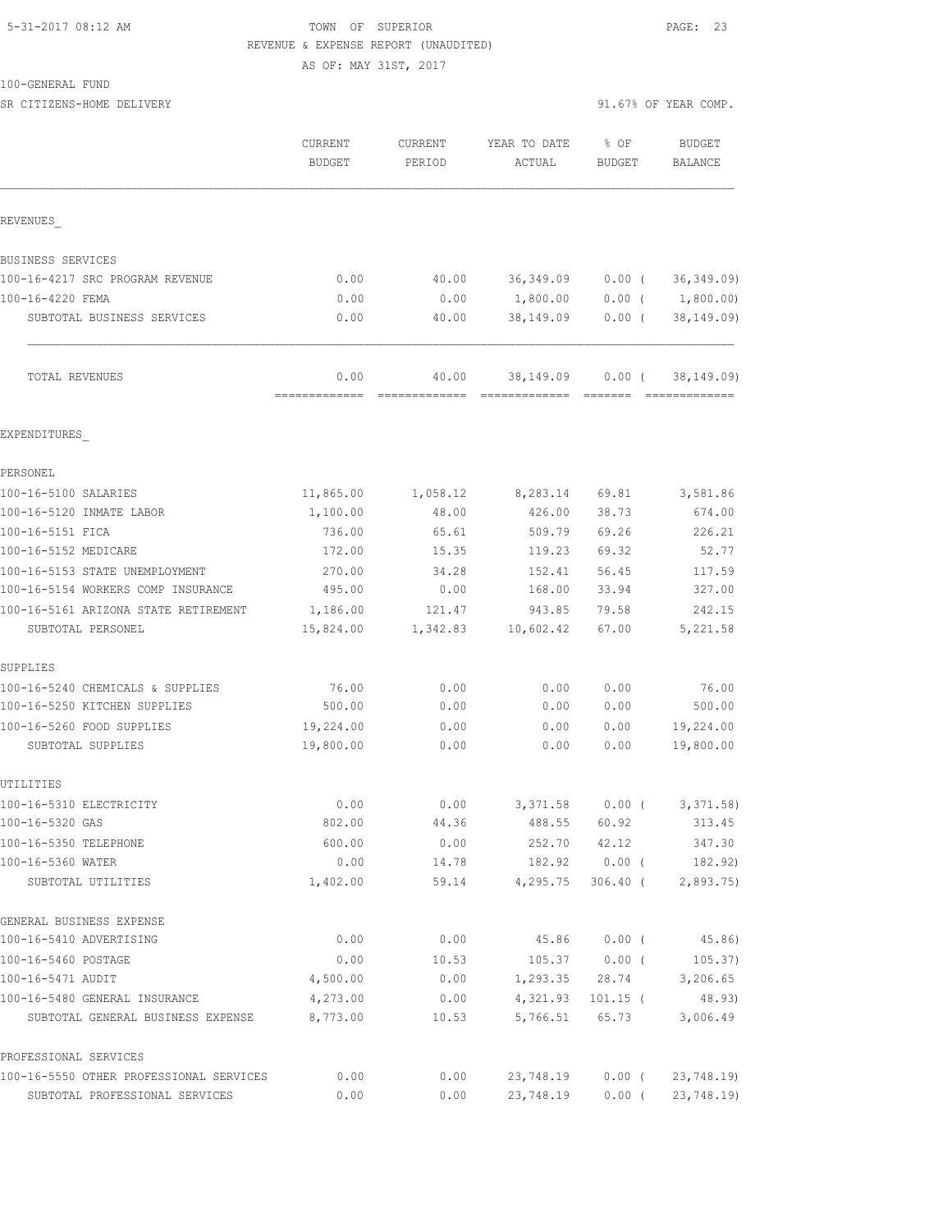TOWN OF SUPERIOR
REVENUE & EXPENSE REPORT (UNAUDITED)
AS OF: MAY 31ST, 2017

100-GENERAL FUND
SR CITIZENS-HOME DELIVERY

91.67% OF YEAR COMP.

| | CURRENT BUDGET | CURRENT PERIOD | YEAR TO DATE ACTUAL | % OF BUDGET | BUDGET BALANCE |
|---|---|---|---|---|---|
| REVENUES | | | | | |
| BUSINESS SERVICES | | | | | |
| 100-16-4217 SRC PROGRAM REVENUE | 0.00 | 40.00 | 36,349.09 | 0.00 ( | 36,349.09) |
| 100-16-4220 FEMA | 0.00 | 0.00 | 1,800.00 | 0.00 ( | 1,800.00) |
| SUBTOTAL BUSINESS SERVICES | 0.00 | 40.00 | 38,149.09 | 0.00 ( | 38,149.09) |
| TOTAL REVENUES | 0.00 | 40.00 | 38,149.09 | 0.00 ( | 38,149.09) |
| EXPENDITURES | | | | | |
| PERSONEL | | | | | |
| 100-16-5100 SALARIES | 11,865.00 | 1,058.12 | 8,283.14 | 69.81 | 3,581.86 |
| 100-16-5120 INMATE LABOR | 1,100.00 | 48.00 | 426.00 | 38.73 | 674.00 |
| 100-16-5151 FICA | 736.00 | 65.61 | 509.79 | 69.26 | 226.21 |
| 100-16-5152 MEDICARE | 172.00 | 15.35 | 119.23 | 69.32 | 52.77 |
| 100-16-5153 STATE UNEMPLOYMENT | 270.00 | 34.28 | 152.41 | 56.45 | 117.59 |
| 100-16-5154 WORKERS COMP INSURANCE | 495.00 | 0.00 | 168.00 | 33.94 | 327.00 |
| 100-16-5161 ARIZONA STATE RETIREMENT | 1,186.00 | 121.47 | 943.85 | 79.58 | 242.15 |
| SUBTOTAL PERSONEL | 15,824.00 | 1,342.83 | 10,602.42 | 67.00 | 5,221.58 |
| SUPPLIES | | | | | |
| 100-16-5240 CHEMICALS & SUPPLIES | 76.00 | 0.00 | 0.00 | 0.00 | 76.00 |
| 100-16-5250 KITCHEN SUPPLIES | 500.00 | 0.00 | 0.00 | 0.00 | 500.00 |
| 100-16-5260 FOOD SUPPLIES | 19,224.00 | 0.00 | 0.00 | 0.00 | 19,224.00 |
| SUBTOTAL SUPPLIES | 19,800.00 | 0.00 | 0.00 | 0.00 | 19,800.00 |
| UTILITIES | | | | | |
| 100-16-5310 ELECTRICITY | 0.00 | 0.00 | 3,371.58 | 0.00 ( | 3,371.58) |
| 100-16-5320 GAS | 802.00 | 44.36 | 488.55 | 60.92 | 313.45 |
| 100-16-5350 TELEPHONE | 600.00 | 0.00 | 252.70 | 42.12 | 347.30 |
| 100-16-5360 WATER | 0.00 | 14.78 | 182.92 | 0.00 ( | 182.92) |
| SUBTOTAL UTILITIES | 1,402.00 | 59.14 | 4,295.75 | 306.40 ( | 2,893.75) |
| GENERAL BUSINESS EXPENSE | | | | | |
| 100-16-5410 ADVERTISING | 0.00 | 0.00 | 45.86 | 0.00 ( | 45.86) |
| 100-16-5460 POSTAGE | 0.00 | 10.53 | 105.37 | 0.00 ( | 105.37) |
| 100-16-5471 AUDIT | 4,500.00 | 0.00 | 1,293.35 | 28.74 | 3,206.65 |
| 100-16-5480 GENERAL INSURANCE | 4,273.00 | 0.00 | 4,321.93 | 101.15 ( | 48.93) |
| SUBTOTAL GENERAL BUSINESS EXPENSE | 8,773.00 | 10.53 | 5,766.51 | 65.73 | 3,006.49 |
| PROFESSIONAL SERVICES | | | | | |
| 100-16-5550 OTHER PROFESSIONAL SERVICES | 0.00 | 0.00 | 23,748.19 | 0.00 ( | 23,748.19) |
| SUBTOTAL PROFESSIONAL SERVICES | 0.00 | 0.00 | 23,748.19 | 0.00 ( | 23,748.19) |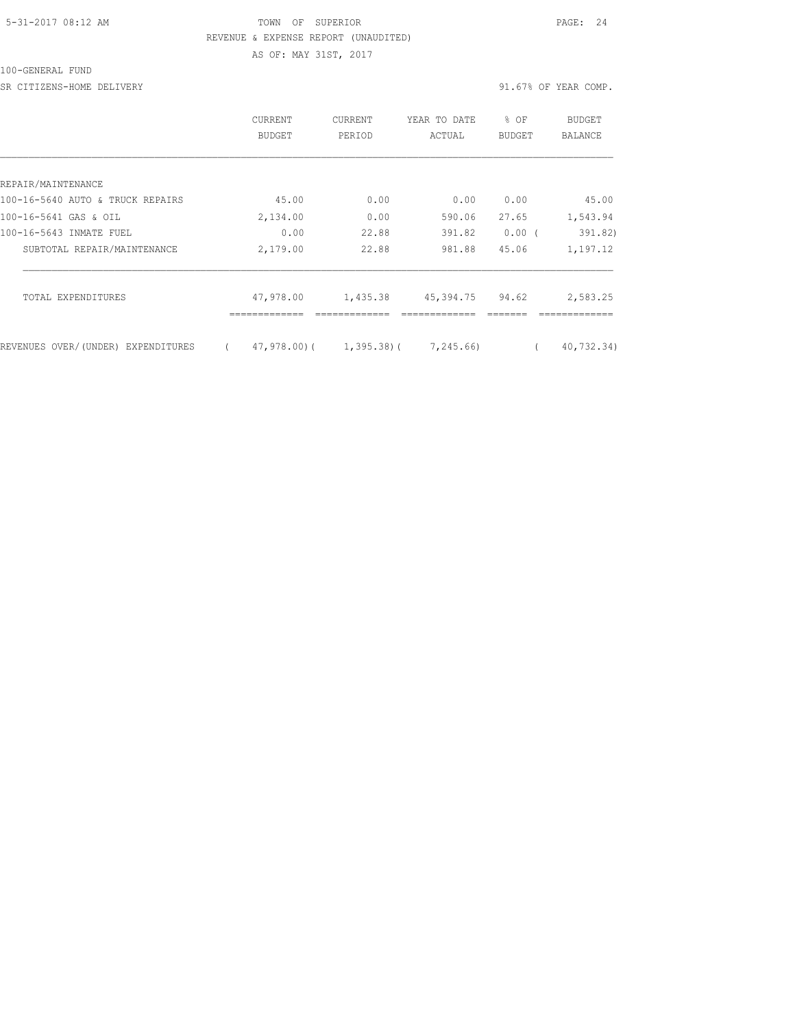TOWN OF SUPERIOR

REVENUE & EXPENSE REPORT (UNAUDITED)

AS OF: MAY 31ST, 2017

100-GENERAL FUND

SR CITIZENS-HOME DELIVERY

91.67% OF YEAR COMP.

| | CURRENT BUDGET | CURRENT PERIOD | YEAR TO DATE ACTUAL | % OF BUDGET | BUDGET BALANCE |
|---|---|---|---|---|---|
| REPAIR/MAINTENANCE | | | | | |
| 100-16-5640 AUTO & TRUCK REPAIRS | 45.00 | 0.00 | 0.00 | 0.00 | 45.00 |
| 100-16-5641 GAS & OIL | 2,134.00 | 0.00 | 590.06 | 27.65 | 1,543.94 |
| 100-16-5643 INMATE FUEL | 0.00 | 22.88 | 391.82 | 0.00 ( | 391.82) |
| SUBTOTAL REPAIR/MAINTENANCE | 2,179.00 | 22.88 | 981.88 | 45.06 | 1,197.12 |
| TOTAL EXPENDITURES | 47,978.00 | 1,435.38 | 45,394.75 | 94.62 | 2,583.25 |
| REVENUES OVER/(UNDER) EXPENDITURES | ( 47,978.00)( | 1,395.38)( | 7,245.66) | ( | 40,732.34) |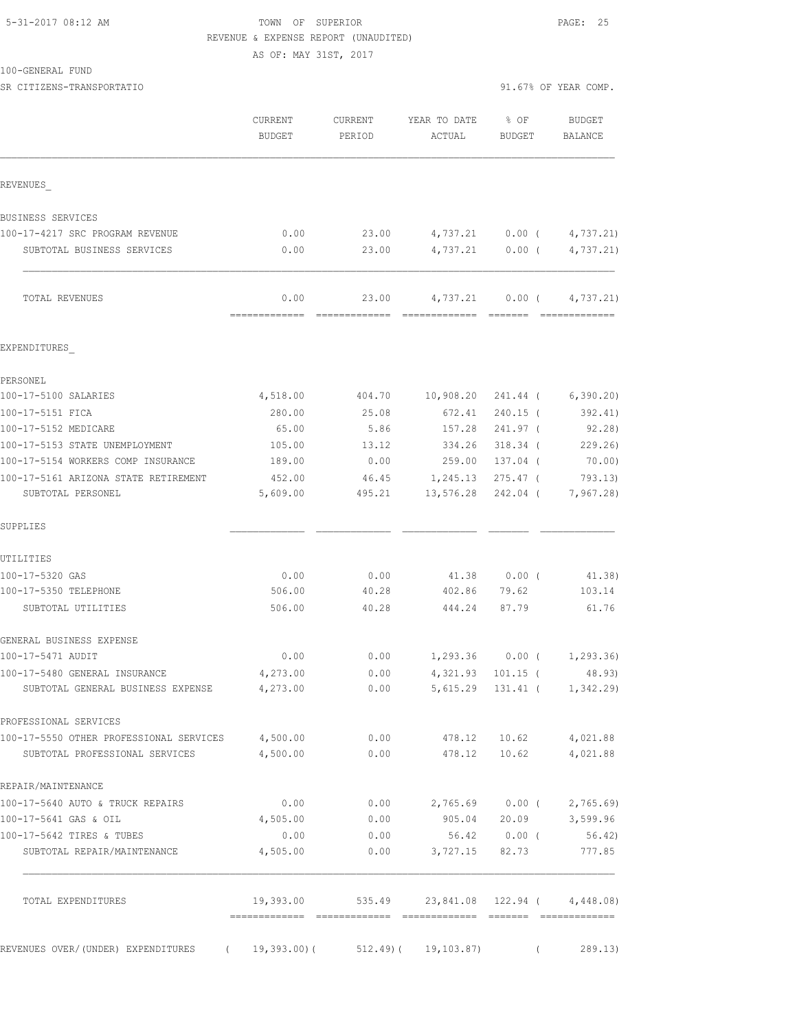5-31-2017 08:12 AM TOWN OF SUPERIOR

REVENUE & EXPENSE REPORT (UNAUDITED)

AS OF: MAY 31ST, 2017

100-GENERAL FUND

SR CITIZENS-TRANSPORTATIO 91.67% OF YEAR COMP.

| | CURRENT BUDGET | CURRENT PERIOD | YEAR TO DATE ACTUAL | % OF BUDGET | BUDGET BALANCE |
|---|---|---|---|---|---|
| REVENUES_ | | | | | |
| BUSINESS SERVICES | | | | | |
| 100-17-4217 SRC PROGRAM REVENUE | 0.00 | 23.00 | 4,737.21 | 0.00 ( | 4,737.21) |
| SUBTOTAL BUSINESS SERVICES | 0.00 | 23.00 | 4,737.21 | 0.00 ( | 4,737.21) |
| TOTAL REVENUES | 0.00 | 23.00 | 4,737.21 | 0.00 ( | 4,737.21) |
| EXPENDITURES_ | | | | | |
| PERSONEL | | | | | |
| 100-17-5100 SALARIES | 4,518.00 | 404.70 | 10,908.20 | 241.44 ( | 6,390.20) |
| 100-17-5151 FICA | 280.00 | 25.08 | 672.41 | 240.15 ( | 392.41) |
| 100-17-5152 MEDICARE | 65.00 | 5.86 | 157.28 | 241.97 ( | 92.28) |
| 100-17-5153 STATE UNEMPLOYMENT | 105.00 | 13.12 | 334.26 | 318.34 ( | 229.26) |
| 100-17-5154 WORKERS COMP INSURANCE | 189.00 | 0.00 | 259.00 | 137.04 ( | 70.00) |
| 100-17-5161 ARIZONA STATE RETIREMENT | 452.00 | 46.45 | 1,245.13 | 275.47 ( | 793.13) |
| SUBTOTAL PERSONEL | 5,609.00 | 495.21 | 13,576.28 | 242.04 ( | 7,967.28) |
| SUPPLIES | | | | | |
| UTILITIES | | | | | |
| 100-17-5320 GAS | 0.00 | 0.00 | 41.38 | 0.00 ( | 41.38) |
| 100-17-5350 TELEPHONE | 506.00 | 40.28 | 402.86 | 79.62 | 103.14 |
| SUBTOTAL UTILITIES | 506.00 | 40.28 | 444.24 | 87.79 | 61.76 |
| GENERAL BUSINESS EXPENSE | | | | | |
| 100-17-5471 AUDIT | 0.00 | 0.00 | 1,293.36 | 0.00 ( | 1,293.36) |
| 100-17-5480 GENERAL INSURANCE | 4,273.00 | 0.00 | 4,321.93 | 101.15 ( | 48.93) |
| SUBTOTAL GENERAL BUSINESS EXPENSE | 4,273.00 | 0.00 | 5,615.29 | 131.41 ( | 1,342.29) |
| PROFESSIONAL SERVICES | | | | | |
| 100-17-5550 OTHER PROFESSIONAL SERVICES | 4,500.00 | 0.00 | 478.12 | 10.62 | 4,021.88 |
| SUBTOTAL PROFESSIONAL SERVICES | 4,500.00 | 0.00 | 478.12 | 10.62 | 4,021.88 |
| REPAIR/MAINTENANCE | | | | | |
| 100-17-5640 AUTO & TRUCK REPAIRS | 0.00 | 0.00 | 2,765.69 | 0.00 ( | 2,765.69) |
| 100-17-5641 GAS & OIL | 4,505.00 | 0.00 | 905.04 | 20.09 | 3,599.96 |
| 100-17-5642 TIRES & TUBES | 0.00 | 0.00 | 56.42 | 0.00 ( | 56.42) |
| SUBTOTAL REPAIR/MAINTENANCE | 4,505.00 | 0.00 | 3,727.15 | 82.73 | 777.85 |
| TOTAL EXPENDITURES | 19,393.00 | 535.49 | 23,841.08 | 122.94 ( | 4,448.08) |
| REVENUES OVER/(UNDER) EXPENDITURES | ( 19,393.00)( | 512.49)( | 19,103.87) | ( | 289.13) |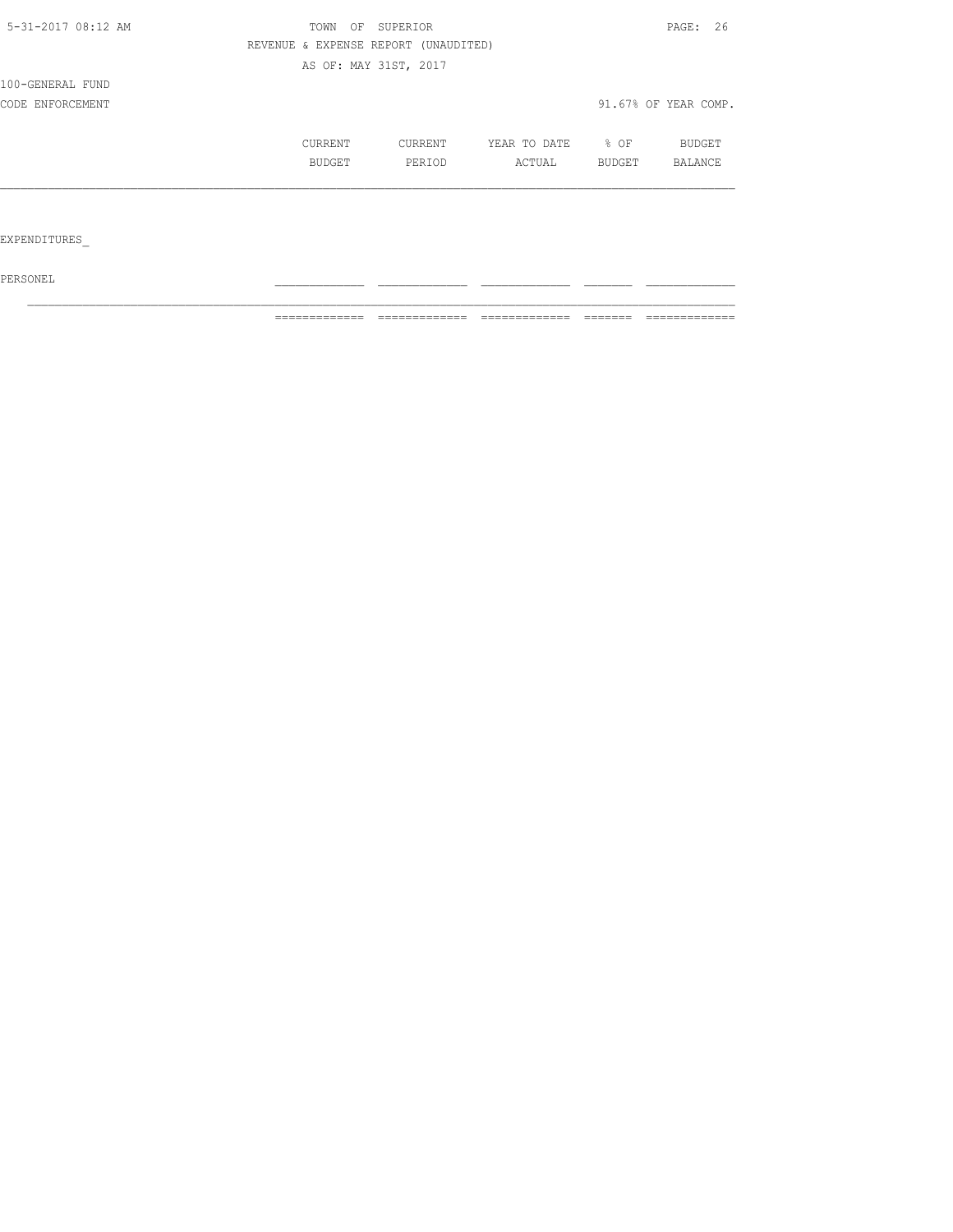TOWN OF SUPERIOR

REVENUE & EXPENSE REPORT (UNAUDITED)

AS OF: MAY 31ST, 2017

100-GENERAL FUND

CODE ENFORCEMENT — 91.67% OF YEAR COMP.

| | CURRENT BUDGET | CURRENT PERIOD | YEAR TO DATE ACTUAL | % OF BUDGET | BUDGET BALANCE |
|---|---|---|---|---|---|
| EXPENDITURES_ | | | | | |
| PERSONEL | | | | | |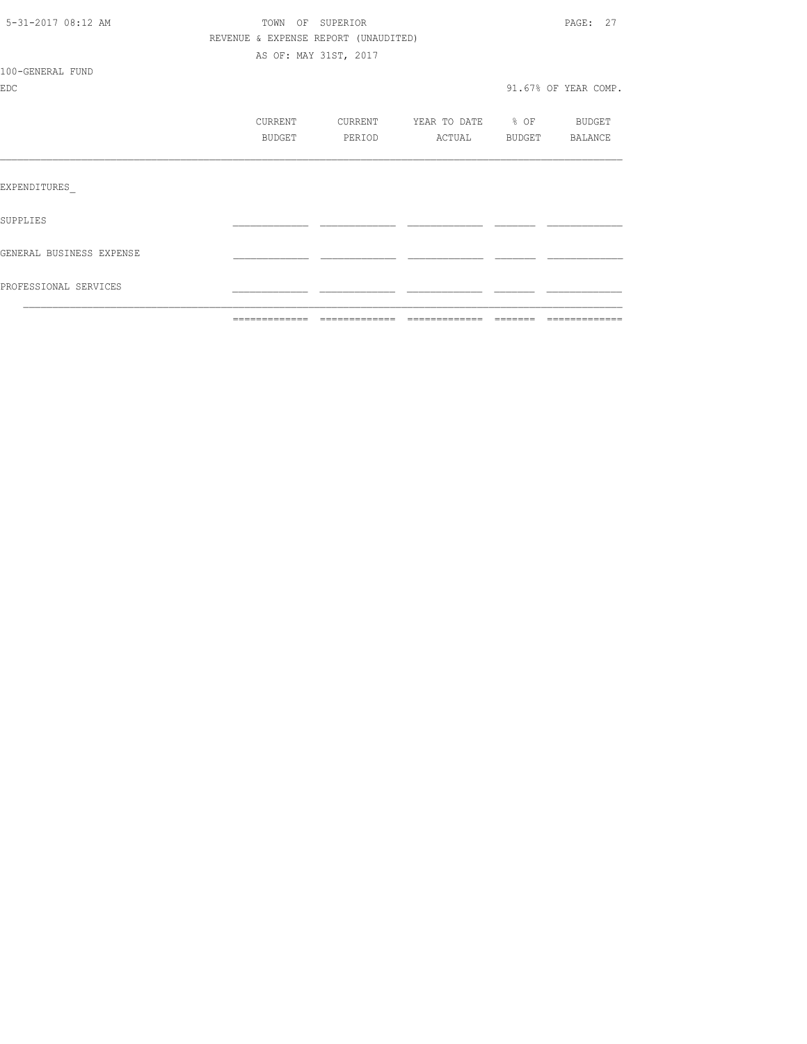TOWN OF SUPERIOR

REVENUE & EXPENSE REPORT (UNAUDITED)

AS OF: MAY 31ST, 2017

100-GENERAL FUND

EDC — 91.67% OF YEAR COMP.

| | CURRENT BUDGET | CURRENT PERIOD | YEAR TO DATE ACTUAL | % OF BUDGET | BUDGET BALANCE |
|---|---|---|---|---|---|
| EXPENDITURES_ | | | | | |
| SUPPLIES | | | | | |
| GENERAL BUSINESS EXPENSE | | | | | |
| PROFESSIONAL SERVICES | | | | | |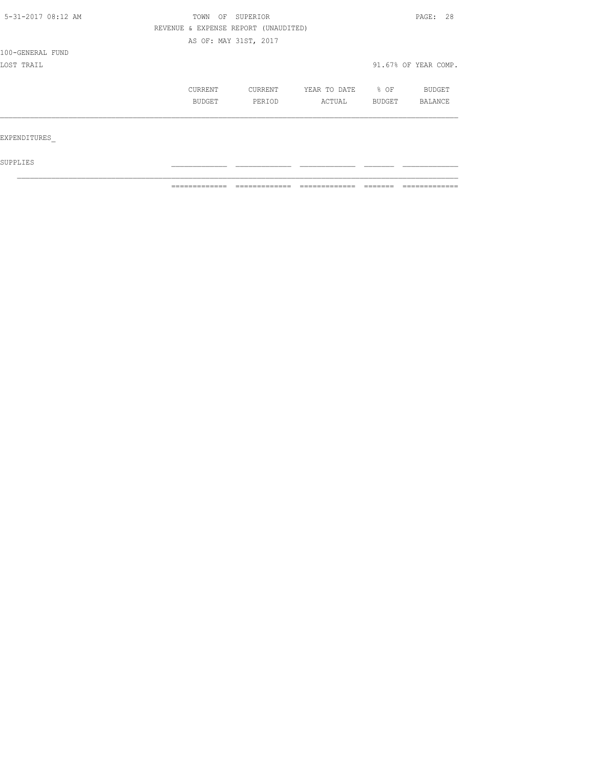TOWN OF SUPERIOR

REVENUE & EXPENSE REPORT (UNAUDITED)

AS OF: MAY 31ST, 2017

100-GENERAL FUND

LOST TRAIL

91.67% OF YEAR COMP.

| | CURRENT BUDGET | CURRENT PERIOD | YEAR TO DATE ACTUAL | % OF BUDGET | BUDGET BALANCE |
|---|---|---|---|---|---|
| EXPENDITURES_ | | | | | |
| SUPPLIES | | | | | |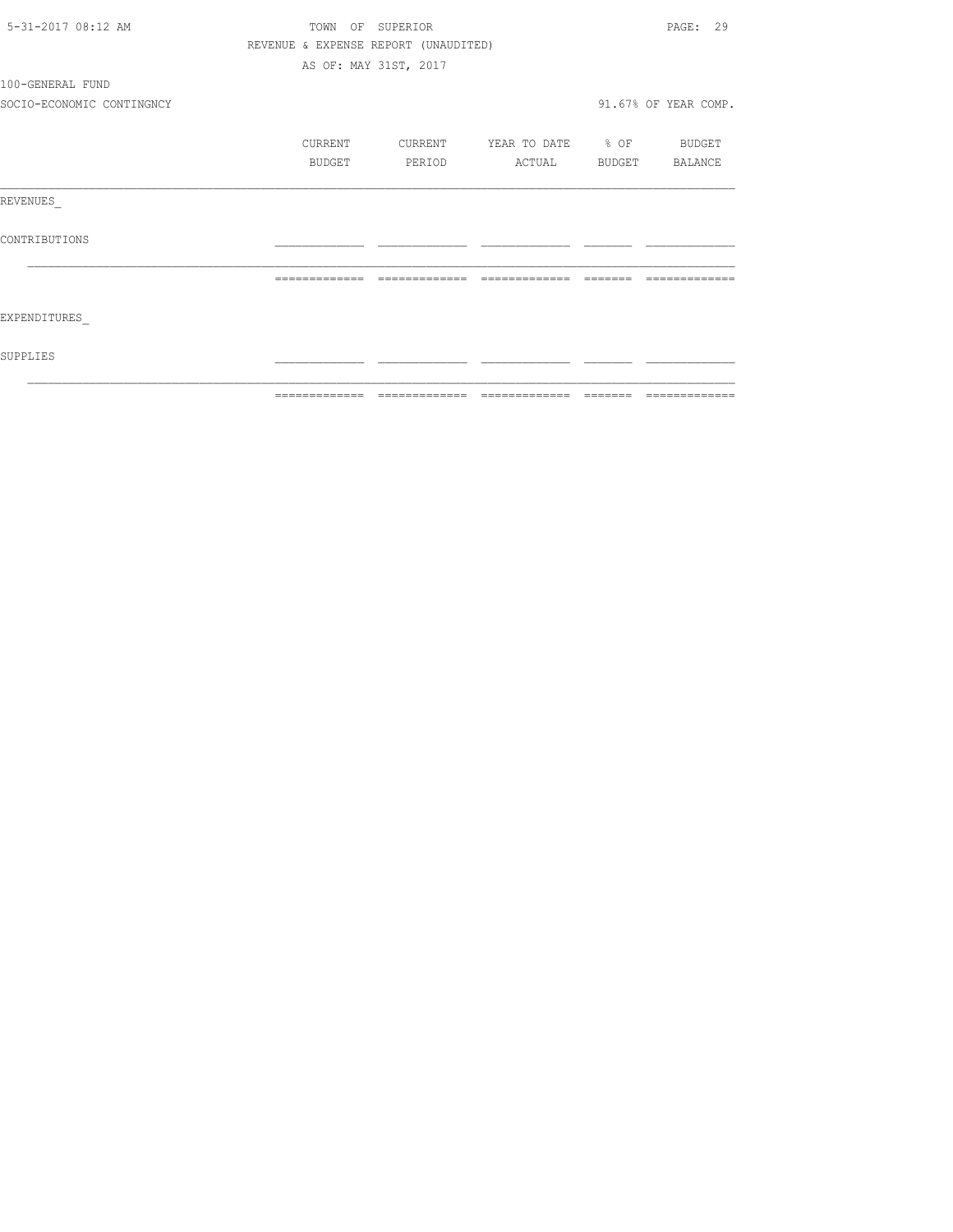TOWN OF SUPERIOR

REVENUE & EXPENSE REPORT (UNAUDITED)

AS OF: MAY 31ST, 2017

100-GENERAL FUND

SOCIO-ECONOMIC CONTINGNCY

91.67% OF YEAR COMP.

| | CURRENT BUDGET | CURRENT PERIOD | YEAR TO DATE ACTUAL | % OF BUDGET | BUDGET BALANCE |
|---|---|---|---|---|---|
| REVENUES_ | | | | | |
| CONTRIBUTIONS | | | | | |
| EXPENDITURES_ | | | | | |
| SUPPLIES | | | | | |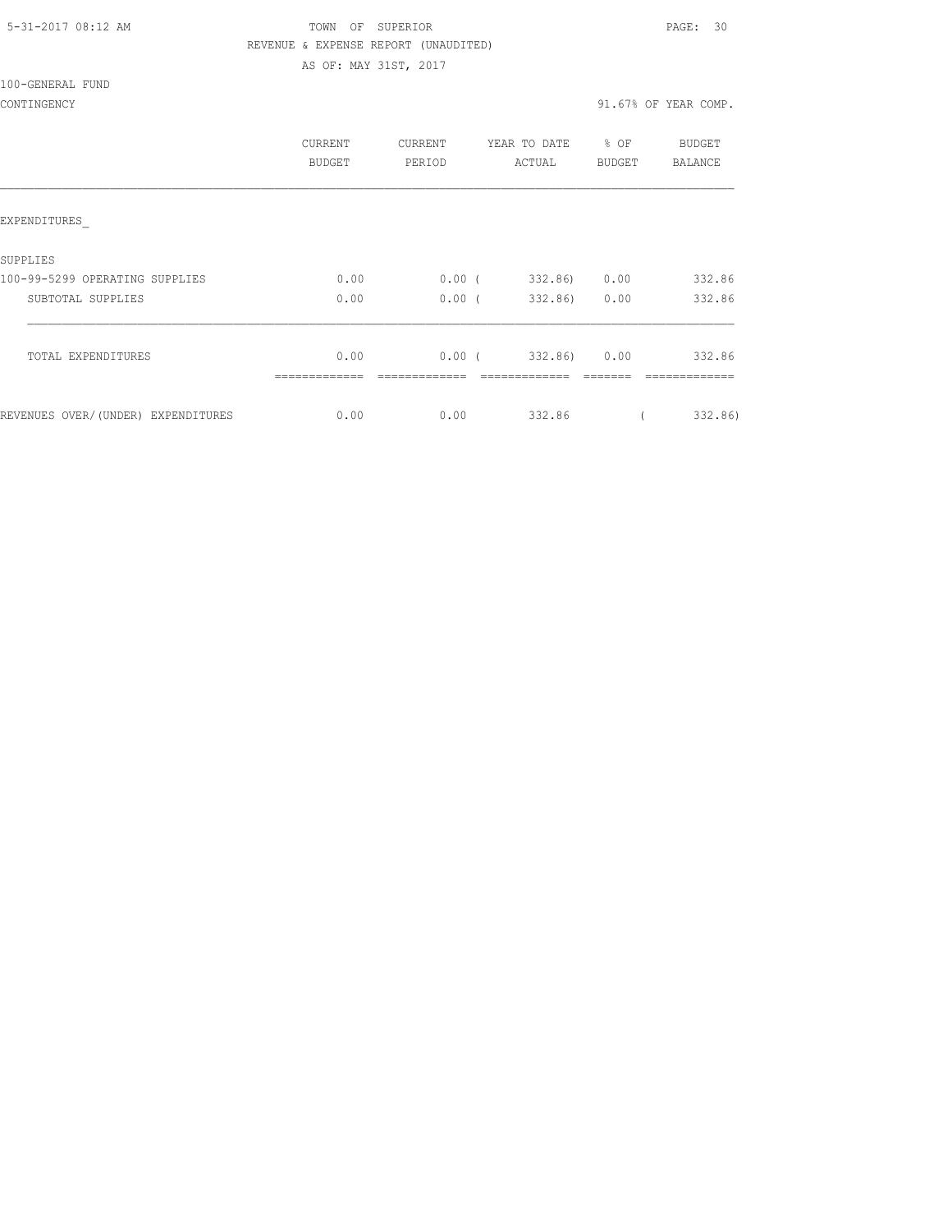5-31-2017 08:12 AM

TOWN OF SUPERIOR

REVENUE & EXPENSE REPORT (UNAUDITED)

AS OF: MAY 31ST, 2017

100-GENERAL FUND

CONTINGENCY

91.67% OF YEAR COMP.

| | CURRENT BUDGET | CURRENT PERIOD | YEAR TO DATE ACTUAL | % OF BUDGET | BUDGET BALANCE |
|---|---|---|---|---|---|
| EXPENDITURES_ | | | | | |
| SUPPLIES | | | | | |
| 100-99-5299 OPERATING SUPPLIES | 0.00 | 0.00 | ( 332.86) | 0.00 | 332.86 |
| SUBTOTAL SUPPLIES | 0.00 | 0.00 | ( 332.86) | 0.00 | 332.86 |
| TOTAL EXPENDITURES | 0.00 | 0.00 | ( 332.86) | 0.00 | 332.86 |
| REVENUES OVER/(UNDER) EXPENDITURES | 0.00 | 0.00 | 332.86 | | ( 332.86) |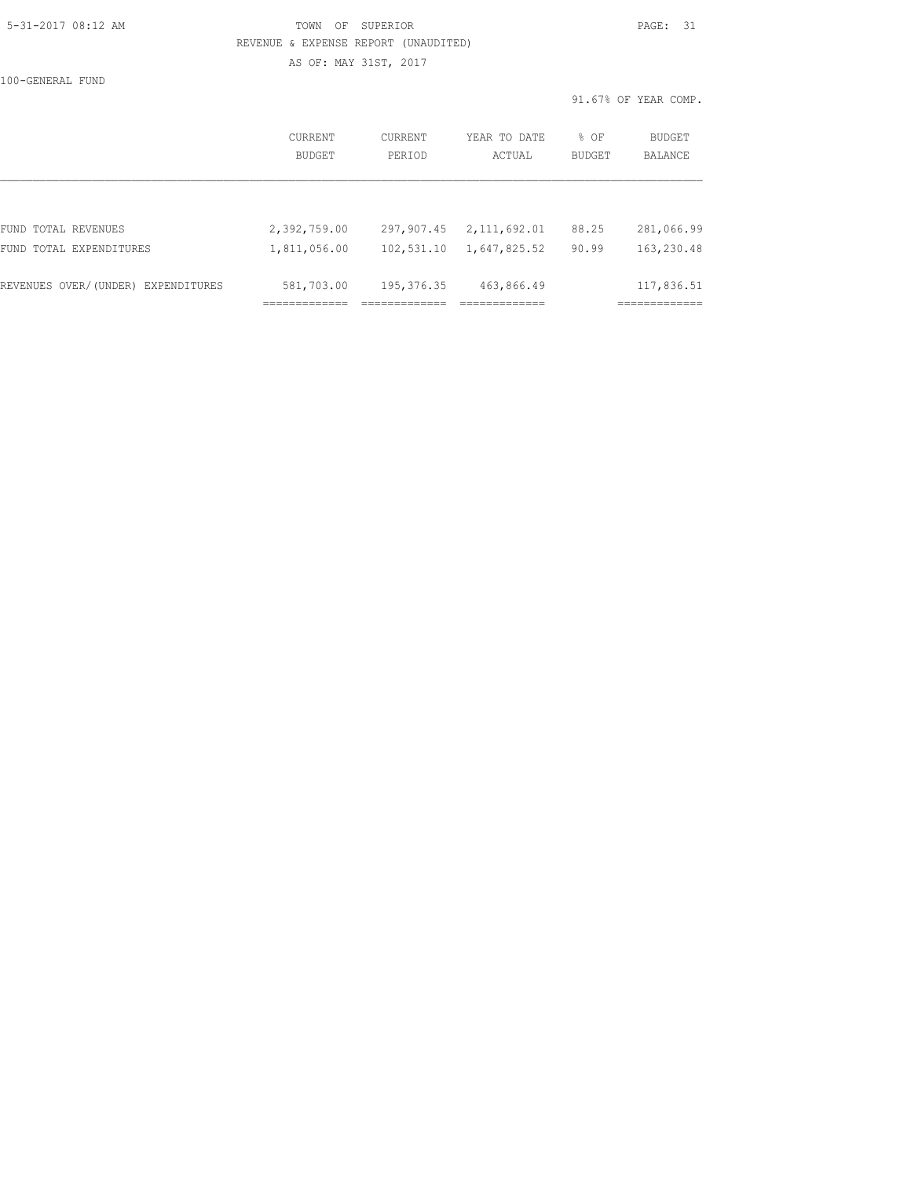TOWN OF SUPERIOR

REVENUE & EXPENSE REPORT (UNAUDITED)

AS OF: MAY 31ST, 2017

100-GENERAL FUND

91.67% OF YEAR COMP.

| | CURRENT BUDGET | CURRENT PERIOD | YEAR TO DATE ACTUAL | % OF BUDGET | BUDGET BALANCE |
|---|---|---|---|---|---|
| FUND TOTAL REVENUES | 2,392,759.00 | 297,907.45 | 2,111,692.01 | 88.25 | 281,066.99 |
| FUND TOTAL EXPENDITURES | 1,811,056.00 | 102,531.10 | 1,647,825.52 | 90.99 | 163,230.48 |
| REVENUES OVER/(UNDER) EXPENDITURES | 581,703.00 | 195,376.35 | 463,866.49 | | 117,836.51 |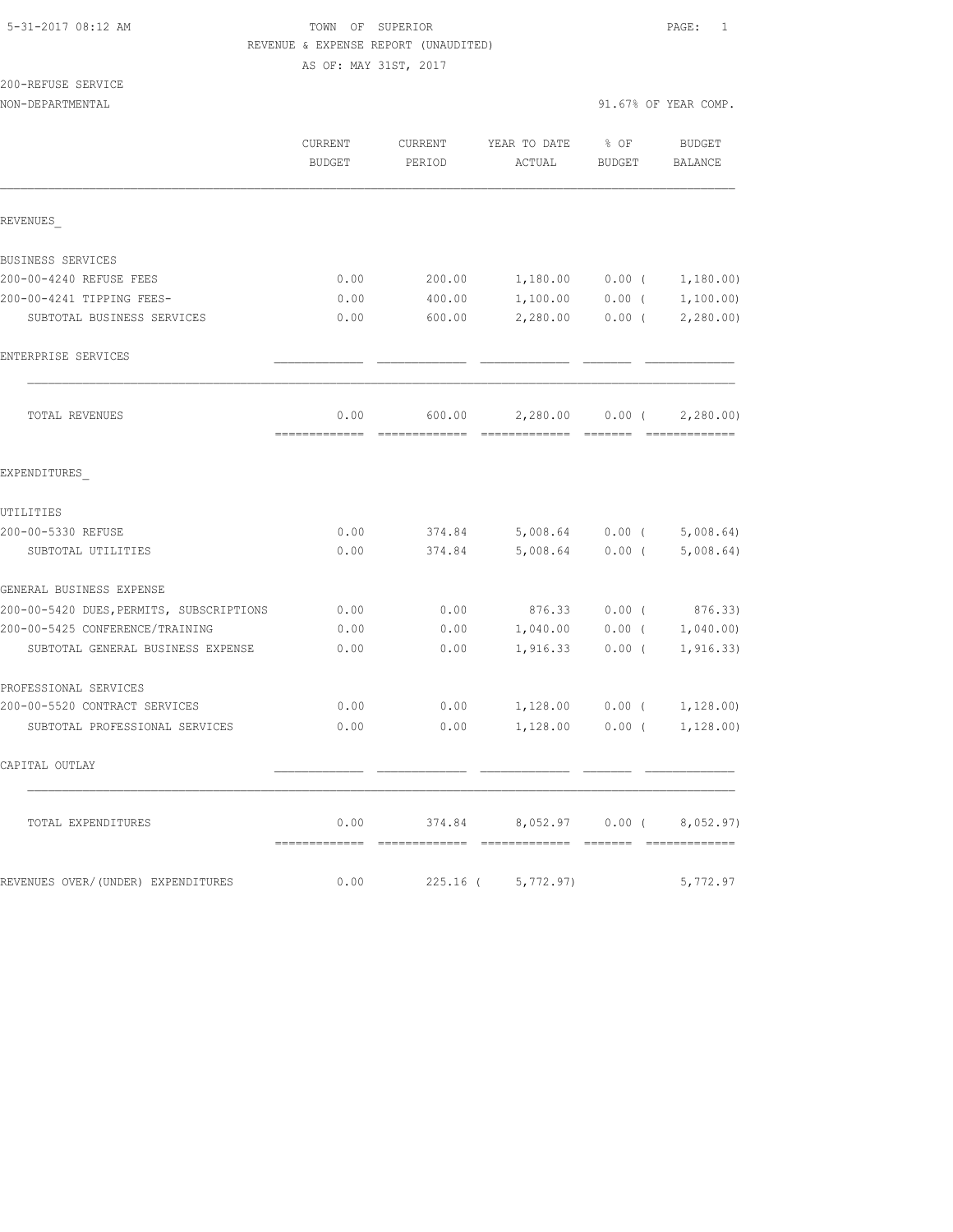TOWN OF SUPERIOR
REVENUE & EXPENSE REPORT (UNAUDITED)
AS OF: MAY 31ST, 2017

200-REFUSE SERVICE
NON-DEPARTMENTAL

91.67% OF YEAR COMP.

| | CURRENT BUDGET | CURRENT PERIOD | YEAR TO DATE ACTUAL | % OF BUDGET | BUDGET BALANCE |
|---|---|---|---|---|---|
| REVENUES_ | | | | | |
| BUSINESS SERVICES | | | | | |
| 200-00-4240 REFUSE FEES | 0.00 | 200.00 | 1,180.00 | 0.00 | ( 1,180.00) |
| 200-00-4241 TIPPING FEES- | 0.00 | 400.00 | 1,100.00 | 0.00 | ( 1,100.00) |
| SUBTOTAL BUSINESS SERVICES | 0.00 | 600.00 | 2,280.00 | 0.00 | ( 2,280.00) |
| ENTERPRISE SERVICES | | | | | |
| TOTAL REVENUES | 0.00 | 600.00 | 2,280.00 | 0.00 | ( 2,280.00) |
| EXPENDITURES_ | | | | | |
| UTILITIES | | | | | |
| 200-00-5330 REFUSE | 0.00 | 374.84 | 5,008.64 | 0.00 | ( 5,008.64) |
| SUBTOTAL UTILITIES | 0.00 | 374.84 | 5,008.64 | 0.00 | ( 5,008.64) |
| GENERAL BUSINESS EXPENSE | | | | | |
| 200-00-5420 DUES,PERMITS, SUBSCRIPTIONS | 0.00 | 0.00 | 876.33 | 0.00 | ( 876.33) |
| 200-00-5425 CONFERENCE/TRAINING | 0.00 | 0.00 | 1,040.00 | 0.00 | ( 1,040.00) |
| SUBTOTAL GENERAL BUSINESS EXPENSE | 0.00 | 0.00 | 1,916.33 | 0.00 | ( 1,916.33) |
| PROFESSIONAL SERVICES | | | | | |
| 200-00-5520 CONTRACT SERVICES | 0.00 | 0.00 | 1,128.00 | 0.00 | ( 1,128.00) |
| SUBTOTAL PROFESSIONAL SERVICES | 0.00 | 0.00 | 1,128.00 | 0.00 | ( 1,128.00) |
| CAPITAL OUTLAY | | | | | |
| TOTAL EXPENDITURES | 0.00 | 374.84 | 8,052.97 | 0.00 | ( 8,052.97) |
| REVENUES OVER/(UNDER) EXPENDITURES | 0.00 | 225.16 | ( 5,772.97) | | 5,772.97 |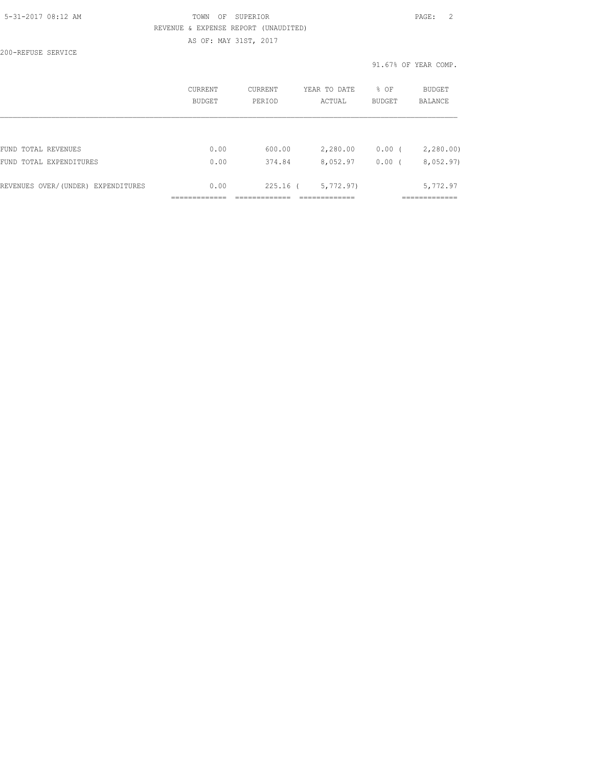TOWN OF SUPERIOR

REVENUE & EXPENSE REPORT (UNAUDITED)

AS OF: MAY 31ST, 2017

200-REFUSE SERVICE

91.67% OF YEAR COMP.

| | CURRENT BUDGET | CURRENT PERIOD | YEAR TO DATE ACTUAL | % OF BUDGET | BUDGET BALANCE |
|---|---|---|---|---|---|
| FUND TOTAL REVENUES | 0.00 | 600.00 | 2,280.00 | 0.00 | ( 2,280.00) |
| FUND TOTAL EXPENDITURES | 0.00 | 374.84 | 8,052.97 | 0.00 | ( 8,052.97) |
| REVENUES OVER/(UNDER) EXPENDITURES | 0.00 | 225.16 | ( 5,772.97) | | 5,772.97 |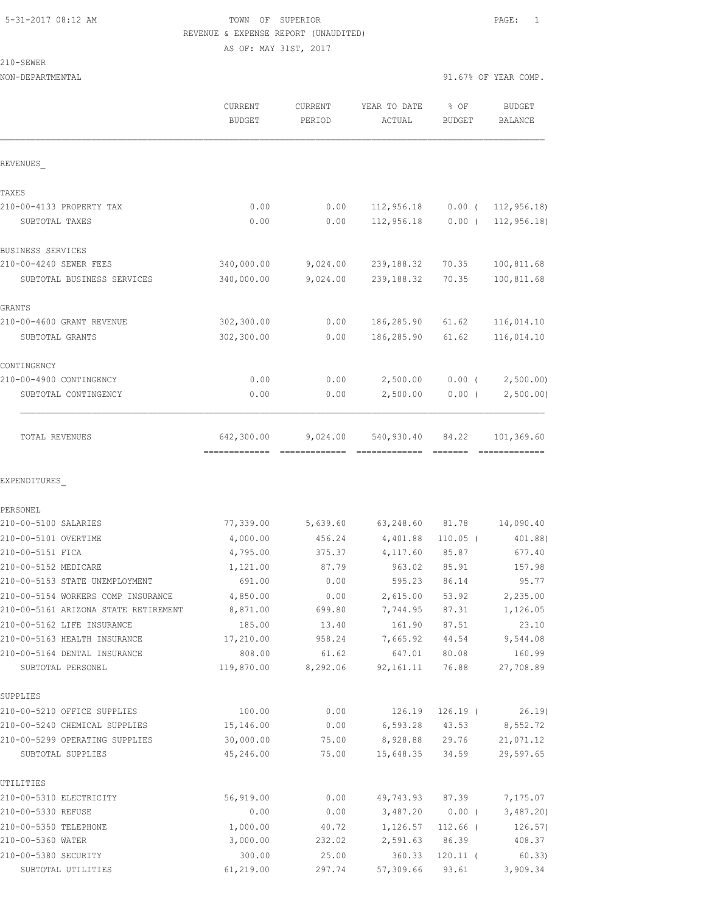5-31-2017 08:12 AM

TOWN OF SUPERIOR

REVENUE & EXPENSE REPORT (UNAUDITED)

AS OF: MAY 31ST, 2017

210-SEWER

NON-DEPARTMENTAL

91.67% OF YEAR COMP.

| | CURRENT BUDGET | CURRENT PERIOD | YEAR TO DATE ACTUAL | % OF BUDGET | BUDGET BALANCE |
|---|---|---|---|---|---|
| REVENUES_ | | | | | |
| TAXES | | | | | |
| 210-00-4133 PROPERTY TAX | 0.00 | 0.00 | 112,956.18 | 0.00 ( | 112,956.18) |
| SUBTOTAL TAXES | 0.00 | 0.00 | 112,956.18 | 0.00 ( | 112,956.18) |
| BUSINESS SERVICES | | | | | |
| 210-00-4240 SEWER FEES | 340,000.00 | 9,024.00 | 239,188.32 | 70.35 | 100,811.68 |
| SUBTOTAL BUSINESS SERVICES | 340,000.00 | 9,024.00 | 239,188.32 | 70.35 | 100,811.68 |
| GRANTS | | | | | |
| 210-00-4600 GRANT REVENUE | 302,300.00 | 0.00 | 186,285.90 | 61.62 | 116,014.10 |
| SUBTOTAL GRANTS | 302,300.00 | 0.00 | 186,285.90 | 61.62 | 116,014.10 |
| CONTINGENCY | | | | | |
| 210-00-4900 CONTINGENCY | 0.00 | 0.00 | 2,500.00 | 0.00 ( | 2,500.00) |
| SUBTOTAL CONTINGENCY | 0.00 | 0.00 | 2,500.00 | 0.00 ( | 2,500.00) |
| TOTAL REVENUES | 642,300.00 | 9,024.00 | 540,930.40 | 84.22 | 101,369.60 |
| EXPENDITURES_ | | | | | |
| PERSONEL | | | | | |
| 210-00-5100 SALARIES | 77,339.00 | 5,639.60 | 63,248.60 | 81.78 | 14,090.40 |
| 210-00-5101 OVERTIME | 4,000.00 | 456.24 | 4,401.88 | 110.05 ( | 401.88) |
| 210-00-5151 FICA | 4,795.00 | 375.37 | 4,117.60 | 85.87 | 677.40 |
| 210-00-5152 MEDICARE | 1,121.00 | 87.79 | 963.02 | 85.91 | 157.98 |
| 210-00-5153 STATE UNEMPLOYMENT | 691.00 | 0.00 | 595.23 | 86.14 | 95.77 |
| 210-00-5154 WORKERS COMP INSURANCE | 4,850.00 | 0.00 | 2,615.00 | 53.92 | 2,235.00 |
| 210-00-5161 ARIZONA STATE RETIREMENT | 8,871.00 | 699.80 | 7,744.95 | 87.31 | 1,126.05 |
| 210-00-5162 LIFE INSURANCE | 185.00 | 13.40 | 161.90 | 87.51 | 23.10 |
| 210-00-5163 HEALTH INSURANCE | 17,210.00 | 958.24 | 7,665.92 | 44.54 | 9,544.08 |
| 210-00-5164 DENTAL INSURANCE | 808.00 | 61.62 | 647.01 | 80.08 | 160.99 |
| SUBTOTAL PERSONEL | 119,870.00 | 8,292.06 | 92,161.11 | 76.88 | 27,708.89 |
| SUPPLIES | | | | | |
| 210-00-5210 OFFICE SUPPLIES | 100.00 | 0.00 | 126.19 | 126.19 ( | 26.19) |
| 210-00-5240 CHEMICAL SUPPLIES | 15,146.00 | 0.00 | 6,593.28 | 43.53 | 8,552.72 |
| 210-00-5299 OPERATING SUPPLIES | 30,000.00 | 75.00 | 8,928.88 | 29.76 | 21,071.12 |
| SUBTOTAL SUPPLIES | 45,246.00 | 75.00 | 15,648.35 | 34.59 | 29,597.65 |
| UTILITIES | | | | | |
| 210-00-5310 ELECTRICITY | 56,919.00 | 0.00 | 49,743.93 | 87.39 | 7,175.07 |
| 210-00-5330 REFUSE | 0.00 | 0.00 | 3,487.20 | 0.00 ( | 3,487.20) |
| 210-00-5350 TELEPHONE | 1,000.00 | 40.72 | 1,126.57 | 112.66 ( | 126.57) |
| 210-00-5360 WATER | 3,000.00 | 232.02 | 2,591.63 | 86.39 | 408.37 |
| 210-00-5380 SECURITY | 300.00 | 25.00 | 360.33 | 120.11 ( | 60.33) |
| SUBTOTAL UTILITIES | 61,219.00 | 297.74 | 57,309.66 | 93.61 | 3,909.34 |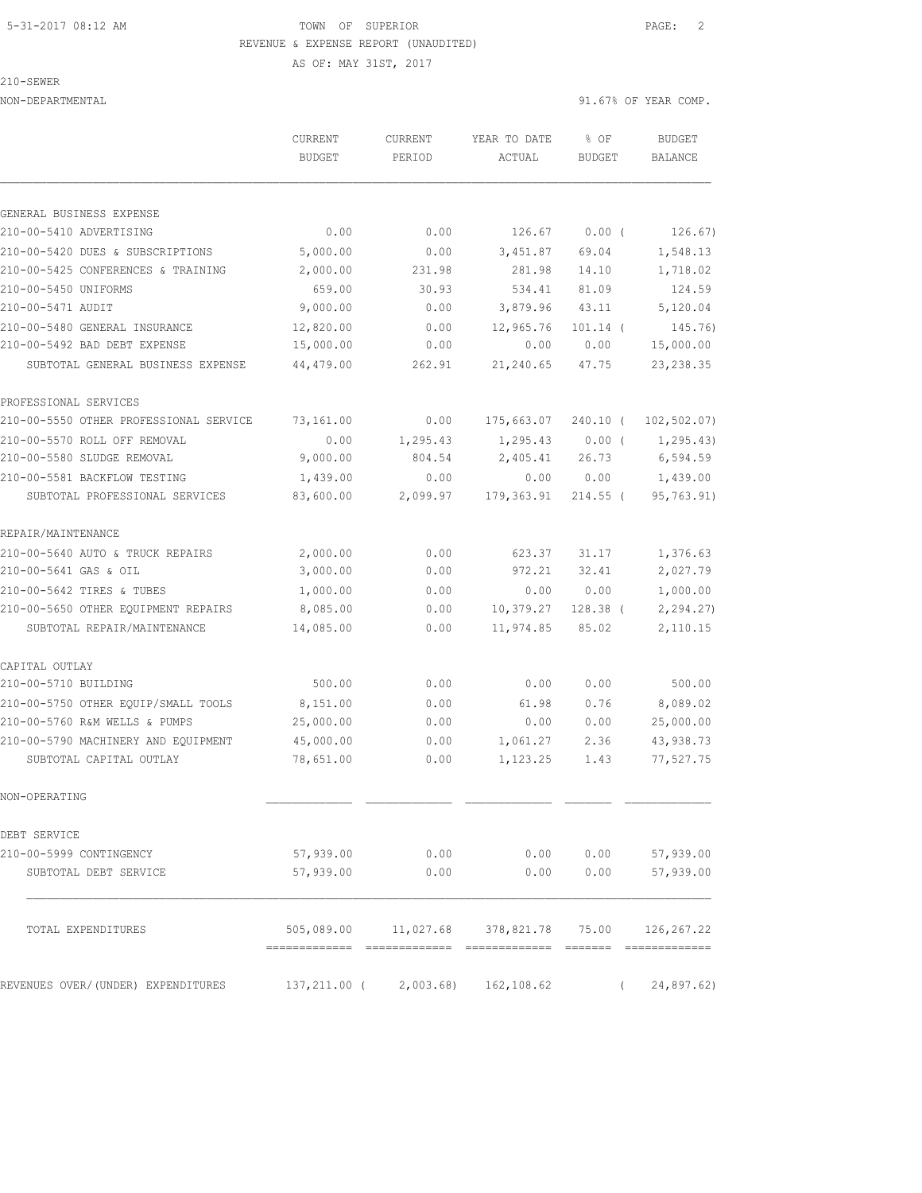5-31-2017 08:12 AM TOWN OF SUPERIOR

REVENUE & EXPENSE REPORT (UNAUDITED)

AS OF: MAY 31ST, 2017

210-SEWER

NON-DEPARTMENTAL 91.67% OF YEAR COMP.

| | CURRENT BUDGET | CURRENT PERIOD | YEAR TO DATE ACTUAL | % OF BUDGET | BUDGET BALANCE |
|---|---|---|---|---|---|
| GENERAL BUSINESS EXPENSE | | | | | |
| 210-00-5410 ADVERTISING | 0.00 | 0.00 | 126.67 | 0.00 ( | 126.67) |
| 210-00-5420 DUES & SUBSCRIPTIONS | 5,000.00 | 0.00 | 3,451.87 | 69.04 | 1,548.13 |
| 210-00-5425 CONFERENCES & TRAINING | 2,000.00 | 231.98 | 281.98 | 14.10 | 1,718.02 |
| 210-00-5450 UNIFORMS | 659.00 | 30.93 | 534.41 | 81.09 | 124.59 |
| 210-00-5471 AUDIT | 9,000.00 | 0.00 | 3,879.96 | 43.11 | 5,120.04 |
| 210-00-5480 GENERAL INSURANCE | 12,820.00 | 0.00 | 12,965.76 | 101.14 ( | 145.76) |
| 210-00-5492 BAD DEBT EXPENSE | 15,000.00 | 0.00 | 0.00 | 0.00 | 15,000.00 |
| SUBTOTAL GENERAL BUSINESS EXPENSE | 44,479.00 | 262.91 | 21,240.65 | 47.75 | 23,238.35 |
| PROFESSIONAL SERVICES | | | | | |
| 210-00-5550 OTHER PROFESSIONAL SERVICE | 73,161.00 | 0.00 | 175,663.07 | 240.10 ( | 102,502.07) |
| 210-00-5570 ROLL OFF REMOVAL | 0.00 | 1,295.43 | 1,295.43 | 0.00 ( | 1,295.43) |
| 210-00-5580 SLUDGE REMOVAL | 9,000.00 | 804.54 | 2,405.41 | 26.73 | 6,594.59 |
| 210-00-5581 BACKFLOW TESTING | 1,439.00 | 0.00 | 0.00 | 0.00 | 1,439.00 |
| SUBTOTAL PROFESSIONAL SERVICES | 83,600.00 | 2,099.97 | 179,363.91 | 214.55 ( | 95,763.91) |
| REPAIR/MAINTENANCE | | | | | |
| 210-00-5640 AUTO & TRUCK REPAIRS | 2,000.00 | 0.00 | 623.37 | 31.17 | 1,376.63 |
| 210-00-5641 GAS & OIL | 3,000.00 | 0.00 | 972.21 | 32.41 | 2,027.79 |
| 210-00-5642 TIRES & TUBES | 1,000.00 | 0.00 | 0.00 | 0.00 | 1,000.00 |
| 210-00-5650 OTHER EQUIPMENT REPAIRS | 8,085.00 | 0.00 | 10,379.27 | 128.38 ( | 2,294.27) |
| SUBTOTAL REPAIR/MAINTENANCE | 14,085.00 | 0.00 | 11,974.85 | 85.02 | 2,110.15 |
| CAPITAL OUTLAY | | | | | |
| 210-00-5710 BUILDING | 500.00 | 0.00 | 0.00 | 0.00 | 500.00 |
| 210-00-5750 OTHER EQUIP/SMALL TOOLS | 8,151.00 | 0.00 | 61.98 | 0.76 | 8,089.02 |
| 210-00-5760 R&M WELLS & PUMPS | 25,000.00 | 0.00 | 0.00 | 0.00 | 25,000.00 |
| 210-00-5790 MACHINERY AND EQUIPMENT | 45,000.00 | 0.00 | 1,061.27 | 2.36 | 43,938.73 |
| SUBTOTAL CAPITAL OUTLAY | 78,651.00 | 0.00 | 1,123.25 | 1.43 | 77,527.75 |
| NON-OPERATING | | | | | |
| DEBT SERVICE | | | | | |
| 210-00-5999 CONTINGENCY | 57,939.00 | 0.00 | 0.00 | 0.00 | 57,939.00 |
| SUBTOTAL DEBT SERVICE | 57,939.00 | 0.00 | 0.00 | 0.00 | 57,939.00 |
| TOTAL EXPENDITURES | 505,089.00 | 11,027.68 | 378,821.78 | 75.00 | 126,267.22 |
| REVENUES OVER/(UNDER) EXPENDITURES | 137,211.00 ( | 2,003.68) | 162,108.62 | ( | 24,897.62) |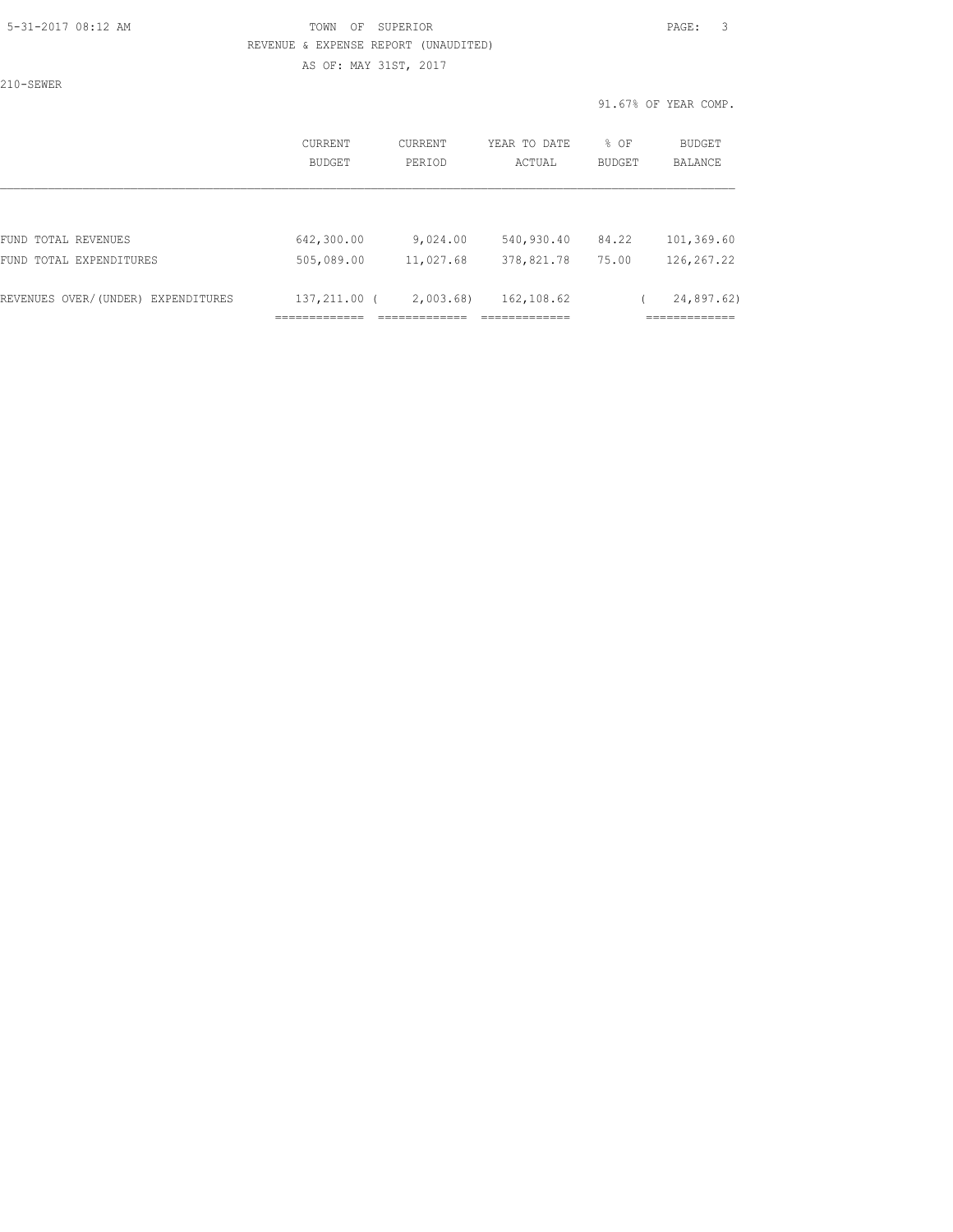TOWN OF SUPERIOR

REVENUE & EXPENSE REPORT (UNAUDITED)

AS OF: MAY 31ST, 2017

210-SEWER

91.67% OF YEAR COMP.

| | CURRENT BUDGET | CURRENT PERIOD | YEAR TO DATE ACTUAL | % OF BUDGET | BUDGET BALANCE |
|---|---|---|---|---|---|
| FUND TOTAL REVENUES | 642,300.00 | 9,024.00 | 540,930.40 | 84.22 | 101,369.60 |
| FUND TOTAL EXPENDITURES | 505,089.00 | 11,027.68 | 378,821.78 | 75.00 | 126,267.22 |
| REVENUES OVER/(UNDER) EXPENDITURES | 137,211.00 | ( 2,003.68) | 162,108.62 | | ( 24,897.62) |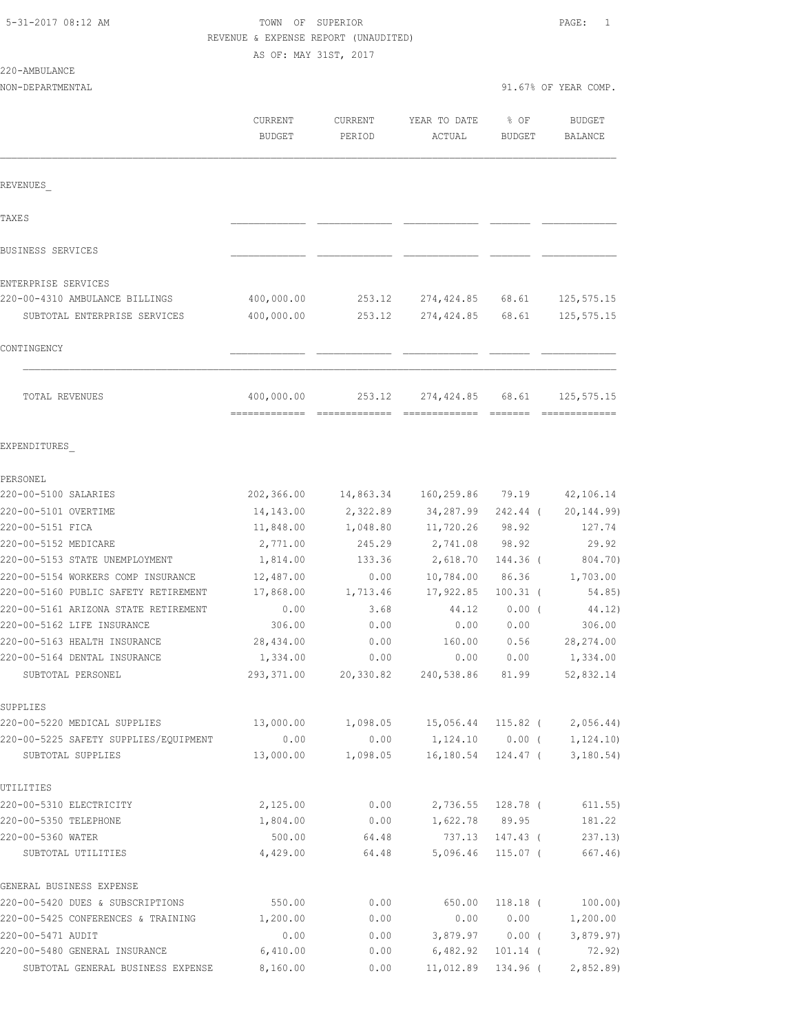5-31-2017 08:12 AM TOWN OF SUPERIOR

REVENUE & EXPENSE REPORT (UNAUDITED)

AS OF: MAY 31ST, 2017

220-AMBULANCE

NON-DEPARTMENTAL 91.67% OF YEAR COMP.

| | CURRENT BUDGET | CURRENT PERIOD | YEAR TO DATE ACTUAL | % OF BUDGET | BUDGET BALANCE |
|---|---|---|---|---|---|
| REVENUES_ | | | | | |
| TAXES | | | | | |
| BUSINESS SERVICES | | | | | |
| ENTERPRISE SERVICES | | | | | |
| 220-00-4310 AMBULANCE BILLINGS | 400,000.00 | 253.12 | 274,424.85 | 68.61 | 125,575.15 |
| SUBTOTAL ENTERPRISE SERVICES | 400,000.00 | 253.12 | 274,424.85 | 68.61 | 125,575.15 |
| CONTINGENCY | | | | | |
| TOTAL REVENUES | 400,000.00 | 253.12 | 274,424.85 | 68.61 | 125,575.15 |
| EXPENDITURES_ | | | | | |
| PERSONEL | | | | | |
| 220-00-5100 SALARIES | 202,366.00 | 14,863.34 | 160,259.86 | 79.19 | 42,106.14 |
| 220-00-5101 OVERTIME | 14,143.00 | 2,322.89 | 34,287.99 | 242.44 ( | 20,144.99) |
| 220-00-5151 FICA | 11,848.00 | 1,048.80 | 11,720.26 | 98.92 | 127.74 |
| 220-00-5152 MEDICARE | 2,771.00 | 245.29 | 2,741.08 | 98.92 | 29.92 |
| 220-00-5153 STATE UNEMPLOYMENT | 1,814.00 | 133.36 | 2,618.70 | 144.36 ( | 804.70) |
| 220-00-5154 WORKERS COMP INSURANCE | 12,487.00 | 0.00 | 10,784.00 | 86.36 | 1,703.00 |
| 220-00-5160 PUBLIC SAFETY RETIREMENT | 17,868.00 | 1,713.46 | 17,922.85 | 100.31 ( | 54.85) |
| 220-00-5161 ARIZONA STATE RETIREMENT | 0.00 | 3.68 | 44.12 | 0.00 ( | 44.12) |
| 220-00-5162 LIFE INSURANCE | 306.00 | 0.00 | 0.00 | 0.00 | 306.00 |
| 220-00-5163 HEALTH INSURANCE | 28,434.00 | 0.00 | 160.00 | 0.56 | 28,274.00 |
| 220-00-5164 DENTAL INSURANCE | 1,334.00 | 0.00 | 0.00 | 0.00 | 1,334.00 |
| SUBTOTAL PERSONEL | 293,371.00 | 20,330.82 | 240,538.86 | 81.99 | 52,832.14 |
| SUPPLIES | | | | | |
| 220-00-5220 MEDICAL SUPPLIES | 13,000.00 | 1,098.05 | 15,056.44 | 115.82 ( | 2,056.44) |
| 220-00-5225 SAFETY SUPPLIES/EQUIPMENT | 0.00 | 0.00 | 1,124.10 | 0.00 ( | 1,124.10) |
| SUBTOTAL SUPPLIES | 13,000.00 | 1,098.05 | 16,180.54 | 124.47 ( | 3,180.54) |
| UTILITIES | | | | | |
| 220-00-5310 ELECTRICITY | 2,125.00 | 0.00 | 2,736.55 | 128.78 ( | 611.55) |
| 220-00-5350 TELEPHONE | 1,804.00 | 0.00 | 1,622.78 | 89.95 | 181.22 |
| 220-00-5360 WATER | 500.00 | 64.48 | 737.13 | 147.43 ( | 237.13) |
| SUBTOTAL UTILITIES | 4,429.00 | 64.48 | 5,096.46 | 115.07 ( | 667.46) |
| GENERAL BUSINESS EXPENSE | | | | | |
| 220-00-5420 DUES & SUBSCRIPTIONS | 550.00 | 0.00 | 650.00 | 118.18 ( | 100.00) |
| 220-00-5425 CONFERENCES & TRAINING | 1,200.00 | 0.00 | 0.00 | 0.00 | 1,200.00 |
| 220-00-5471 AUDIT | 0.00 | 0.00 | 3,879.97 | 0.00 ( | 3,879.97) |
| 220-00-5480 GENERAL INSURANCE | 6,410.00 | 0.00 | 6,482.92 | 101.14 ( | 72.92) |
| SUBTOTAL GENERAL BUSINESS EXPENSE | 8,160.00 | 0.00 | 11,012.89 | 134.96 ( | 2,852.89) |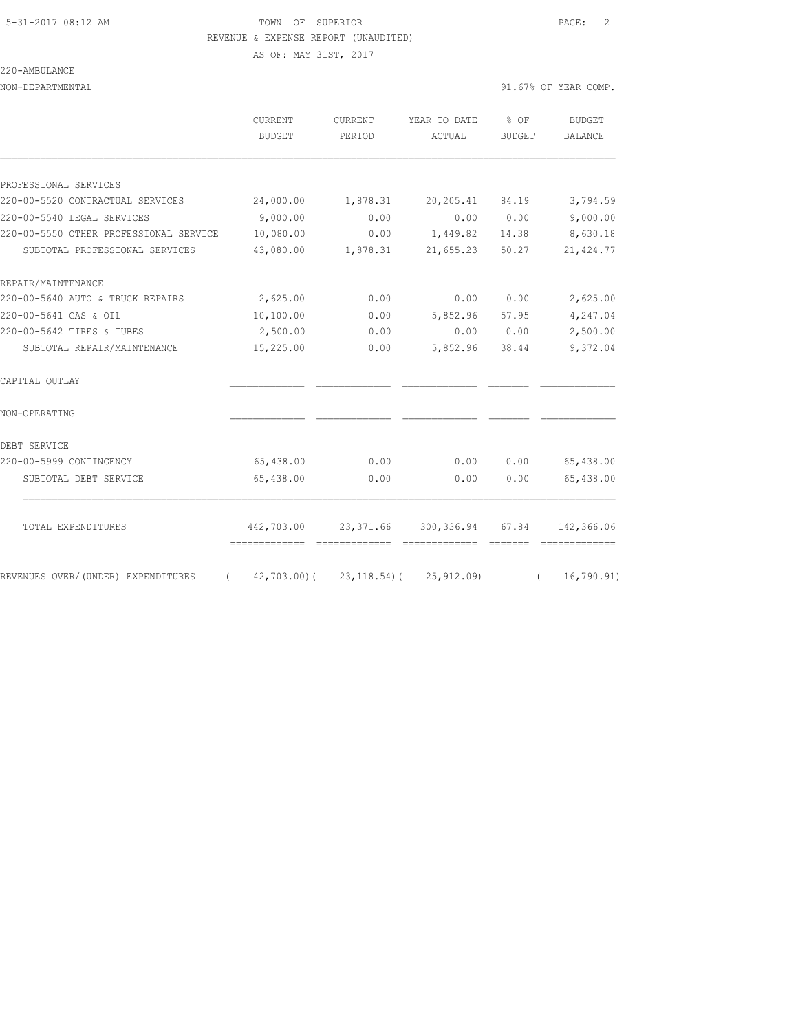TOWN OF SUPERIOR

REVENUE & EXPENSE REPORT (UNAUDITED)

AS OF: MAY 31ST, 2017

220-AMBULANCE

NON-DEPARTMENTAL — 91.67% OF YEAR COMP.

| | CURRENT BUDGET | CURRENT PERIOD | YEAR TO DATE ACTUAL | % OF BUDGET | BUDGET BALANCE |
|---|---|---|---|---|---|
| PROFESSIONAL SERVICES | | | | | |
| 220-00-5520 CONTRACTUAL SERVICES | 24,000.00 | 1,878.31 | 20,205.41 | 84.19 | 3,794.59 |
| 220-00-5540 LEGAL SERVICES | 9,000.00 | 0.00 | 0.00 | 0.00 | 9,000.00 |
| 220-00-5550 OTHER PROFESSIONAL SERVICE | 10,080.00 | 0.00 | 1,449.82 | 14.38 | 8,630.18 |
| SUBTOTAL PROFESSIONAL SERVICES | 43,080.00 | 1,878.31 | 21,655.23 | 50.27 | 21,424.77 |
| REPAIR/MAINTENANCE | | | | | |
| 220-00-5640 AUTO & TRUCK REPAIRS | 2,625.00 | 0.00 | 0.00 | 0.00 | 2,625.00 |
| 220-00-5641 GAS & OIL | 10,100.00 | 0.00 | 5,852.96 | 57.95 | 4,247.04 |
| 220-00-5642 TIRES & TUBES | 2,500.00 | 0.00 | 0.00 | 0.00 | 2,500.00 |
| SUBTOTAL REPAIR/MAINTENANCE | 15,225.00 | 0.00 | 5,852.96 | 38.44 | 9,372.04 |
| CAPITAL OUTLAY | | | | | |
| NON-OPERATING | | | | | |
| DEBT SERVICE | | | | | |
| 220-00-5999 CONTINGENCY | 65,438.00 | 0.00 | 0.00 | 0.00 | 65,438.00 |
| SUBTOTAL DEBT SERVICE | 65,438.00 | 0.00 | 0.00 | 0.00 | 65,438.00 |
| TOTAL EXPENDITURES | 442,703.00 | 23,371.66 | 300,336.94 | 67.84 | 142,366.06 |
| REVENUES OVER/(UNDER) EXPENDITURES | ( 42,703.00) | ( 23,118.54) | ( 25,912.09) | | ( 16,790.91) |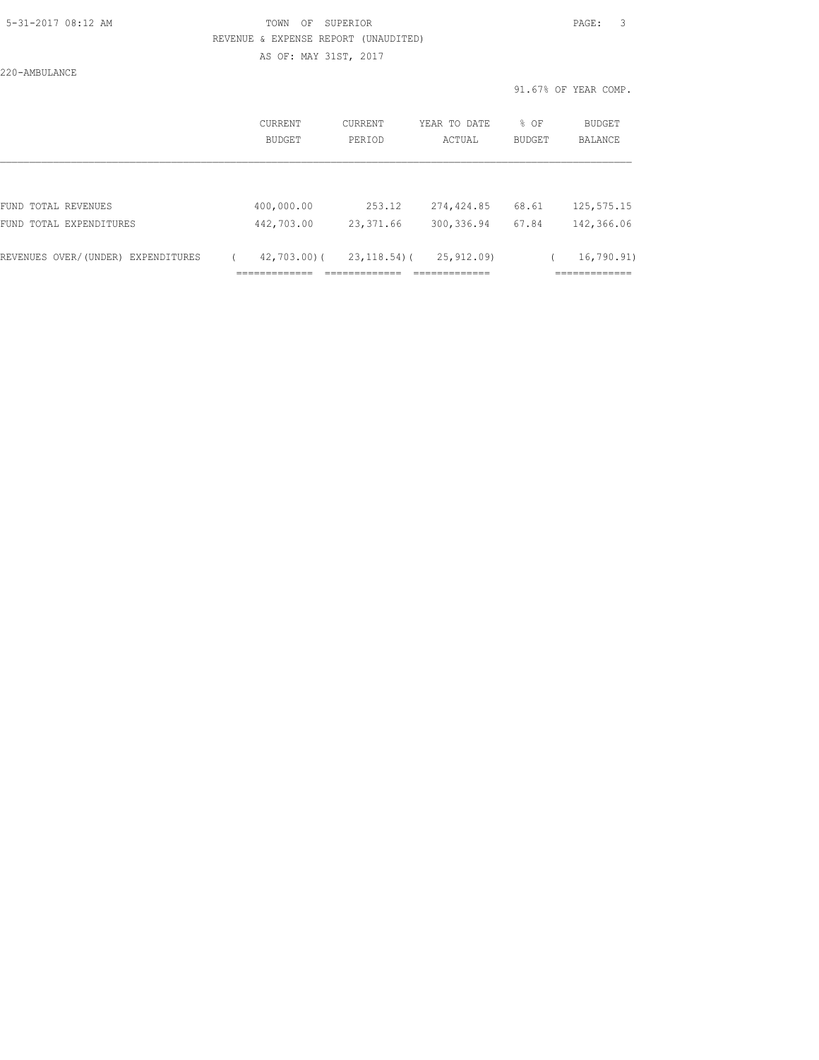TOWN OF SUPERIOR

REVENUE & EXPENSE REPORT (UNAUDITED)

AS OF: MAY 31ST, 2017

220-AMBULANCE

91.67% OF YEAR COMP.

| | CURRENT BUDGET | CURRENT PERIOD | YEAR TO DATE ACTUAL | % OF BUDGET | BUDGET BALANCE |
|---|---|---|---|---|---|
| FUND TOTAL REVENUES | 400,000.00 | 253.12 | 274,424.85 | 68.61 | 125,575.15 |
| FUND TOTAL EXPENDITURES | 442,703.00 | 23,371.66 | 300,336.94 | 67.84 | 142,366.06 |
| REVENUES OVER/(UNDER) EXPENDITURES | ( 42,703.00) | ( 23,118.54) | ( 25,912.09) | | ( 16,790.91) |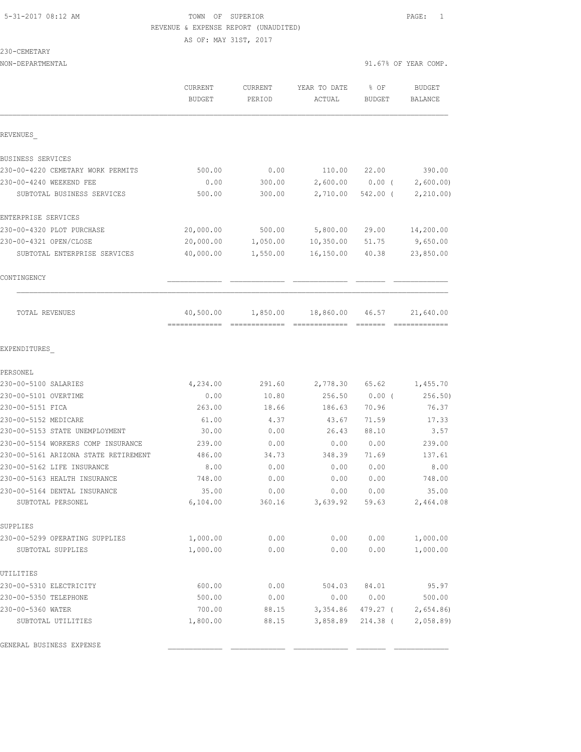5-31-2017 08:12 AM

TOWN OF SUPERIOR

REVENUE & EXPENSE REPORT (UNAUDITED)

AS OF: MAY 31ST, 2017

230-CEMETARY

NON-DEPARTMENTAL

91.67% OF YEAR COMP.

| | CURRENT BUDGET | CURRENT PERIOD | YEAR TO DATE ACTUAL | % OF BUDGET | BUDGET BALANCE |
|---|---|---|---|---|---|
| REVENUES_ | | | | | |
| BUSINESS SERVICES | | | | | |
| 230-00-4220 CEMETARY WORK PERMITS | 500.00 | 0.00 | 110.00 | 22.00 | 390.00 |
| 230-00-4240 WEEKEND FEE | 0.00 | 300.00 | 2,600.00 | 0.00 ( | 2,600.00) |
| SUBTOTAL BUSINESS SERVICES | 500.00 | 300.00 | 2,710.00 | 542.00 ( | 2,210.00) |
| ENTERPRISE SERVICES | | | | | |
| 230-00-4320 PLOT PURCHASE | 20,000.00 | 500.00 | 5,800.00 | 29.00 | 14,200.00 |
| 230-00-4321 OPEN/CLOSE | 20,000.00 | 1,050.00 | 10,350.00 | 51.75 | 9,650.00 |
| SUBTOTAL ENTERPRISE SERVICES | 40,000.00 | 1,550.00 | 16,150.00 | 40.38 | 23,850.00 |
| CONTINGENCY | | | | | |
| TOTAL REVENUES | 40,500.00 | 1,850.00 | 18,860.00 | 46.57 | 21,640.00 |
| EXPENDITURES_ | | | | | |
| PERSONEL | | | | | |
| 230-00-5100 SALARIES | 4,234.00 | 291.60 | 2,778.30 | 65.62 | 1,455.70 |
| 230-00-5101 OVERTIME | 0.00 | 10.80 | 256.50 | 0.00 ( | 256.50) |
| 230-00-5151 FICA | 263.00 | 18.66 | 186.63 | 70.96 | 76.37 |
| 230-00-5152 MEDICARE | 61.00 | 4.37 | 43.67 | 71.59 | 17.33 |
| 230-00-5153 STATE UNEMPLOYMENT | 30.00 | 0.00 | 26.43 | 88.10 | 3.57 |
| 230-00-5154 WORKERS COMP INSURANCE | 239.00 | 0.00 | 0.00 | 0.00 | 239.00 |
| 230-00-5161 ARIZONA STATE RETIREMENT | 486.00 | 34.73 | 348.39 | 71.69 | 137.61 |
| 230-00-5162 LIFE INSURANCE | 8.00 | 0.00 | 0.00 | 0.00 | 8.00 |
| 230-00-5163 HEALTH INSURANCE | 748.00 | 0.00 | 0.00 | 0.00 | 748.00 |
| 230-00-5164 DENTAL INSURANCE | 35.00 | 0.00 | 0.00 | 0.00 | 35.00 |
| SUBTOTAL PERSONEL | 6,104.00 | 360.16 | 3,639.92 | 59.63 | 2,464.08 |
| SUPPLIES | | | | | |
| 230-00-5299 OPERATING SUPPLIES | 1,000.00 | 0.00 | 0.00 | 0.00 | 1,000.00 |
| SUBTOTAL SUPPLIES | 1,000.00 | 0.00 | 0.00 | 0.00 | 1,000.00 |
| UTILITIES | | | | | |
| 230-00-5310 ELECTRICITY | 600.00 | 0.00 | 504.03 | 84.01 | 95.97 |
| 230-00-5350 TELEPHONE | 500.00 | 0.00 | 0.00 | 0.00 | 500.00 |
| 230-00-5360 WATER | 700.00 | 88.15 | 3,354.86 | 479.27 ( | 2,654.86) |
| SUBTOTAL UTILITIES | 1,800.00 | 88.15 | 3,858.89 | 214.38 ( | 2,058.89) |
| GENERAL BUSINESS EXPENSE | | | | | |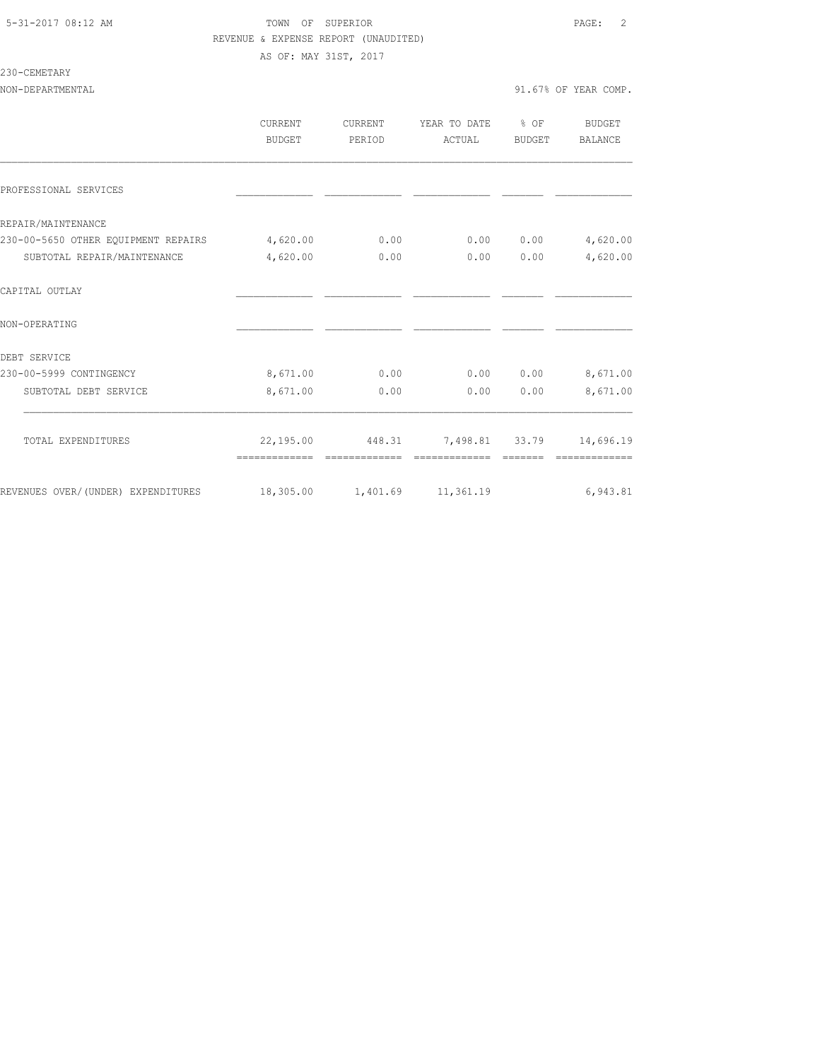5-31-2017 08:12 AM

TOWN OF SUPERIOR

REVENUE & EXPENSE REPORT (UNAUDITED)

AS OF: MAY 31ST, 2017

230-CEMETARY

NON-DEPARTMENTAL — 91.67% OF YEAR COMP.

| | CURRENT BUDGET | CURRENT PERIOD | YEAR TO DATE ACTUAL | % OF BUDGET | BUDGET BALANCE |
|---|---|---|---|---|---|
| PROFESSIONAL SERVICES | | | | | |
| REPAIR/MAINTENANCE | | | | | |
| 230-00-5650 OTHER EQUIPMENT REPAIRS | 4,620.00 | 0.00 | 0.00 | 0.00 | 4,620.00 |
| SUBTOTAL REPAIR/MAINTENANCE | 4,620.00 | 0.00 | 0.00 | 0.00 | 4,620.00 |
| CAPITAL OUTLAY | | | | | |
| NON-OPERATING | | | | | |
| DEBT SERVICE | | | | | |
| 230-00-5999 CONTINGENCY | 8,671.00 | 0.00 | 0.00 | 0.00 | 8,671.00 |
| SUBTOTAL DEBT SERVICE | 8,671.00 | 0.00 | 0.00 | 0.00 | 8,671.00 |
| TOTAL EXPENDITURES | 22,195.00 | 448.31 | 7,498.81 | 33.79 | 14,696.19 |
| REVENUES OVER/(UNDER) EXPENDITURES | 18,305.00 | 1,401.69 | 11,361.19 | | 6,943.81 |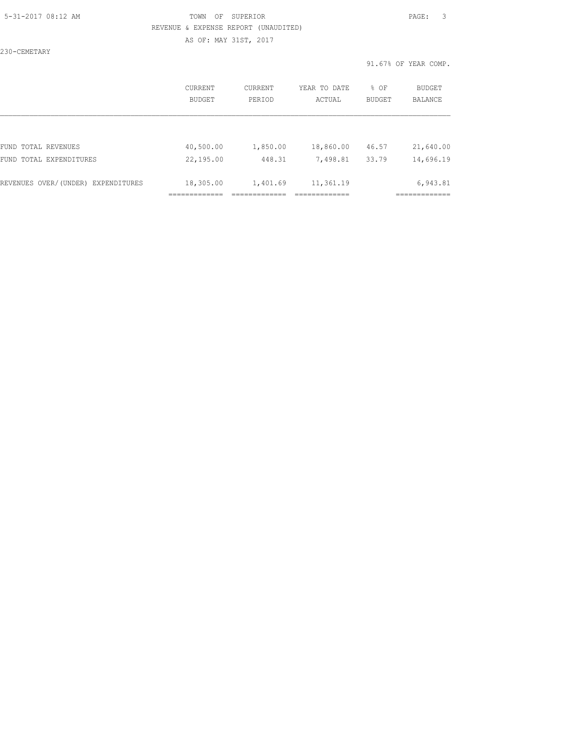TOWN OF SUPERIOR

REVENUE & EXPENSE REPORT (UNAUDITED)

AS OF: MAY 31ST, 2017

230-CEMETARY

91.67% OF YEAR COMP.

| | CURRENT BUDGET | CURRENT PERIOD | YEAR TO DATE ACTUAL | % OF BUDGET | BUDGET BALANCE |
|---|---|---|---|---|---|
| FUND TOTAL REVENUES | 40,500.00 | 1,850.00 | 18,860.00 | 46.57 | 21,640.00 |
| FUND TOTAL EXPENDITURES | 22,195.00 | 448.31 | 7,498.81 | 33.79 | 14,696.19 |
| REVENUES OVER/(UNDER) EXPENDITURES | 18,305.00 | 1,401.69 | 11,361.19 | | 6,943.81 |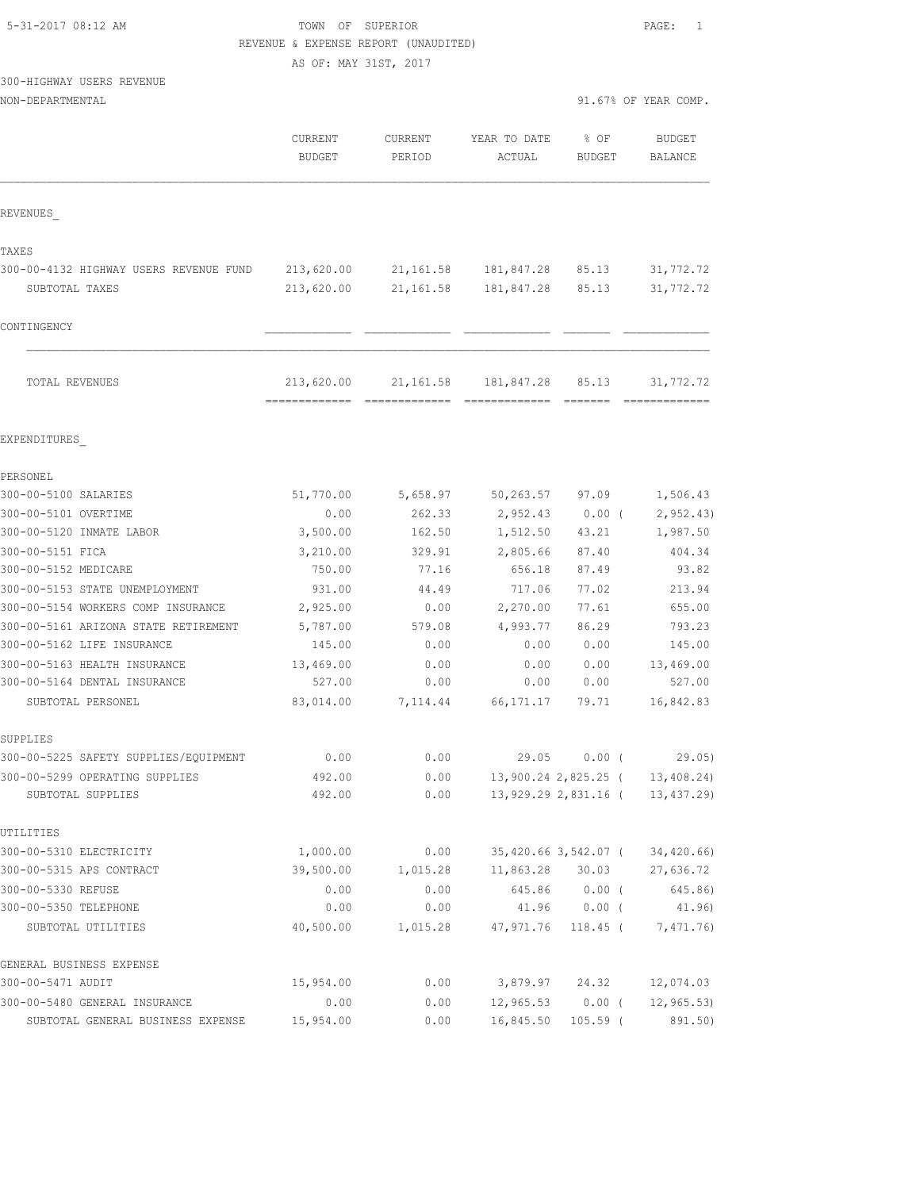TOWN OF SUPERIOR

REVENUE & EXPENSE REPORT (UNAUDITED)

AS OF: MAY 31ST, 2017

300-HIGHWAY USERS REVENUE

NON-DEPARTMENTAL — 91.67% OF YEAR COMP.

| | CURRENT BUDGET | CURRENT PERIOD | YEAR TO DATE ACTUAL | % OF BUDGET | BUDGET BALANCE |
|---|---|---|---|---|---|
| **REVENUES** | | | | | |
| **TAXES** | | | | | |
| 300-00-4132 HIGHWAY USERS REVENUE FUND | 213,620.00 | 21,161.58 | 181,847.28 | 85.13 | 31,772.72 |
| SUBTOTAL TAXES | 213,620.00 | 21,161.58 | 181,847.28 | 85.13 | 31,772.72 |
| **CONTINGENCY** | | | | | |
| TOTAL REVENUES | 213,620.00 | 21,161.58 | 181,847.28 | 85.13 | 31,772.72 |
| **EXPENDITURES** | | | | | |
| **PERSONEL** | | | | | |
| 300-00-5100 SALARIES | 51,770.00 | 5,658.97 | 50,263.57 | 97.09 | 1,506.43 |
| 300-00-5101 OVERTIME | 0.00 | 262.33 | 2,952.43 | 0.00 | ( 2,952.43) |
| 300-00-5120 INMATE LABOR | 3,500.00 | 162.50 | 1,512.50 | 43.21 | 1,987.50 |
| 300-00-5151 FICA | 3,210.00 | 329.91 | 2,805.66 | 87.40 | 404.34 |
| 300-00-5152 MEDICARE | 750.00 | 77.16 | 656.18 | 87.49 | 93.82 |
| 300-00-5153 STATE UNEMPLOYMENT | 931.00 | 44.49 | 717.06 | 77.02 | 213.94 |
| 300-00-5154 WORKERS COMP INSURANCE | 2,925.00 | 0.00 | 2,270.00 | 77.61 | 655.00 |
| 300-00-5161 ARIZONA STATE RETIREMENT | 5,787.00 | 579.08 | 4,993.77 | 86.29 | 793.23 |
| 300-00-5162 LIFE INSURANCE | 145.00 | 0.00 | 0.00 | 0.00 | 145.00 |
| 300-00-5163 HEALTH INSURANCE | 13,469.00 | 0.00 | 0.00 | 0.00 | 13,469.00 |
| 300-00-5164 DENTAL INSURANCE | 527.00 | 0.00 | 0.00 | 0.00 | 527.00 |
| SUBTOTAL PERSONEL | 83,014.00 | 7,114.44 | 66,171.17 | 79.71 | 16,842.83 |
| **SUPPLIES** | | | | | |
| 300-00-5225 SAFETY SUPPLIES/EQUIPMENT | 0.00 | 0.00 | 29.05 | 0.00 | ( 29.05) |
| 300-00-5299 OPERATING SUPPLIES | 492.00 | 0.00 | 13,900.24 | 2,825.25 | ( 13,408.24) |
| SUBTOTAL SUPPLIES | 492.00 | 0.00 | 13,929.29 | 2,831.16 | ( 13,437.29) |
| **UTILITIES** | | | | | |
| 300-00-5310 ELECTRICITY | 1,000.00 | 0.00 | 35,420.66 | 3,542.07 | ( 34,420.66) |
| 300-00-5315 APS CONTRACT | 39,500.00 | 1,015.28 | 11,863.28 | 30.03 | 27,636.72 |
| 300-00-5330 REFUSE | 0.00 | 0.00 | 645.86 | 0.00 | ( 645.86) |
| 300-00-5350 TELEPHONE | 0.00 | 0.00 | 41.96 | 0.00 | ( 41.96) |
| SUBTOTAL UTILITIES | 40,500.00 | 1,015.28 | 47,971.76 | 118.45 | ( 7,471.76) |
| **GENERAL BUSINESS EXPENSE** | | | | | |
| 300-00-5471 AUDIT | 15,954.00 | 0.00 | 3,879.97 | 24.32 | 12,074.03 |
| 300-00-5480 GENERAL INSURANCE | 0.00 | 0.00 | 12,965.53 | 0.00 | ( 12,965.53) |
| SUBTOTAL GENERAL BUSINESS EXPENSE | 15,954.00 | 0.00 | 16,845.50 | 105.59 | ( 891.50) |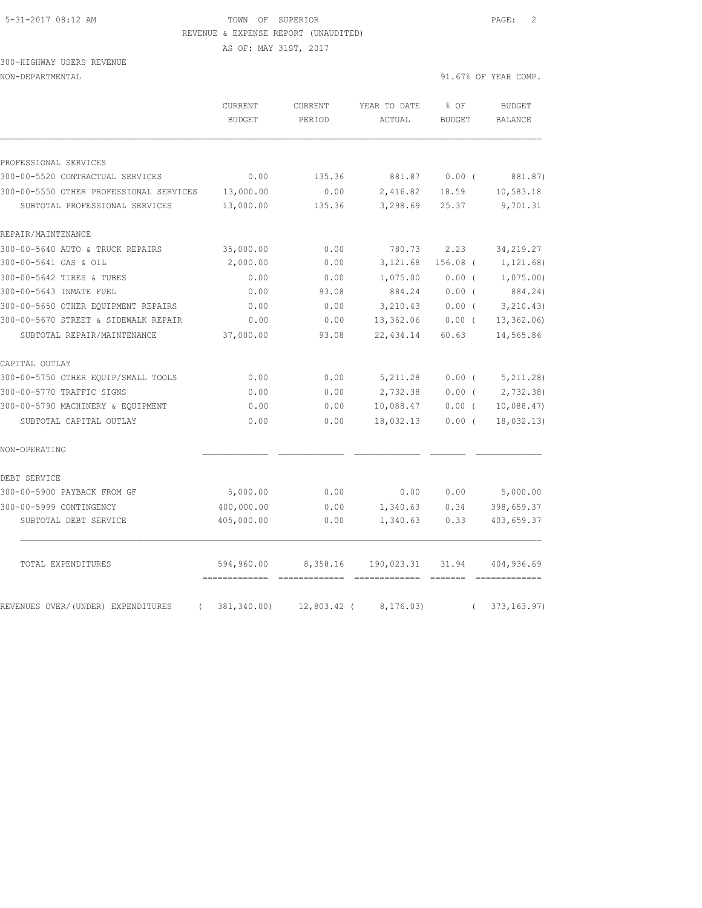TOWN OF SUPERIOR
REVENUE & EXPENSE REPORT (UNAUDITED)
AS OF: MAY 31ST, 2017

300-HIGHWAY USERS REVENUE
NON-DEPARTMENTAL

91.67% OF YEAR COMP.

| | CURRENT BUDGET | CURRENT PERIOD | YEAR TO DATE ACTUAL | % OF BUDGET | BUDGET BALANCE |
|---|---|---|---|---|---|
| PROFESSIONAL SERVICES | | | | | |
| 300-00-5520 CONTRACTUAL SERVICES | 0.00 | 135.36 | 881.87 | 0.00 ( | 881.87) |
| 300-00-5550 OTHER PROFESSIONAL SERVICES | 13,000.00 | 0.00 | 2,416.82 | 18.59 | 10,583.18 |
| SUBTOTAL PROFESSIONAL SERVICES | 13,000.00 | 135.36 | 3,298.69 | 25.37 | 9,701.31 |
| REPAIR/MAINTENANCE | | | | | |
| 300-00-5640 AUTO & TRUCK REPAIRS | 35,000.00 | 0.00 | 780.73 | 2.23 | 34,219.27 |
| 300-00-5641 GAS & OIL | 2,000.00 | 0.00 | 3,121.68 | 156.08 ( | 1,121.68) |
| 300-00-5642 TIRES & TUBES | 0.00 | 0.00 | 1,075.00 | 0.00 ( | 1,075.00) |
| 300-00-5643 INMATE FUEL | 0.00 | 93.08 | 884.24 | 0.00 ( | 884.24) |
| 300-00-5650 OTHER EQUIPMENT REPAIRS | 0.00 | 0.00 | 3,210.43 | 0.00 ( | 3,210.43) |
| 300-00-5670 STREET & SIDEWALK REPAIR | 0.00 | 0.00 | 13,362.06 | 0.00 ( | 13,362.06) |
| SUBTOTAL REPAIR/MAINTENANCE | 37,000.00 | 93.08 | 22,434.14 | 60.63 | 14,565.86 |
| CAPITAL OUTLAY | | | | | |
| 300-00-5750 OTHER EQUIP/SMALL TOOLS | 0.00 | 0.00 | 5,211.28 | 0.00 ( | 5,211.28) |
| 300-00-5770 TRAFFIC SIGNS | 0.00 | 0.00 | 2,732.38 | 0.00 ( | 2,732.38) |
| 300-00-5790 MACHINERY & EQUIPMENT | 0.00 | 0.00 | 10,088.47 | 0.00 ( | 10,088.47) |
| SUBTOTAL CAPITAL OUTLAY | 0.00 | 0.00 | 18,032.13 | 0.00 ( | 18,032.13) |
| NON-OPERATING | | | | | |
| DEBT SERVICE | | | | | |
| 300-00-5900 PAYBACK FROM GF | 5,000.00 | 0.00 | 0.00 | 0.00 | 5,000.00 |
| 300-00-5999 CONTINGENCY | 400,000.00 | 0.00 | 1,340.63 | 0.34 | 398,659.37 |
| SUBTOTAL DEBT SERVICE | 405,000.00 | 0.00 | 1,340.63 | 0.33 | 403,659.37 |
| TOTAL EXPENDITURES | 594,960.00 | 8,358.16 | 190,023.31 | 31.94 | 404,936.69 |
| REVENUES OVER/(UNDER) EXPENDITURES | ( 381,340.00) | 12,803.42 ( | 8,176.03) | ( | 373,163.97) |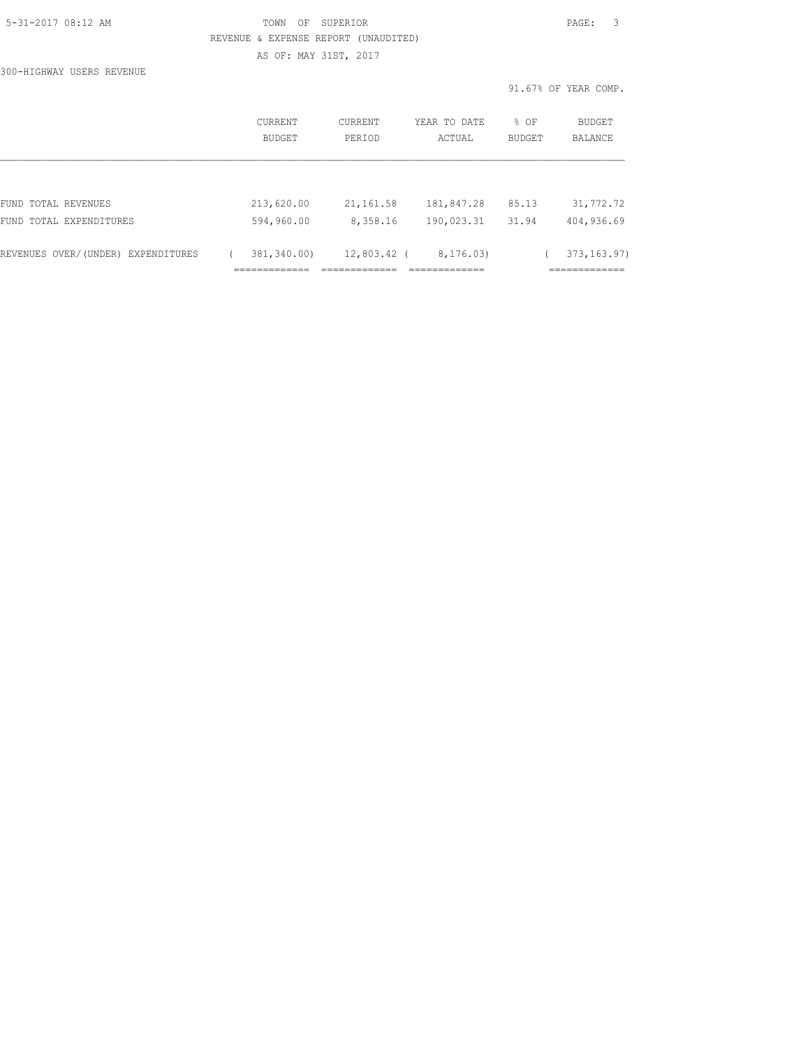TOWN OF SUPERIOR

REVENUE & EXPENSE REPORT (UNAUDITED)

AS OF: MAY 31ST, 2017

300-HIGHWAY USERS REVENUE

91.67% OF YEAR COMP.

| | CURRENT BUDGET | CURRENT PERIOD | YEAR TO DATE ACTUAL | % OF BUDGET | BUDGET BALANCE |
|---|---|---|---|---|---|
| FUND TOTAL REVENUES | 213,620.00 | 21,161.58 | 181,847.28 | 85.13 | 31,772.72 |
| FUND TOTAL EXPENDITURES | 594,960.00 | 8,358.16 | 190,023.31 | 31.94 | 404,936.69 |
| REVENUES OVER/(UNDER) EXPENDITURES | ( 381,340.00) | 12,803.42 | ( 8,176.03) | | ( 373,163.97) |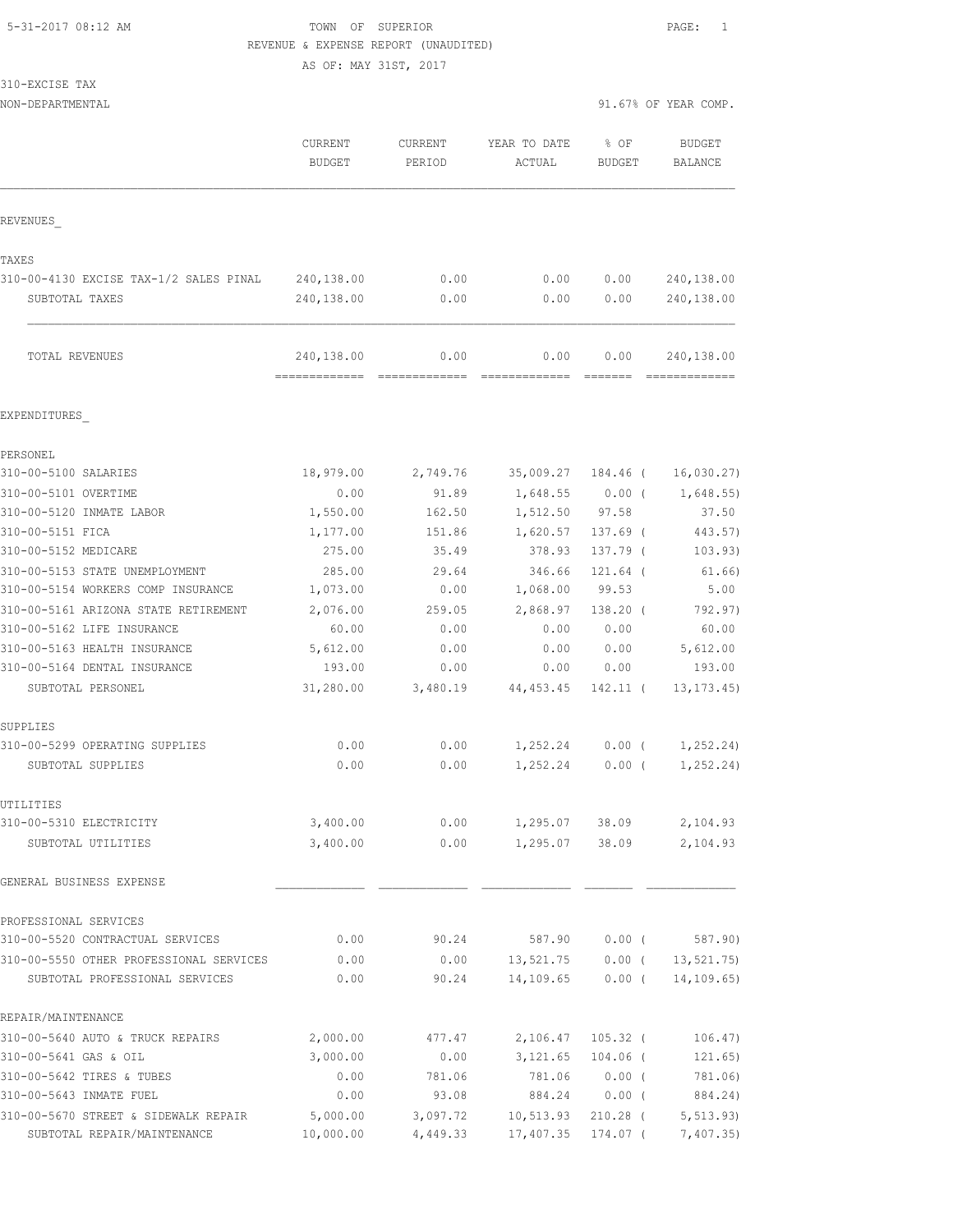5-31-2017 08:12 AM — TOWN OF SUPERIOR — PAGE: 1

REVENUE & EXPENSE REPORT (UNAUDITED)

AS OF: MAY 31ST, 2017

310-EXCISE TAX

NON-DEPARTMENTAL — 91.67% OF YEAR COMP.

| | CURRENT BUDGET | CURRENT PERIOD | YEAR TO DATE ACTUAL | % OF BUDGET | BUDGET BALANCE |
|---|---|---|---|---|---|
| **REVENUES** | | | | | |
| TAXES | | | | | |
| 310-00-4130 EXCISE TAX-1/2 SALES PINAL | 240,138.00 | 0.00 | 0.00 | 0.00 | 240,138.00 |
| SUBTOTAL TAXES | 240,138.00 | 0.00 | 0.00 | 0.00 | 240,138.00 |
| TOTAL REVENUES | 240,138.00 | 0.00 | 0.00 | 0.00 | 240,138.00 |
| **EXPENDITURES** | | | | | |
| PERSONEL | | | | | |
| 310-00-5100 SALARIES | 18,979.00 | 2,749.76 | 35,009.27 | 184.46 | ( 16,030.27) |
| 310-00-5101 OVERTIME | 0.00 | 91.89 | 1,648.55 | 0.00 | ( 1,648.55) |
| 310-00-5120 INMATE LABOR | 1,550.00 | 162.50 | 1,512.50 | 97.58 | 37.50 |
| 310-00-5151 FICA | 1,177.00 | 151.86 | 1,620.57 | 137.69 | ( 443.57) |
| 310-00-5152 MEDICARE | 275.00 | 35.49 | 378.93 | 137.79 | ( 103.93) |
| 310-00-5153 STATE UNEMPLOYMENT | 285.00 | 29.64 | 346.66 | 121.64 | ( 61.66) |
| 310-00-5154 WORKERS COMP INSURANCE | 1,073.00 | 0.00 | 1,068.00 | 99.53 | 5.00 |
| 310-00-5161 ARIZONA STATE RETIREMENT | 2,076.00 | 259.05 | 2,868.97 | 138.20 | ( 792.97) |
| 310-00-5162 LIFE INSURANCE | 60.00 | 0.00 | 0.00 | 0.00 | 60.00 |
| 310-00-5163 HEALTH INSURANCE | 5,612.00 | 0.00 | 0.00 | 0.00 | 5,612.00 |
| 310-00-5164 DENTAL INSURANCE | 193.00 | 0.00 | 0.00 | 0.00 | 193.00 |
| SUBTOTAL PERSONEL | 31,280.00 | 3,480.19 | 44,453.45 | 142.11 | ( 13,173.45) |
| SUPPLIES | | | | | |
| 310-00-5299 OPERATING SUPPLIES | 0.00 | 0.00 | 1,252.24 | 0.00 | ( 1,252.24) |
| SUBTOTAL SUPPLIES | 0.00 | 0.00 | 1,252.24 | 0.00 | ( 1,252.24) |
| UTILITIES | | | | | |
| 310-00-5310 ELECTRICITY | 3,400.00 | 0.00 | 1,295.07 | 38.09 | 2,104.93 |
| SUBTOTAL UTILITIES | 3,400.00 | 0.00 | 1,295.07 | 38.09 | 2,104.93 |
| GENERAL BUSINESS EXPENSE | | | | | |
| PROFESSIONAL SERVICES | | | | | |
| 310-00-5520 CONTRACTUAL SERVICES | 0.00 | 90.24 | 587.90 | 0.00 | ( 587.90) |
| 310-00-5550 OTHER PROFESSIONAL SERVICES | 0.00 | 0.00 | 13,521.75 | 0.00 | ( 13,521.75) |
| SUBTOTAL PROFESSIONAL SERVICES | 0.00 | 90.24 | 14,109.65 | 0.00 | ( 14,109.65) |
| REPAIR/MAINTENANCE | | | | | |
| 310-00-5640 AUTO & TRUCK REPAIRS | 2,000.00 | 477.47 | 2,106.47 | 105.32 | ( 106.47) |
| 310-00-5641 GAS & OIL | 3,000.00 | 0.00 | 3,121.65 | 104.06 | ( 121.65) |
| 310-00-5642 TIRES & TUBES | 0.00 | 781.06 | 781.06 | 0.00 | ( 781.06) |
| 310-00-5643 INMATE FUEL | 0.00 | 93.08 | 884.24 | 0.00 | ( 884.24) |
| 310-00-5670 STREET & SIDEWALK REPAIR | 5,000.00 | 3,097.72 | 10,513.93 | 210.28 | ( 5,513.93) |
| SUBTOTAL REPAIR/MAINTENANCE | 10,000.00 | 4,449.33 | 17,407.35 | 174.07 | ( 7,407.35) |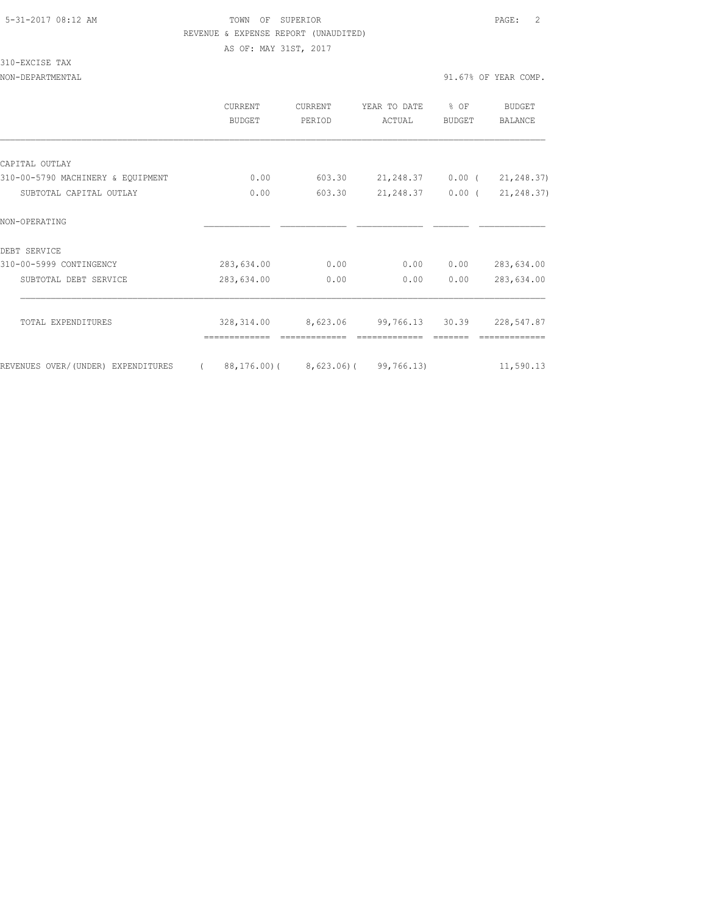TOWN OF SUPERIOR

REVENUE & EXPENSE REPORT (UNAUDITED)

AS OF: MAY 31ST, 2017

310-EXCISE TAX

NON-DEPARTMENTAL — 91.67% OF YEAR COMP.

| | CURRENT BUDGET | CURRENT PERIOD | YEAR TO DATE ACTUAL | % OF BUDGET | BUDGET BALANCE |
|---|---|---|---|---|---|
| **CAPITAL OUTLAY** | | | | | |
| 310-00-5790 MACHINERY & EQUIPMENT | 0.00 | 603.30 | 21,248.37 | 0.00 | ( 21,248.37) |
| SUBTOTAL CAPITAL OUTLAY | 0.00 | 603.30 | 21,248.37 | 0.00 | ( 21,248.37) |
| **NON-OPERATING** | | | | | |
| **DEBT SERVICE** | | | | | |
| 310-00-5999 CONTINGENCY | 283,634.00 | 0.00 | 0.00 | 0.00 | 283,634.00 |
| SUBTOTAL DEBT SERVICE | 283,634.00 | 0.00 | 0.00 | 0.00 | 283,634.00 |
| TOTAL EXPENDITURES | 328,314.00 | 8,623.06 | 99,766.13 | 30.39 | 228,547.87 |
| REVENUES OVER/(UNDER) EXPENDITURES | ( 88,176.00) | ( 8,623.06) | ( 99,766.13) | | 11,590.13 |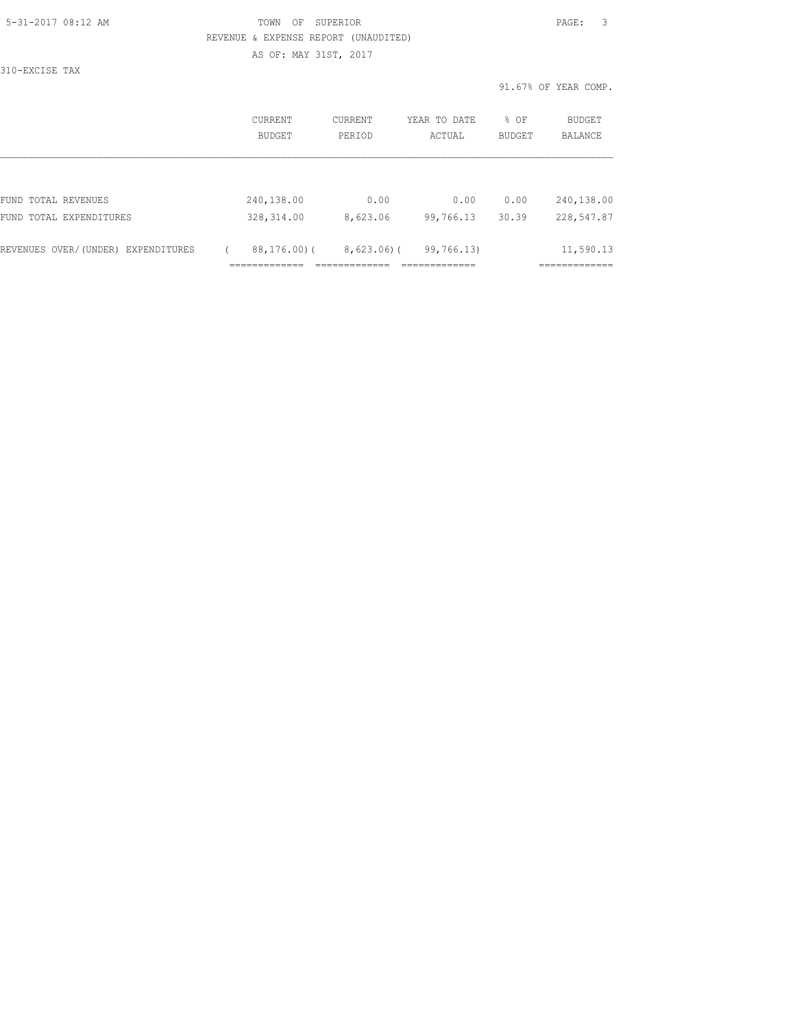TOWN OF SUPERIOR

REVENUE & EXPENSE REPORT (UNAUDITED)

AS OF: MAY 31ST, 2017

310-EXCISE TAX

91.67% OF YEAR COMP.

| | CURRENT BUDGET | CURRENT PERIOD | YEAR TO DATE ACTUAL | % OF BUDGET | BUDGET BALANCE |
|---|---|---|---|---|---|
| FUND TOTAL REVENUES | 240,138.00 | 0.00 | 0.00 | 0.00 | 240,138.00 |
| FUND TOTAL EXPENDITURES | 328,314.00 | 8,623.06 | 99,766.13 | 30.39 | 228,547.87 |
| REVENUES OVER/(UNDER) EXPENDITURES | ( 88,176.00)( | 8,623.06)( | 99,766.13) | | 11,590.13 |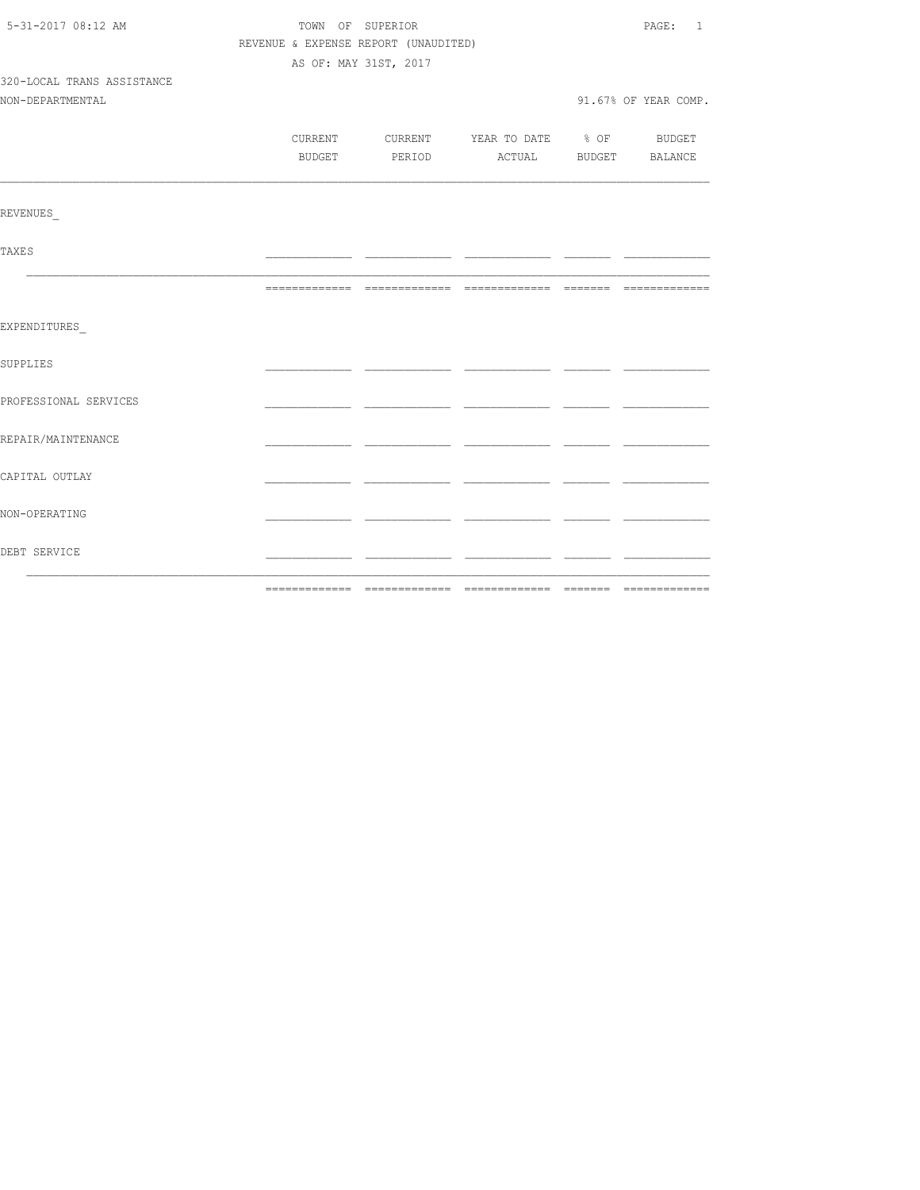5-31-2017 08:12 AM

TOWN OF SUPERIOR

REVENUE & EXPENSE REPORT (UNAUDITED)

AS OF: MAY 31ST, 2017

320-LOCAL TRANS ASSISTANCE

NON-DEPARTMENTAL

91.67% OF YEAR COMP.

| | CURRENT BUDGET | CURRENT PERIOD | YEAR TO DATE ACTUAL | % OF BUDGET | BUDGET BALANCE |
|---|---|---|---|---|---|
| REVENUES_ | | | | | |
| TAXES | | | | | |
| | | | | | |
| EXPENDITURES_ | | | | | |
| SUPPLIES | | | | | |
| PROFESSIONAL SERVICES | | | | | |
| REPAIR/MAINTENANCE | | | | | |
| CAPITAL OUTLAY | | | | | |
| NON-OPERATING | | | | | |
| DEBT SERVICE | | | | | |
| | | | | | |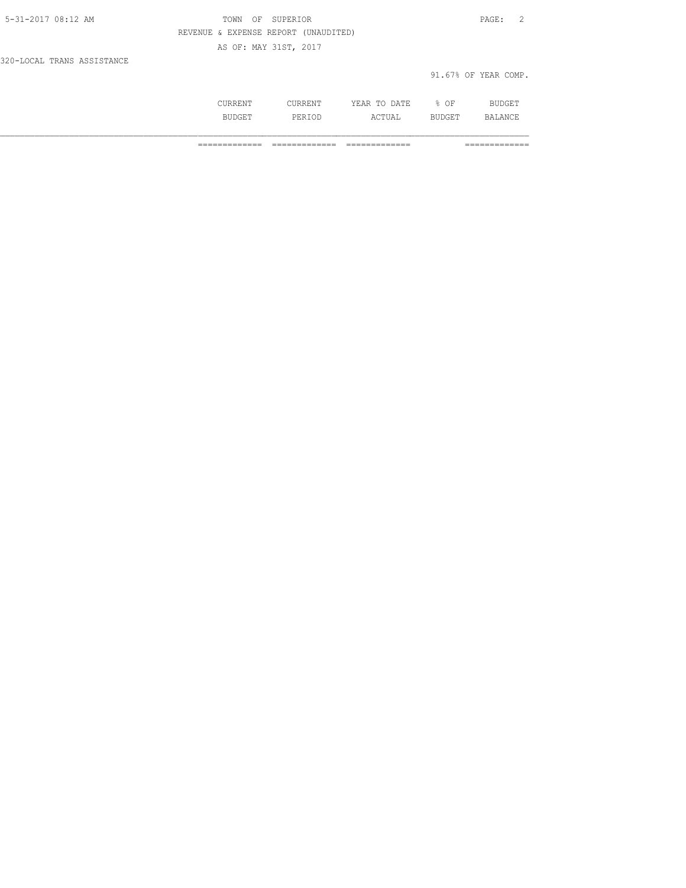REVENUE & EXPENSE REPORT (UNAUDITED)

AS OF: MAY 31ST, 2017

320-LOCAL TRANS ASSISTANCE

91.67% OF YEAR COMP.

| | CURRENT BUDGET | CURRENT PERIOD | YEAR TO DATE ACTUAL | % OF BUDGET | BUDGET BALANCE |
|---|---|---|---|---|---|
| | ============= | ============= | ============= | | ============= |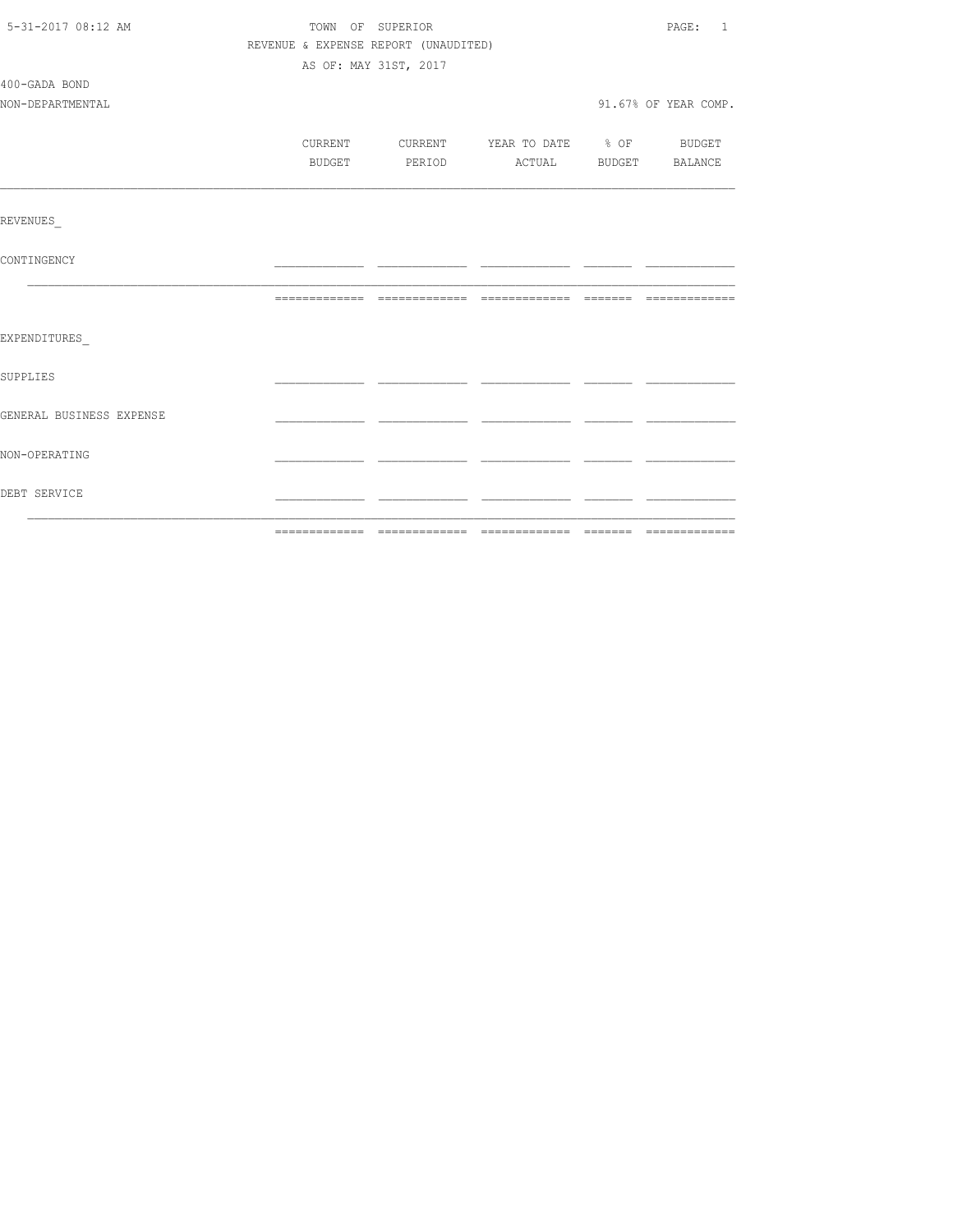5-31-2017 08:12 AM

TOWN OF SUPERIOR

REVENUE & EXPENSE REPORT (UNAUDITED)

AS OF: MAY 31ST, 2017

400-GADA BOND

NON-DEPARTMENTAL

91.67% OF YEAR COMP.

| | CURRENT BUDGET | CURRENT PERIOD | YEAR TO DATE ACTUAL | % OF BUDGET | BUDGET BALANCE |
|---|---|---|---|---|---|
| REVENUES_ | | | | | |
| CONTINGENCY | | | | | |
| | | | | | |
| EXPENDITURES_ | | | | | |
| SUPPLIES | | | | | |
| GENERAL BUSINESS EXPENSE | | | | | |
| NON-OPERATING | | | | | |
| DEBT SERVICE | | | | | |
| | | | | | |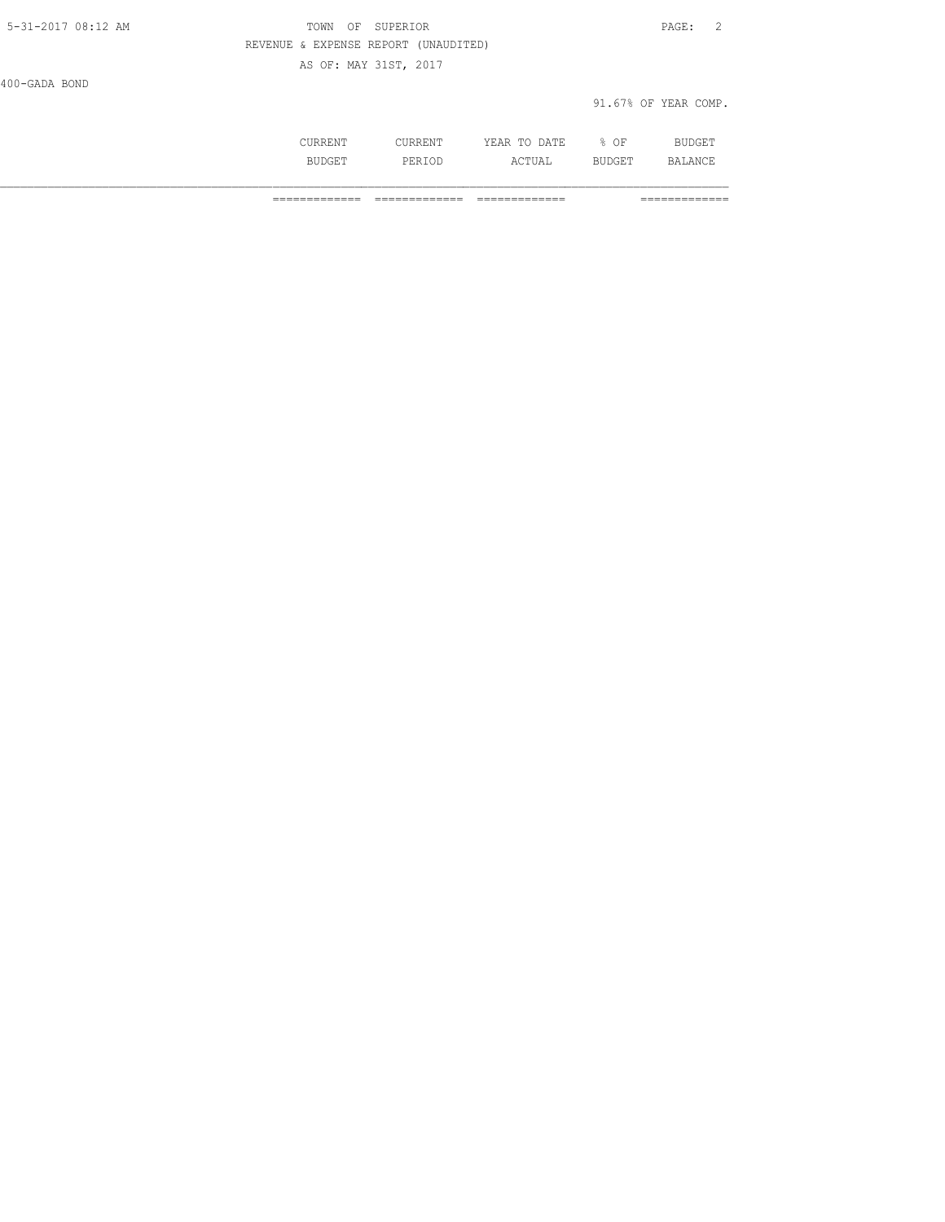REVENUE & EXPENSE REPORT (UNAUDITED)

AS OF: MAY 31ST, 2017

400-GADA BOND

91.67% OF YEAR COMP.

| | CURRENT BUDGET | CURRENT PERIOD | YEAR TO DATE ACTUAL | % OF BUDGET | BUDGET BALANCE |
|---|---|---|---|---|---|
| | ============= | ============= | ============= | | ============= |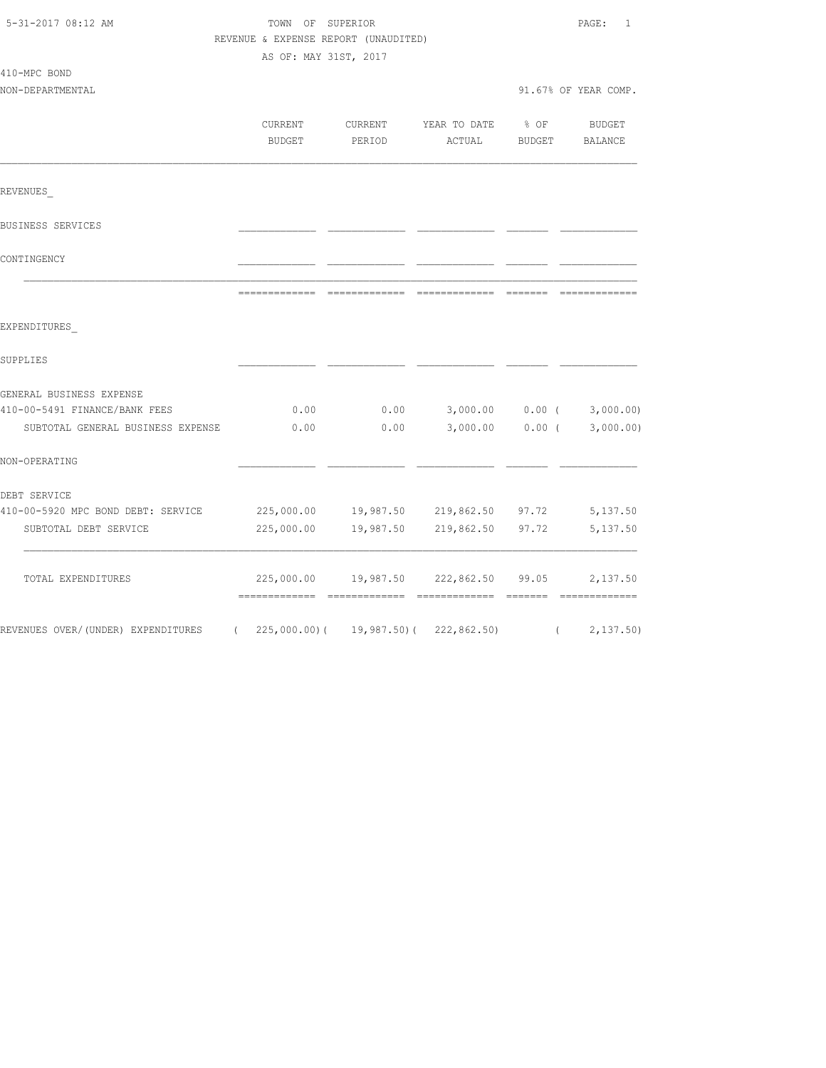5-31-2017 08:12 AM

# TOWN OF SUPERIOR

REVENUE & EXPENSE REPORT (UNAUDITED)

AS OF: MAY 31ST, 2017

410-MPC BOND

NON-DEPARTMENTAL — 91.67% OF YEAR COMP.

| | CURRENT BUDGET | CURRENT PERIOD | YEAR TO DATE ACTUAL | % OF BUDGET | BUDGET BALANCE |
|---|---|---|---|---|---|
| **REVENUES** | | | | | |
| BUSINESS SERVICES | | | | | |
| CONTINGENCY | | | | | |
| **EXPENDITURES** | | | | | |
| SUPPLIES | | | | | |
| GENERAL BUSINESS EXPENSE | | | | | |
| 410-00-5491 FINANCE/BANK FEES | 0.00 | 0.00 | 3,000.00 | 0.00 | ( 3,000.00) |
| SUBTOTAL GENERAL BUSINESS EXPENSE | 0.00 | 0.00 | 3,000.00 | 0.00 | ( 3,000.00) |
| NON-OPERATING | | | | | |
| DEBT SERVICE | | | | | |
| 410-00-5920 MPC BOND DEBT: SERVICE | 225,000.00 | 19,987.50 | 219,862.50 | 97.72 | 5,137.50 |
| SUBTOTAL DEBT SERVICE | 225,000.00 | 19,987.50 | 219,862.50 | 97.72 | 5,137.50 |
| TOTAL EXPENDITURES | 225,000.00 | 19,987.50 | 222,862.50 | 99.05 | 2,137.50 |
| REVENUES OVER/(UNDER) EXPENDITURES | ( 225,000.00) | ( 19,987.50) | ( 222,862.50) | | ( 2,137.50) |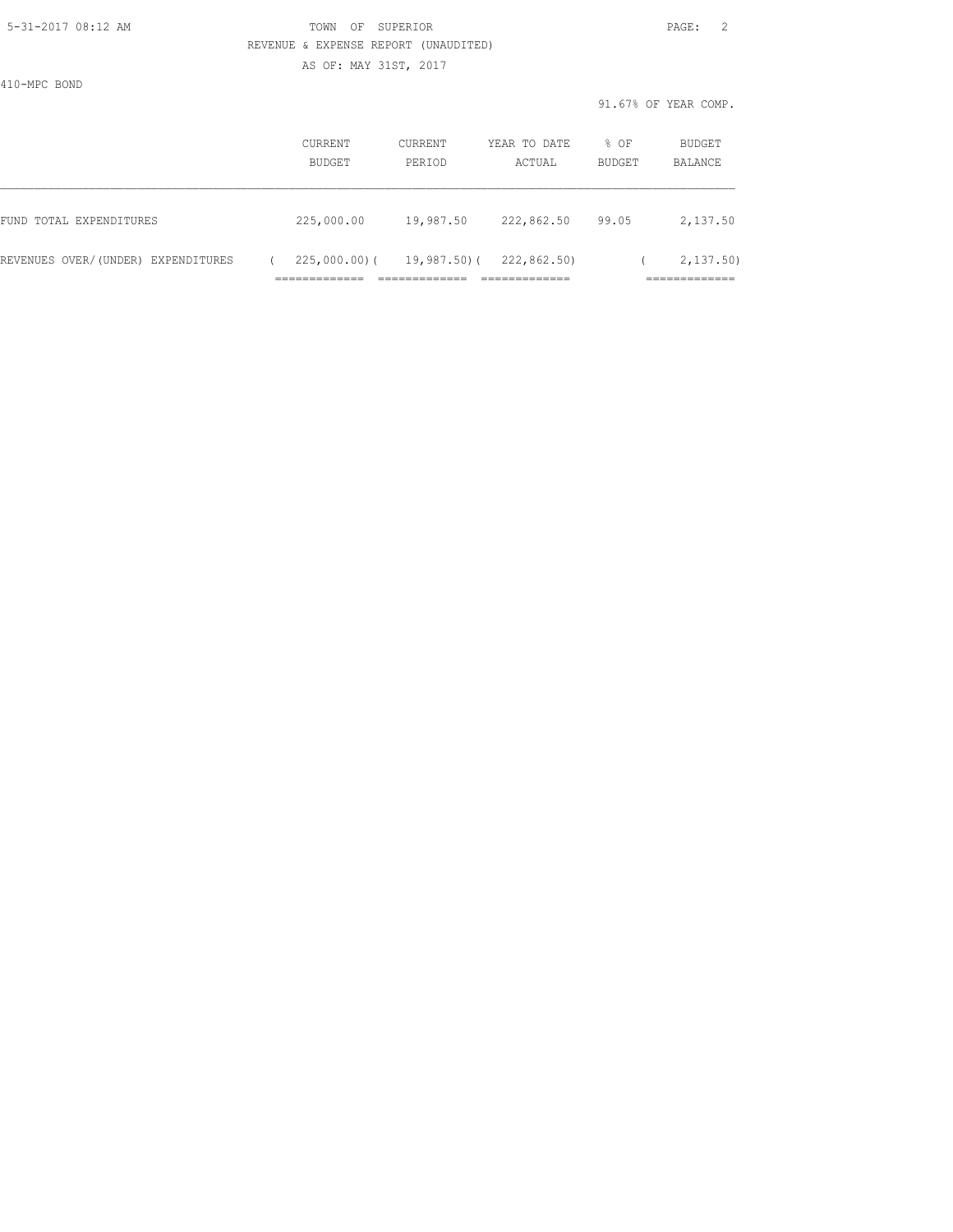TOWN OF SUPERIOR

REVENUE & EXPENSE REPORT (UNAUDITED)

AS OF: MAY 31ST, 2017

410-MPC BOND

91.67% OF YEAR COMP.

| | CURRENT BUDGET | CURRENT PERIOD | YEAR TO DATE ACTUAL | % OF BUDGET | BUDGET BALANCE |
|---|---|---|---|---|---|
| FUND TOTAL EXPENDITURES | 225,000.00 | 19,987.50 | 222,862.50 | 99.05 | 2,137.50 |
| REVENUES OVER/(UNDER) EXPENDITURES | ( 225,000.00)( | 19,987.50)( | 222,862.50) | | ( 2,137.50) |
| | ============= | ============= | ============= | | ============= |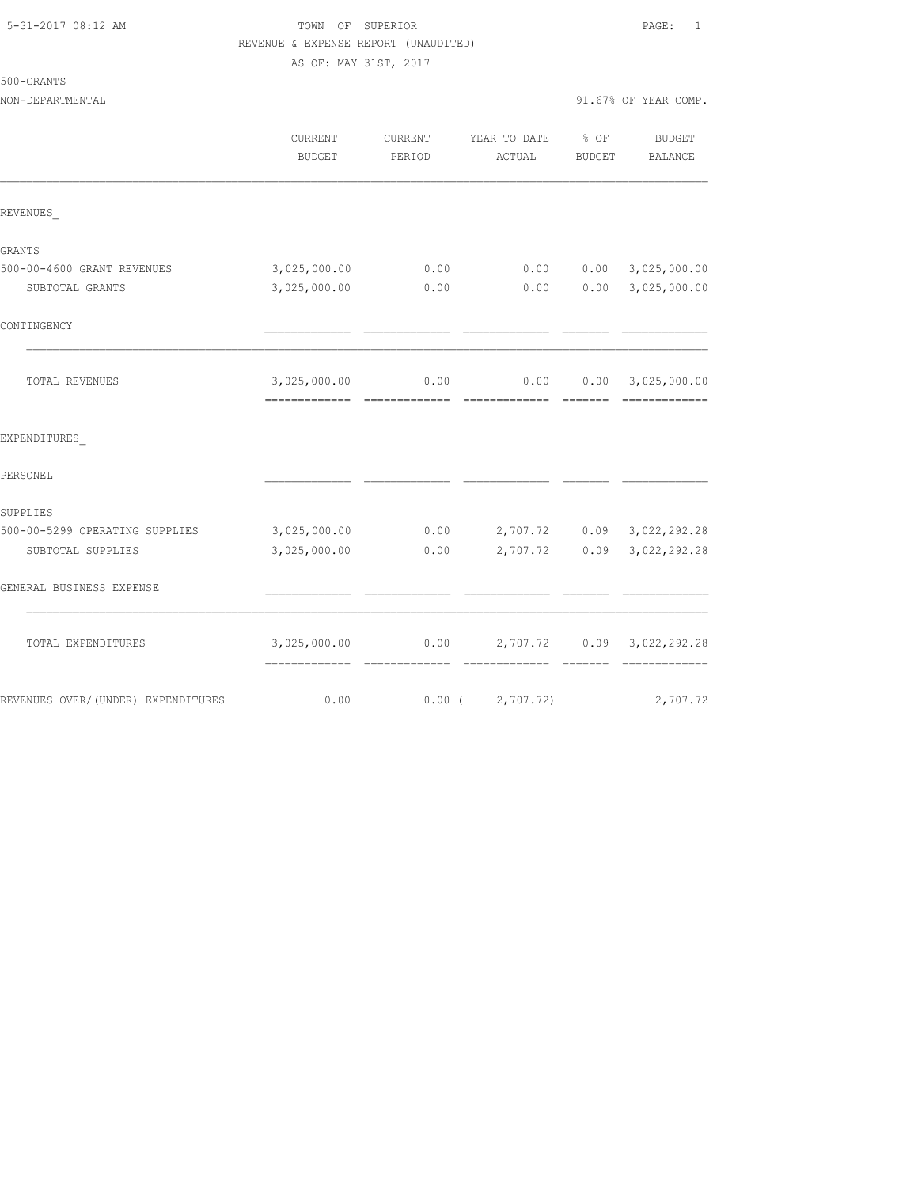5-31-2017 08:12 AM

TOWN OF SUPERIOR

REVENUE & EXPENSE REPORT (UNAUDITED)

AS OF: MAY 31ST, 2017

500-GRANTS

NON-DEPARTMENTAL

91.67% OF YEAR COMP.

| | CURRENT BUDGET | CURRENT PERIOD | YEAR TO DATE ACTUAL | % OF BUDGET | BUDGET BALANCE |
|---|---|---|---|---|---|
| REVENUES_ | | | | | |
| GRANTS | | | | | |
| 500-00-4600 GRANT REVENUES | 3,025,000.00 | 0.00 | 0.00 | 0.00 | 3,025,000.00 |
| SUBTOTAL GRANTS | 3,025,000.00 | 0.00 | 0.00 | 0.00 | 3,025,000.00 |
| CONTINGENCY | | | | | |
| TOTAL REVENUES | 3,025,000.00 | 0.00 | 0.00 | 0.00 | 3,025,000.00 |
| EXPENDITURES_ | | | | | |
| PERSONEL | | | | | |
| SUPPLIES | | | | | |
| 500-00-5299 OPERATING SUPPLIES | 3,025,000.00 | 0.00 | 2,707.72 | 0.09 | 3,022,292.28 |
| SUBTOTAL SUPPLIES | 3,025,000.00 | 0.00 | 2,707.72 | 0.09 | 3,022,292.28 |
| GENERAL BUSINESS EXPENSE | | | | | |
| TOTAL EXPENDITURES | 3,025,000.00 | 0.00 | 2,707.72 | 0.09 | 3,022,292.28 |
| REVENUES OVER/(UNDER) EXPENDITURES | 0.00 | 0.00 | ( 2,707.72) | | 2,707.72 |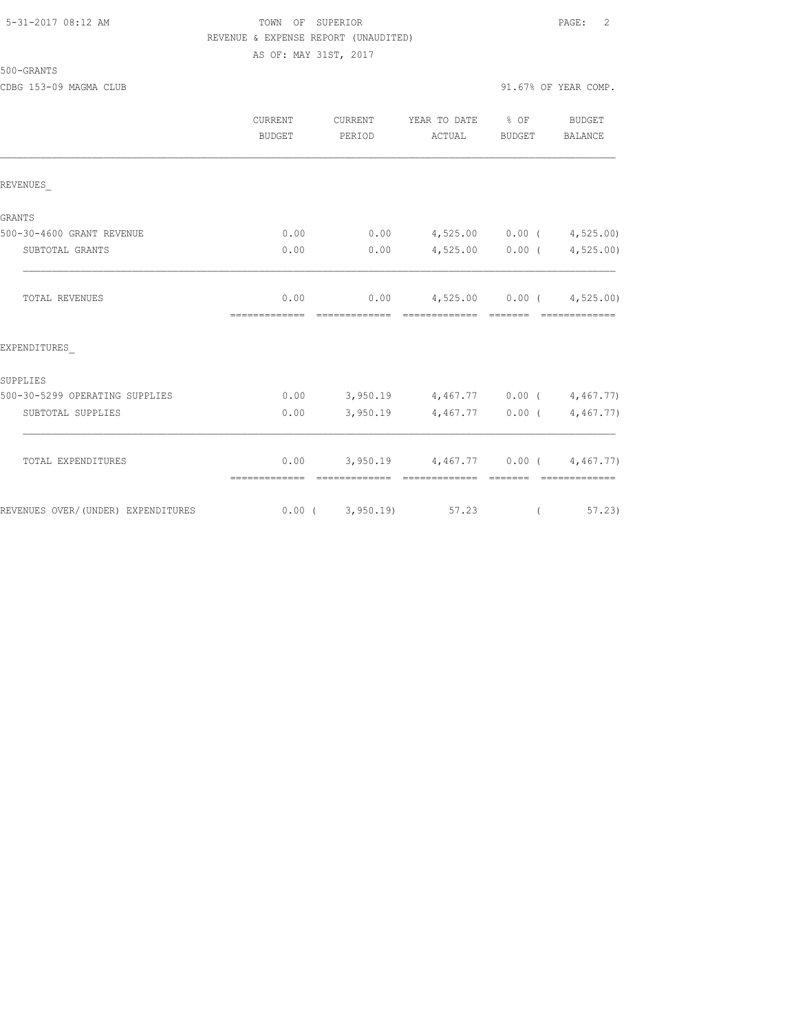TOWN OF SUPERIOR
REVENUE & EXPENSE REPORT (UNAUDITED)
AS OF: MAY 31ST, 2017

500-GRANTS

CDBG 153-09 MAGMA CLUB

91.67% OF YEAR COMP.

| | CURRENT BUDGET | CURRENT PERIOD | YEAR TO DATE ACTUAL | % OF BUDGET | BUDGET BALANCE |
|---|---|---|---|---|---|
| REVENUES_ | | | | | |
| GRANTS | | | | | |
| 500-30-4600 GRANT REVENUE | 0.00 | 0.00 | 4,525.00 | 0.00 | ( 4,525.00) |
| SUBTOTAL GRANTS | 0.00 | 0.00 | 4,525.00 | 0.00 | ( 4,525.00) |
| TOTAL REVENUES | 0.00 | 0.00 | 4,525.00 | 0.00 | ( 4,525.00) |
| EXPENDITURES_ | | | | | |
| SUPPLIES | | | | | |
| 500-30-5299 OPERATING SUPPLIES | 0.00 | 3,950.19 | 4,467.77 | 0.00 | ( 4,467.77) |
| SUBTOTAL SUPPLIES | 0.00 | 3,950.19 | 4,467.77 | 0.00 | ( 4,467.77) |
| TOTAL EXPENDITURES | 0.00 | 3,950.19 | 4,467.77 | 0.00 | ( 4,467.77) |
| REVENUES OVER/(UNDER) EXPENDITURES | 0.00 | ( 3,950.19) | 57.23 | | ( 57.23) |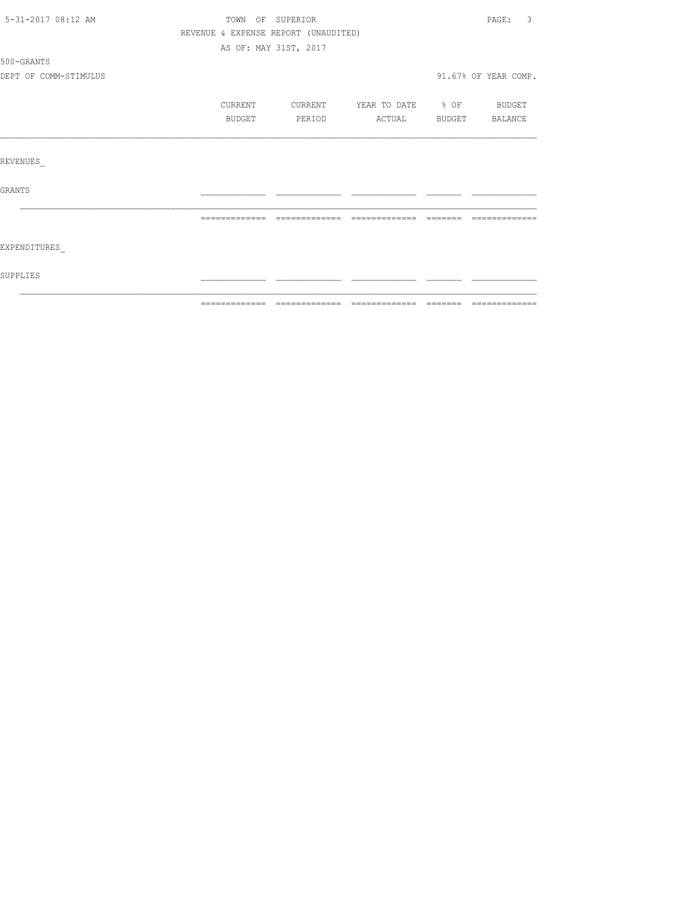TOWN OF SUPERIOR

REVENUE & EXPENSE REPORT (UNAUDITED)

AS OF: MAY 31ST, 2017

500-GRANTS

DEPT OF COMM-STIMULUS

91.67% OF YEAR COMP.

| | CURRENT BUDGET | CURRENT PERIOD | YEAR TO DATE ACTUAL | % OF BUDGET | BUDGET BALANCE |
|---|---|---|---|---|---|
| REVENUES_ | | | | | |
| GRANTS | | | | | |
| EXPENDITURES_ | | | | | |
| SUPPLIES | | | | | |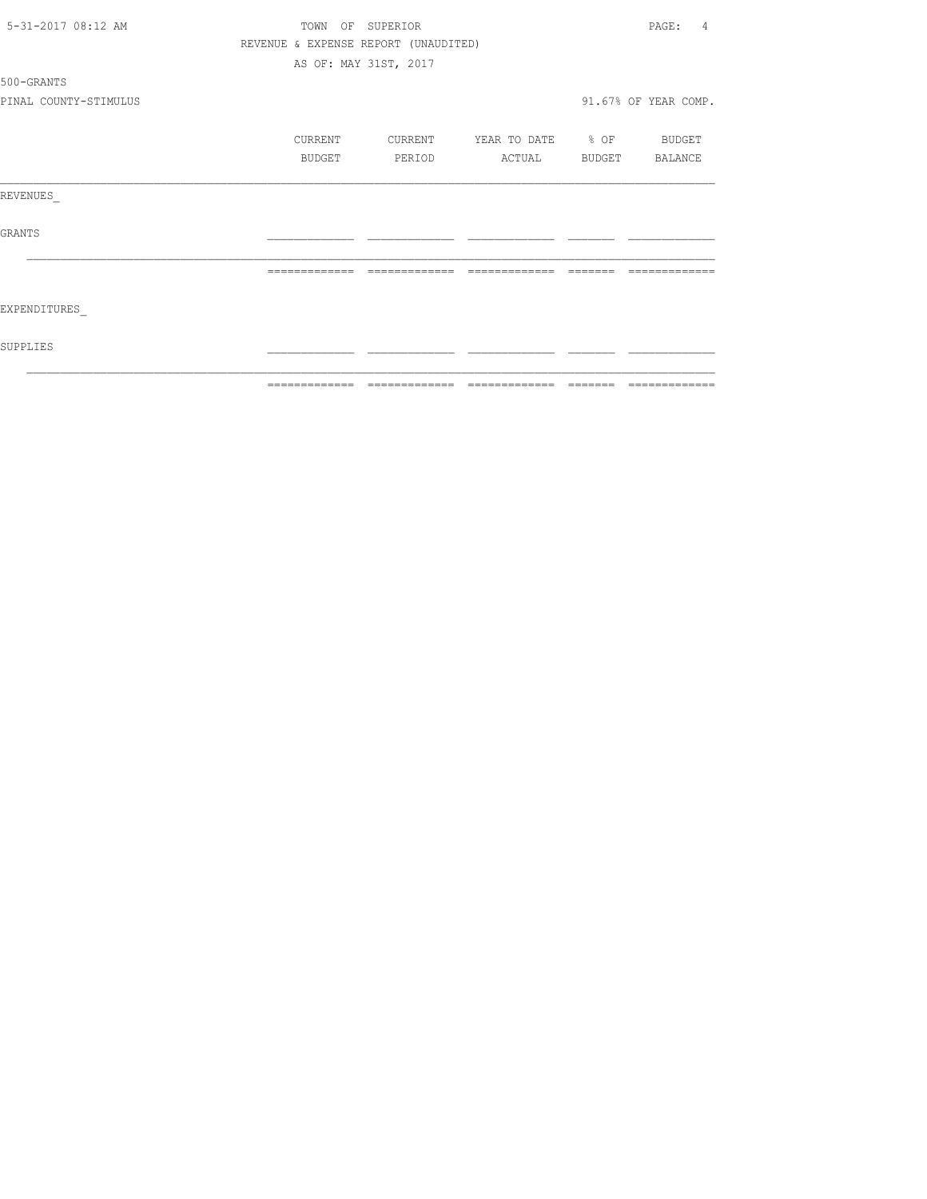TOWN OF SUPERIOR
REVENUE & EXPENSE REPORT (UNAUDITED)
AS OF: MAY 31ST, 2017

500-GRANTS
PINAL COUNTY-STIMULUS

91.67% OF YEAR COMP.

| | CURRENT BUDGET | CURRENT PERIOD | YEAR TO DATE ACTUAL | % OF BUDGET | BUDGET BALANCE |
|---|---|---|---|---|---|
| REVENUES_ | | | | | |
| GRANTS | | | | | |
| | | | | | |
| EXPENDITURES_ | | | | | |
| SUPPLIES | | | | | |
| | | | | | |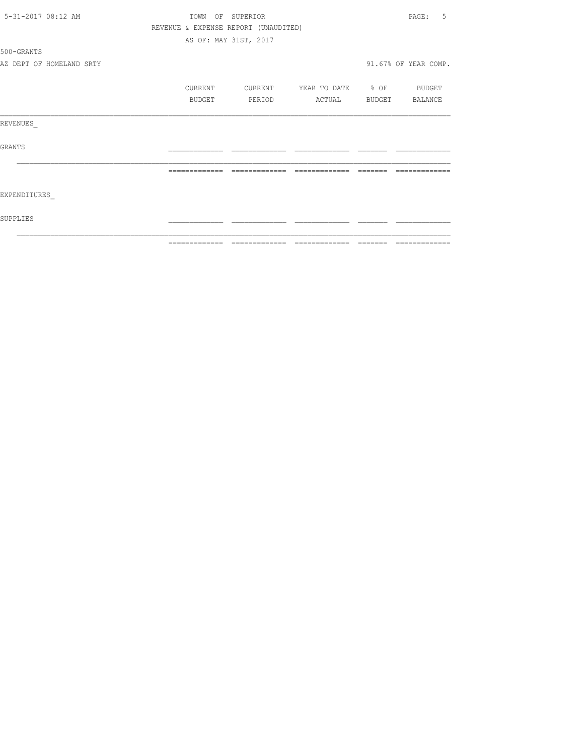TOWN OF SUPERIOR

REVENUE & EXPENSE REPORT (UNAUDITED)

AS OF: MAY 31ST, 2017

500-GRANTS

AZ DEPT OF HOMELAND SRTY

91.67% OF YEAR COMP.

| | CURRENT BUDGET | CURRENT PERIOD | YEAR TO DATE ACTUAL | % OF BUDGET | BUDGET BALANCE |
|---|---|---|---|---|---|
| REVENUES_ | | | | | |
| GRANTS | | | | | |
| EXPENDITURES_ | | | | | |
| SUPPLIES | | | | | |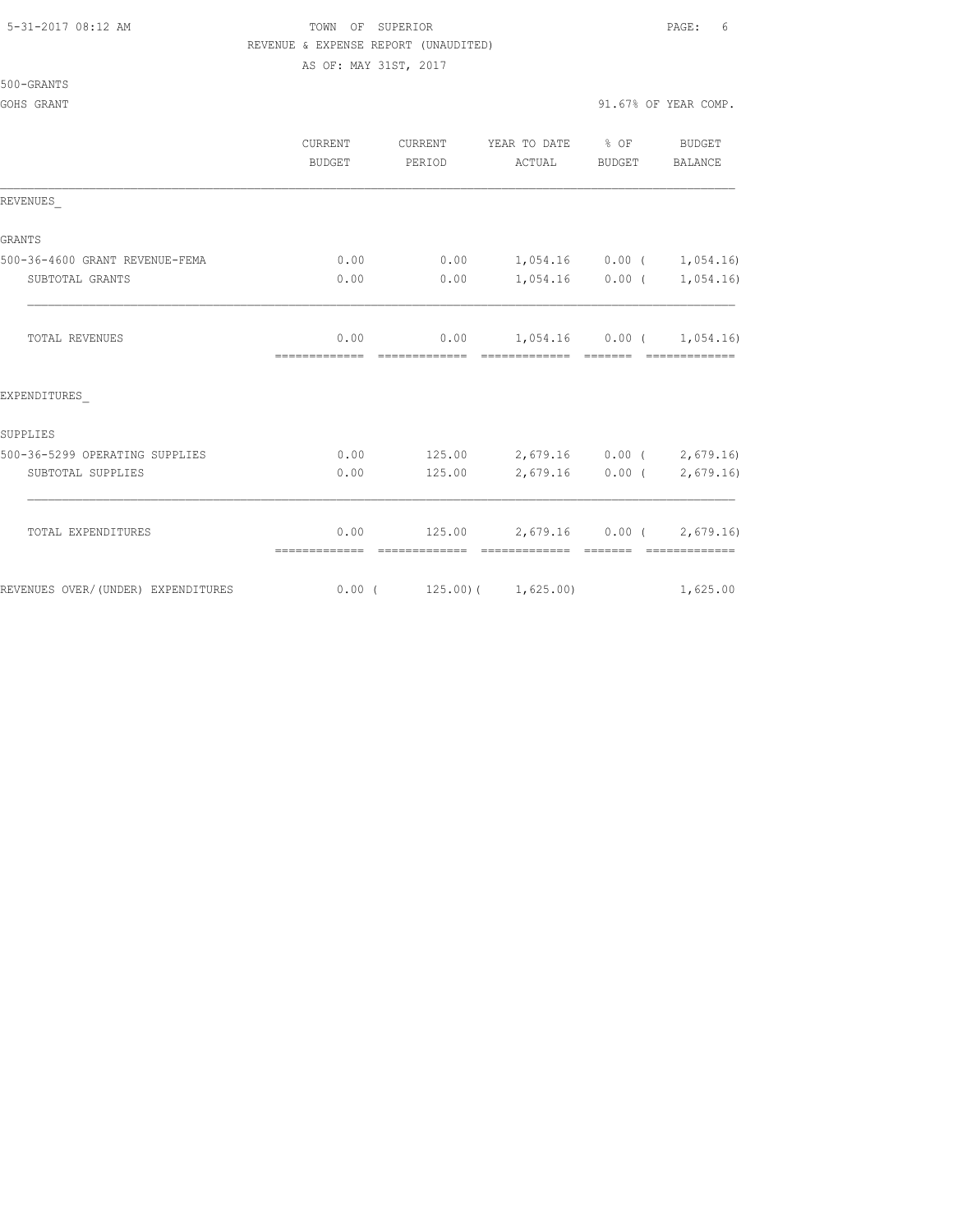TOWN OF SUPERIOR
REVENUE & EXPENSE REPORT (UNAUDITED)
AS OF: MAY 31ST, 2017

500-GRANTS

GOHS GRANT — 91.67% OF YEAR COMP.

| | CURRENT BUDGET | CURRENT PERIOD | YEAR TO DATE ACTUAL | % OF BUDGET | BUDGET BALANCE |
|---|---|---|---|---|---|
| **REVENUES_** | | | | | |
| **GRANTS** | | | | | |
| 500-36-4600 GRANT REVENUE-FEMA | 0.00 | 0.00 | 1,054.16 | 0.00 | ( 1,054.16) |
| SUBTOTAL GRANTS | 0.00 | 0.00 | 1,054.16 | 0.00 | ( 1,054.16) |
| TOTAL REVENUES | 0.00 | 0.00 | 1,054.16 | 0.00 | ( 1,054.16) |
| **EXPENDITURES_** | | | | | |
| **SUPPLIES** | | | | | |
| 500-36-5299 OPERATING SUPPLIES | 0.00 | 125.00 | 2,679.16 | 0.00 | ( 2,679.16) |
| SUBTOTAL SUPPLIES | 0.00 | 125.00 | 2,679.16 | 0.00 | ( 2,679.16) |
| TOTAL EXPENDITURES | 0.00 | 125.00 | 2,679.16 | 0.00 | ( 2,679.16) |
| REVENUES OVER/(UNDER) EXPENDITURES | 0.00 | ( 125.00) | ( 1,625.00) | | 1,625.00 |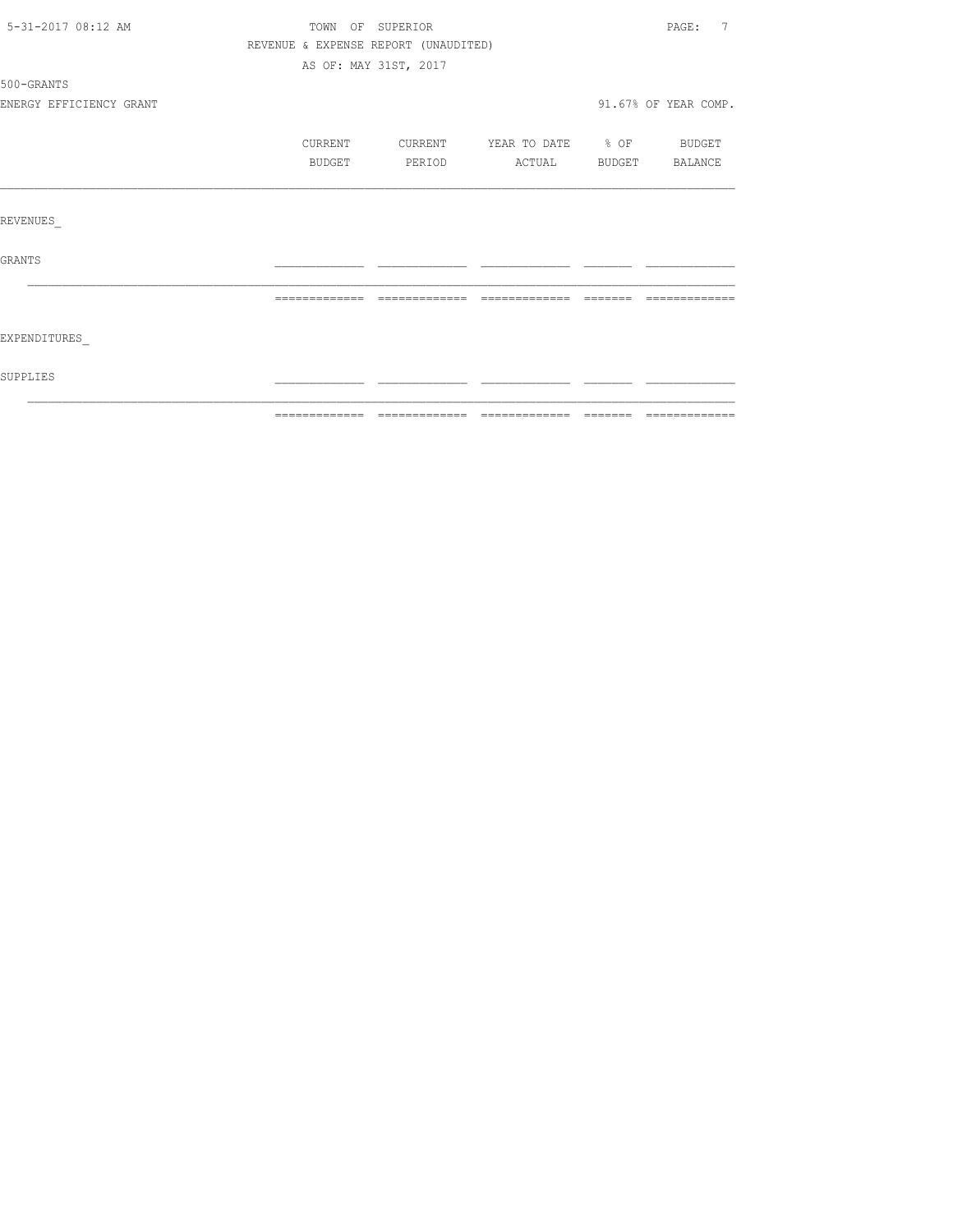TOWN OF SUPERIOR

REVENUE & EXPENSE REPORT (UNAUDITED)

AS OF: MAY 31ST, 2017

500-GRANTS

ENERGY EFFICIENCY GRANT

91.67% OF YEAR COMP.

| | CURRENT BUDGET | CURRENT PERIOD | YEAR TO DATE ACTUAL | % OF BUDGET | BUDGET BALANCE |
|---|---|---|---|---|---|
| REVENUES_ | | | | | |
| GRANTS | | | | | |
| EXPENDITURES_ | | | | | |
| SUPPLIES | | | | | |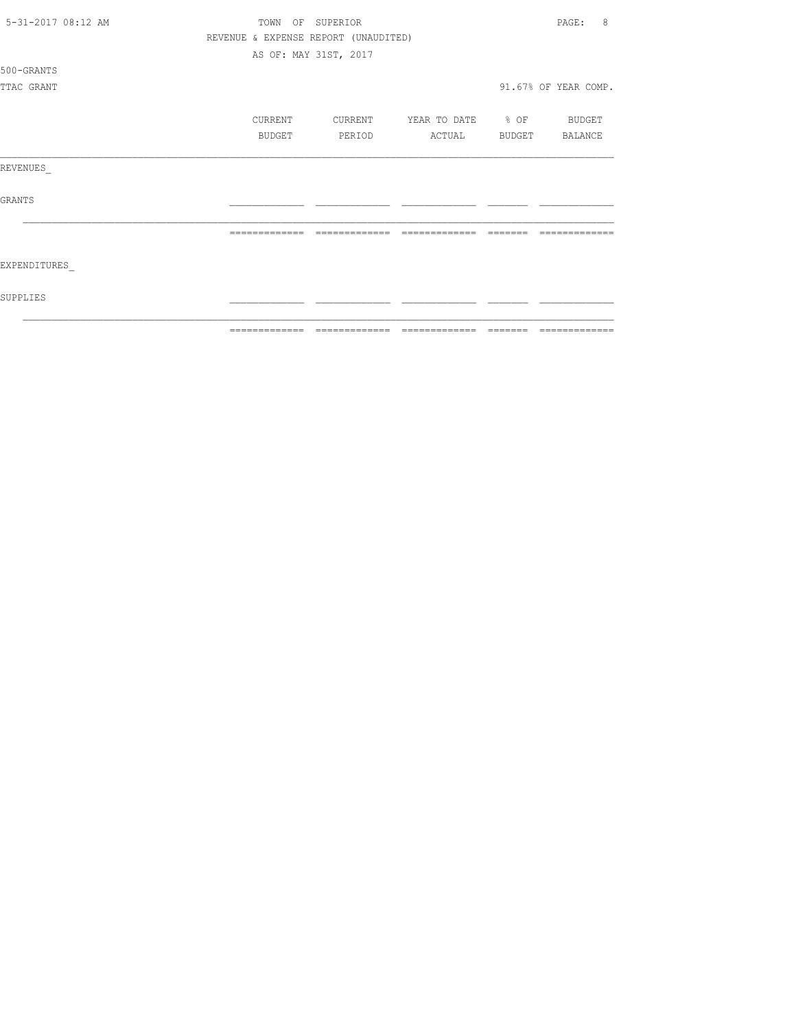TOWN OF SUPERIOR
REVENUE & EXPENSE REPORT (UNAUDITED)
AS OF: MAY 31ST, 2017

500-GRANTS
TTAC GRANT

91.67% OF YEAR COMP.

|  | CURRENT BUDGET | CURRENT PERIOD | YEAR TO DATE ACTUAL | % OF BUDGET | BUDGET BALANCE |
|---|---|---|---|---|---|
| REVENUES_ |  |  |  |  |  |
| GRANTS |  |  |  |  |  |
|  |  |  |  |  |  |
| EXPENDITURES_ |  |  |  |  |  |
| SUPPLIES |  |  |  |  |  |
|  |  |  |  |  |  |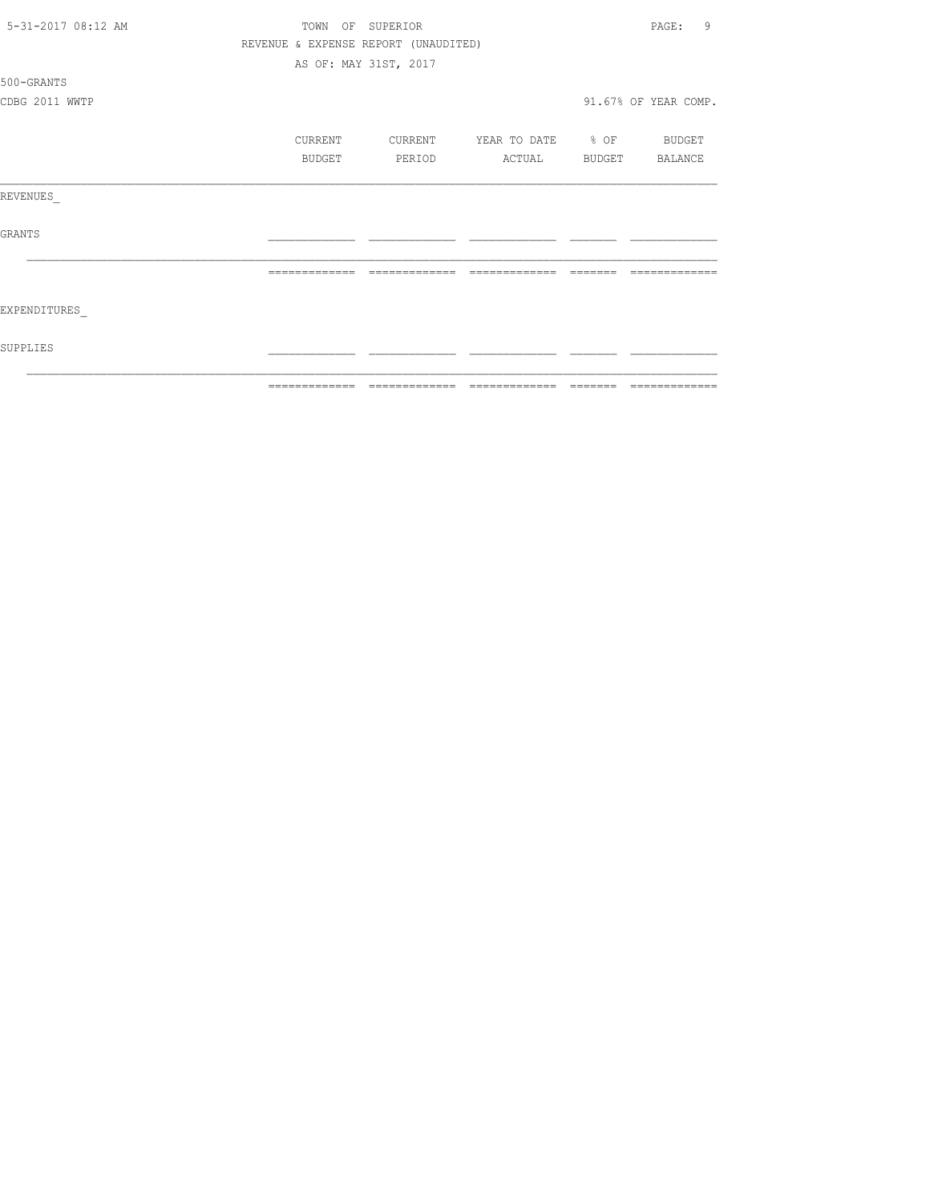TOWN OF SUPERIOR

REVENUE & EXPENSE REPORT (UNAUDITED)

AS OF: MAY 31ST, 2017

500-GRANTS

CDBG 2011 WWTP

91.67% OF YEAR COMP.

| | CURRENT BUDGET | CURRENT PERIOD | YEAR TO DATE ACTUAL | % OF BUDGET | BUDGET BALANCE |
|---|---|---|---|---|---|
| REVENUES_ | | | | | |
| GRANTS | | | | | |
| EXPENDITURES_ | | | | | |
| SUPPLIES | | | | | |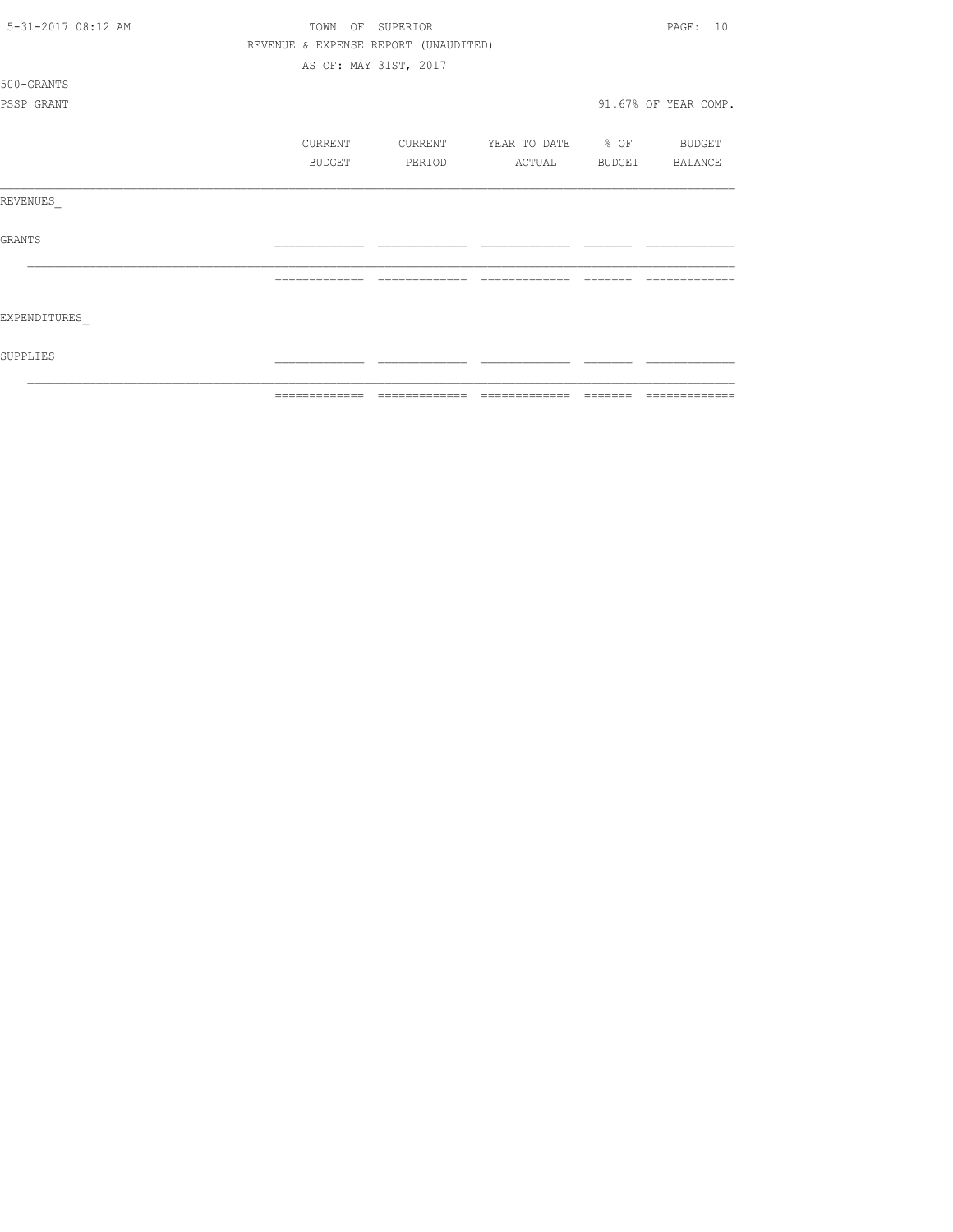TOWN OF SUPERIOR

REVENUE & EXPENSE REPORT (UNAUDITED)

AS OF: MAY 31ST, 2017

500-GRANTS

PSSP GRANT

91.67% OF YEAR COMP.

|  | CURRENT BUDGET | CURRENT PERIOD | YEAR TO DATE ACTUAL | % OF BUDGET | BUDGET BALANCE |
|---|---|---|---|---|---|
| REVENUES_ | | | | | |
| GRANTS | | | | | |
| | | | | | |
| EXPENDITURES_ | | | | | |
| SUPPLIES | | | | | |
| | | | | | |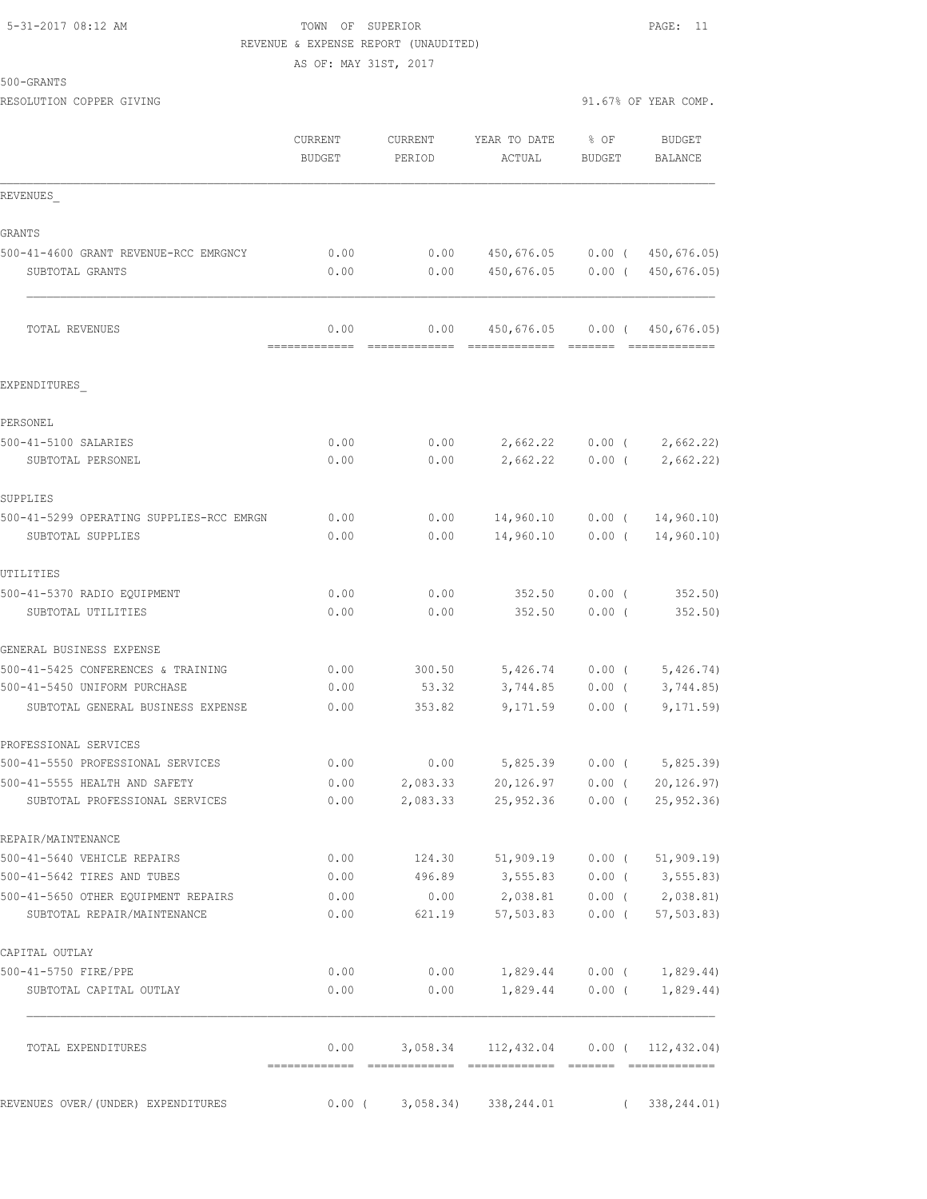TOWN OF SUPERIOR
REVENUE & EXPENSE REPORT (UNAUDITED)
AS OF: MAY 31ST, 2017

500-GRANTS
RESOLUTION COPPER GIVING

91.67% OF YEAR COMP.

| | CURRENT BUDGET | CURRENT PERIOD | YEAR TO DATE ACTUAL | % OF BUDGET | BUDGET BALANCE |
|---|---|---|---|---|---|
| **REVENUES** | | | | | |
| GRANTS | | | | | |
| 500-41-4600 GRANT REVENUE-RCC EMRGNCY | 0.00 | 0.00 | 450,676.05 | 0.00 | ( 450,676.05) |
| SUBTOTAL GRANTS | 0.00 | 0.00 | 450,676.05 | 0.00 | ( 450,676.05) |
| TOTAL REVENUES | 0.00 | 0.00 | 450,676.05 | 0.00 | ( 450,676.05) |
| **EXPENDITURES** | | | | | |
| PERSONEL | | | | | |
| 500-41-5100 SALARIES | 0.00 | 0.00 | 2,662.22 | 0.00 | ( 2,662.22) |
| SUBTOTAL PERSONEL | 0.00 | 0.00 | 2,662.22 | 0.00 | ( 2,662.22) |
| SUPPLIES | | | | | |
| 500-41-5299 OPERATING SUPPLIES-RCC EMRGN | 0.00 | 0.00 | 14,960.10 | 0.00 | ( 14,960.10) |
| SUBTOTAL SUPPLIES | 0.00 | 0.00 | 14,960.10 | 0.00 | ( 14,960.10) |
| UTILITIES | | | | | |
| 500-41-5370 RADIO EQUIPMENT | 0.00 | 0.00 | 352.50 | 0.00 | ( 352.50) |
| SUBTOTAL UTILITIES | 0.00 | 0.00 | 352.50 | 0.00 | ( 352.50) |
| GENERAL BUSINESS EXPENSE | | | | | |
| 500-41-5425 CONFERENCES & TRAINING | 0.00 | 300.50 | 5,426.74 | 0.00 | ( 5,426.74) |
| 500-41-5450 UNIFORM PURCHASE | 0.00 | 53.32 | 3,744.85 | 0.00 | ( 3,744.85) |
| SUBTOTAL GENERAL BUSINESS EXPENSE | 0.00 | 353.82 | 9,171.59 | 0.00 | ( 9,171.59) |
| PROFESSIONAL SERVICES | | | | | |
| 500-41-5550 PROFESSIONAL SERVICES | 0.00 | 0.00 | 5,825.39 | 0.00 | ( 5,825.39) |
| 500-41-5555 HEALTH AND SAFETY | 0.00 | 2,083.33 | 20,126.97 | 0.00 | ( 20,126.97) |
| SUBTOTAL PROFESSIONAL SERVICES | 0.00 | 2,083.33 | 25,952.36 | 0.00 | ( 25,952.36) |
| REPAIR/MAINTENANCE | | | | | |
| 500-41-5640 VEHICLE REPAIRS | 0.00 | 124.30 | 51,909.19 | 0.00 | ( 51,909.19) |
| 500-41-5642 TIRES AND TUBES | 0.00 | 496.89 | 3,555.83 | 0.00 | ( 3,555.83) |
| 500-41-5650 OTHER EQUIPMENT REPAIRS | 0.00 | 0.00 | 2,038.81 | 0.00 | ( 2,038.81) |
| SUBTOTAL REPAIR/MAINTENANCE | 0.00 | 621.19 | 57,503.83 | 0.00 | ( 57,503.83) |
| CAPITAL OUTLAY | | | | | |
| 500-41-5750 FIRE/PPE | 0.00 | 0.00 | 1,829.44 | 0.00 | ( 1,829.44) |
| SUBTOTAL CAPITAL OUTLAY | 0.00 | 0.00 | 1,829.44 | 0.00 | ( 1,829.44) |
| TOTAL EXPENDITURES | 0.00 | 3,058.34 | 112,432.04 | 0.00 | ( 112,432.04) |
| REVENUES OVER/(UNDER) EXPENDITURES | 0.00 | ( 3,058.34) | 338,244.01 | | ( 338,244.01) |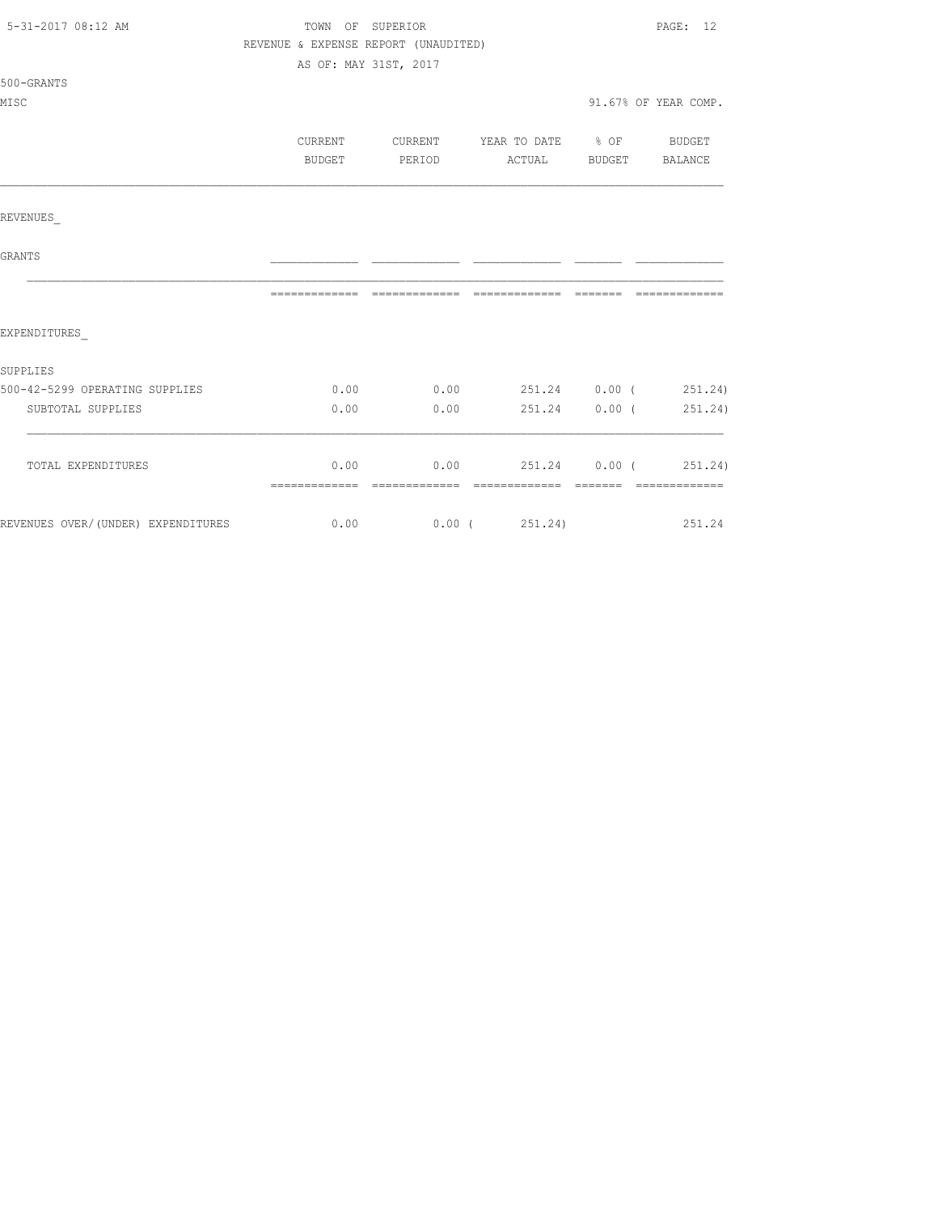TOWN OF SUPERIOR
REVENUE & EXPENSE REPORT (UNAUDITED)
AS OF: MAY 31ST, 2017

500-GRANTS
MISC

91.67% OF YEAR COMP.

| | CURRENT BUDGET | CURRENT PERIOD | YEAR TO DATE ACTUAL | % OF BUDGET | BUDGET BALANCE |
|---|---|---|---|---|---|
| REVENUES_ | | | | | |
| GRANTS | | | | | |
| EXPENDITURES_ | | | | | |
| SUPPLIES | | | | | |
| 500-42-5299 OPERATING SUPPLIES | 0.00 | 0.00 | 251.24 | 0.00 | ( 251.24) |
| SUBTOTAL SUPPLIES | 0.00 | 0.00 | 251.24 | 0.00 | ( 251.24) |
| TOTAL EXPENDITURES | 0.00 | 0.00 | 251.24 | 0.00 | ( 251.24) |
| REVENUES OVER/(UNDER) EXPENDITURES | 0.00 | 0.00 | ( 251.24) | | 251.24 |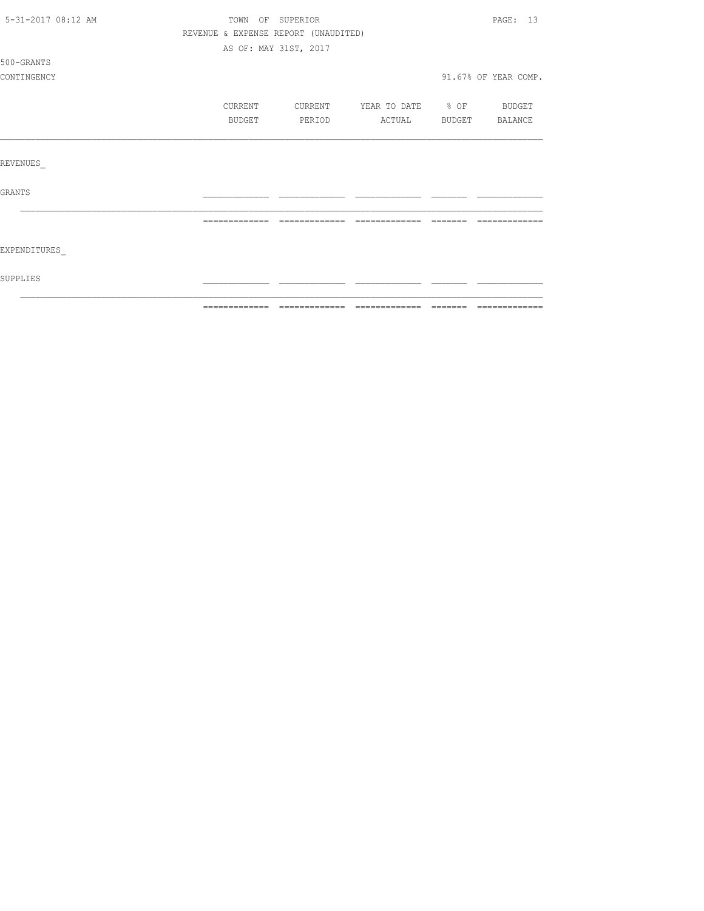TOWN OF SUPERIOR

REVENUE & EXPENSE REPORT (UNAUDITED)

AS OF: MAY 31ST, 2017

500-GRANTS

CONTINGENCY

91.67% OF YEAR COMP.

| | CURRENT BUDGET | CURRENT PERIOD | YEAR TO DATE ACTUAL | % OF BUDGET | BUDGET BALANCE |
|---|---|---|---|---|---|
| REVENUES_ | | | | | |
| GRANTS | | | | | |
| EXPENDITURES_ | | | | | |
| SUPPLIES | | | | | |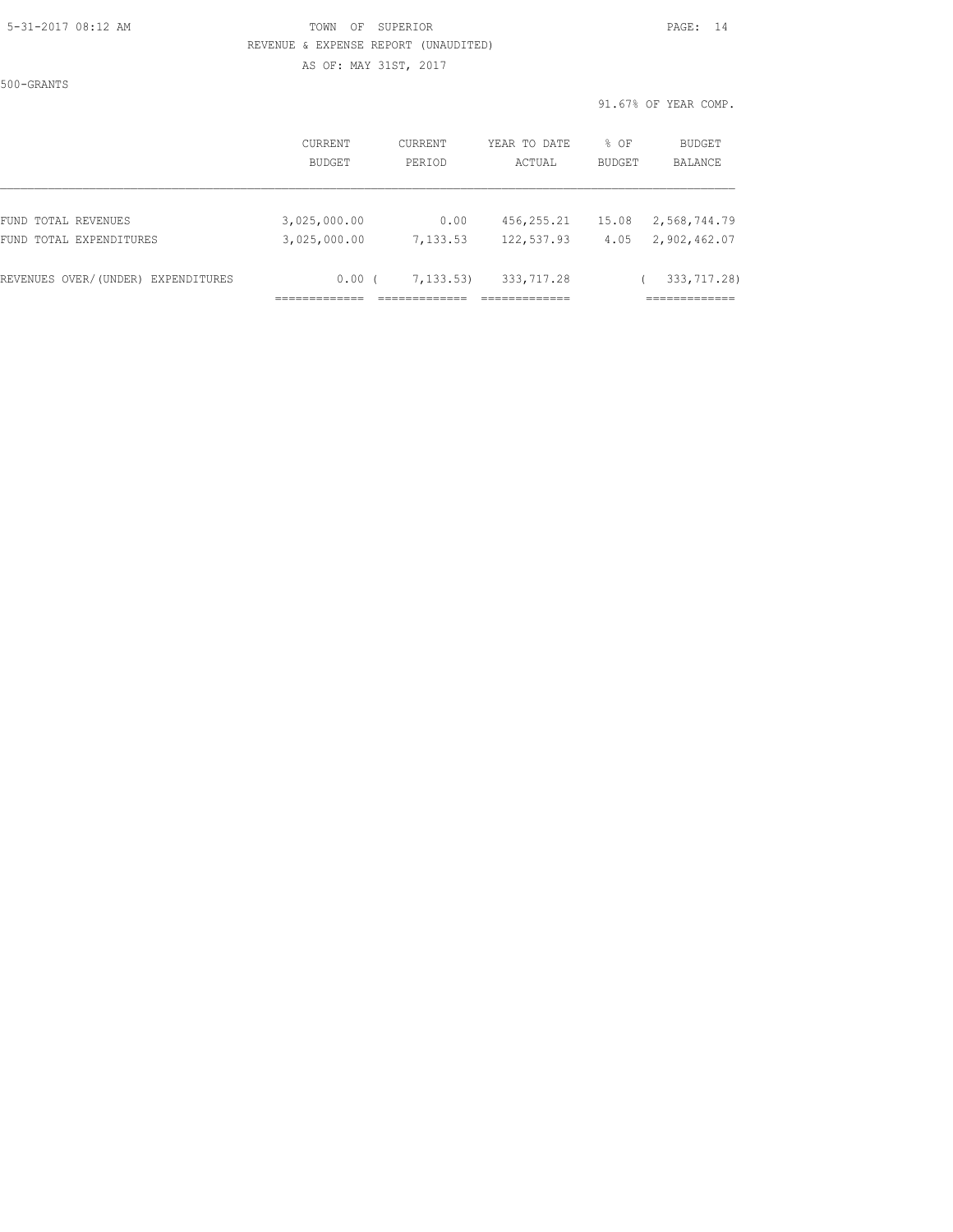TOWN OF SUPERIOR

REVENUE & EXPENSE REPORT (UNAUDITED)

AS OF: MAY 31ST, 2017

500-GRANTS

91.67% OF YEAR COMP.

| | CURRENT BUDGET | CURRENT PERIOD | YEAR TO DATE ACTUAL | % OF BUDGET | BUDGET BALANCE |
|---|---|---|---|---|---|
| FUND TOTAL REVENUES | 3,025,000.00 | 0.00 | 456,255.21 | 15.08 | 2,568,744.79 |
| FUND TOTAL EXPENDITURES | 3,025,000.00 | 7,133.53 | 122,537.93 | 4.05 | 2,902,462.07 |
| REVENUES OVER/(UNDER) EXPENDITURES | 0.00 | ( 7,133.53) | 333,717.28 | | ( 333,717.28) |
| | ============= | ============= | ============= | | ============= |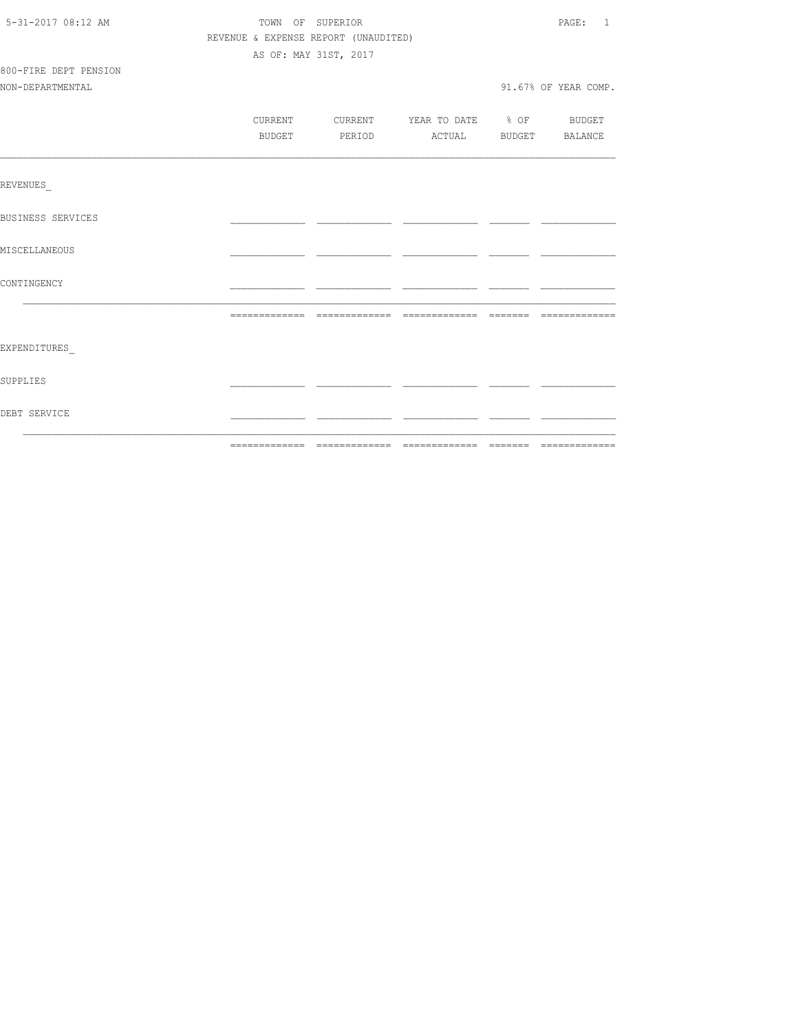TOWN OF SUPERIOR

REVENUE & EXPENSE REPORT (UNAUDITED)

AS OF: MAY 31ST, 2017

800-FIRE DEPT PENSION

NON-DEPARTMENTAL

91.67% OF YEAR COMP.

| | CURRENT BUDGET | CURRENT PERIOD | YEAR TO DATE ACTUAL | % OF BUDGET | BUDGET BALANCE |
|---|---|---|---|---|---|
| REVENUES_ | | | | | |
| BUSINESS SERVICES | | | | | |
| MISCELLANEOUS | | | | | |
| CONTINGENCY | | | | | |
| | | | | | |
| EXPENDITURES_ | | | | | |
| SUPPLIES | | | | | |
| DEBT SERVICE | | | | | |
| | | | | | |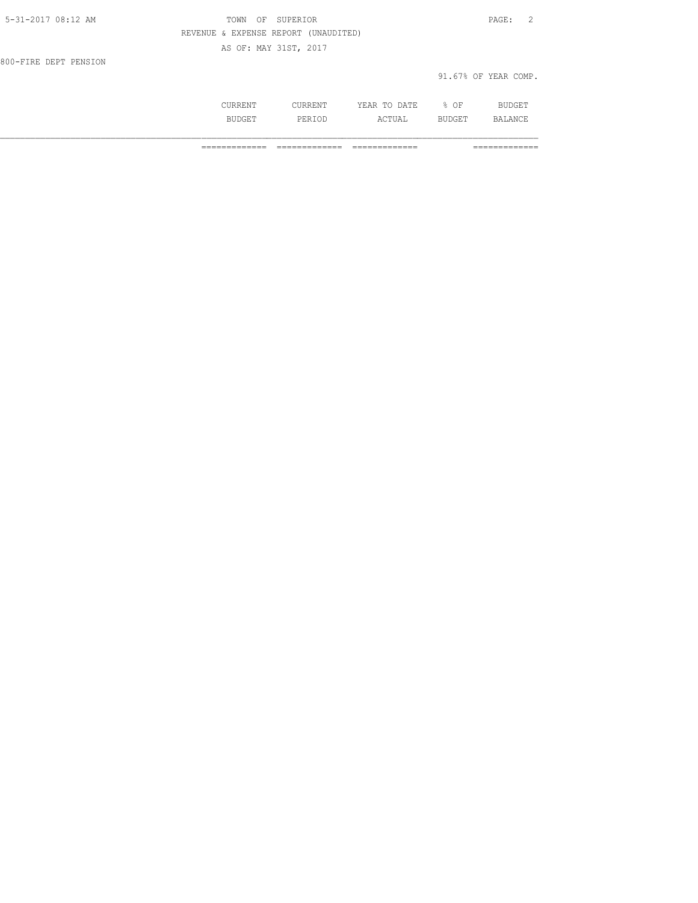TOWN OF SUPERIOR

REVENUE & EXPENSE REPORT (UNAUDITED)

AS OF: MAY 31ST, 2017

800-FIRE DEPT PENSION

91.67% OF YEAR COMP.

| | CURRENT BUDGET | CURRENT PERIOD | YEAR TO DATE ACTUAL | % OF BUDGET | BUDGET BALANCE |
|---|---|---|---|---|---|
| | ============= | ============= | ============= | | ============= |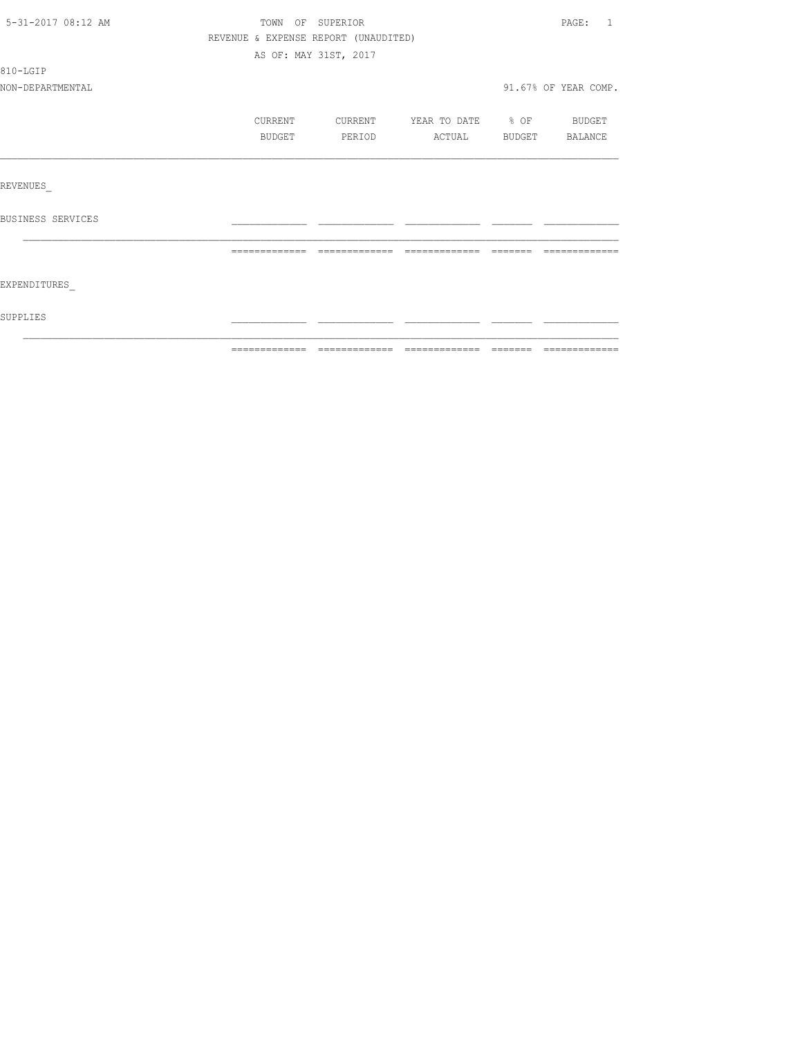TOWN OF SUPERIOR
REVENUE & EXPENSE REPORT (UNAUDITED)
AS OF: MAY 31ST, 2017

810-LGIP
NON-DEPARTMENTAL

91.67% OF YEAR COMP.

| | CURRENT BUDGET | CURRENT PERIOD | YEAR TO DATE ACTUAL | % OF BUDGET | BUDGET BALANCE |
|---|---|---|---|---|---|
| REVENUES_ | | | | | |
| BUSINESS SERVICES | | | | | |
| EXPENDITURES_ | | | | | |
| SUPPLIES | | | | | |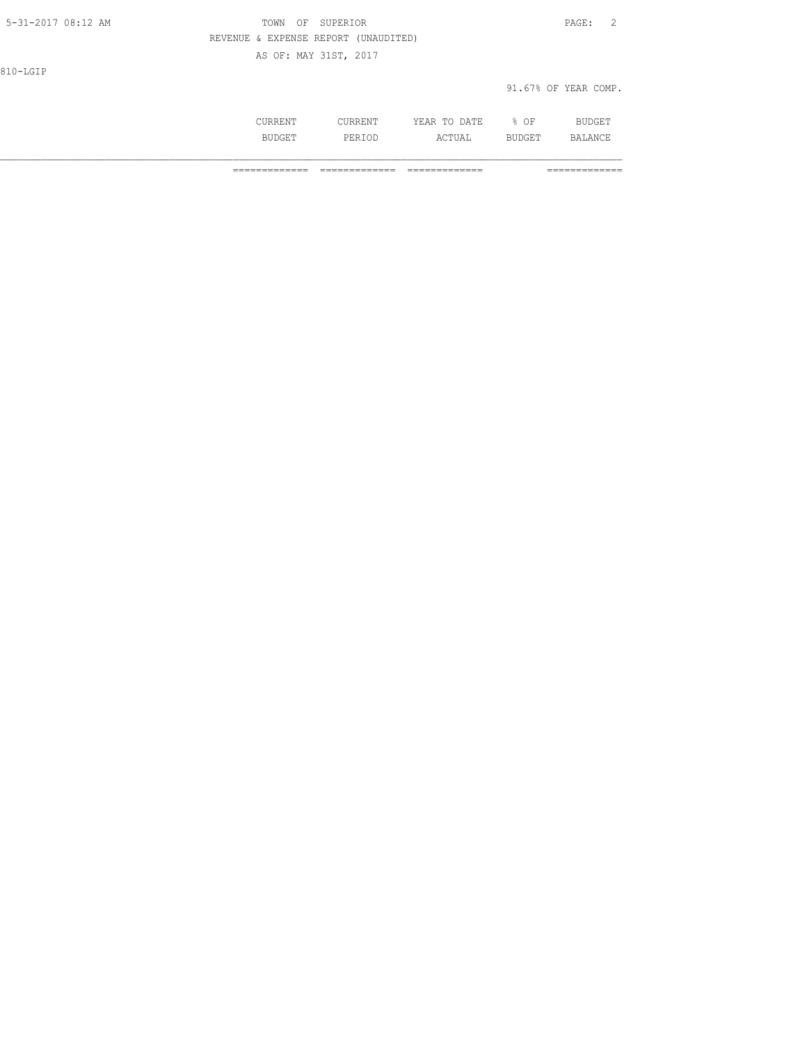810-LGIP

91.67% OF YEAR COMP.

| | CURRENT BUDGET | CURRENT PERIOD | YEAR TO DATE ACTUAL | % OF BUDGET | BUDGET BALANCE |
|---|---|---|---|---|---|
| | ============= | ============= | ============= | | ============= |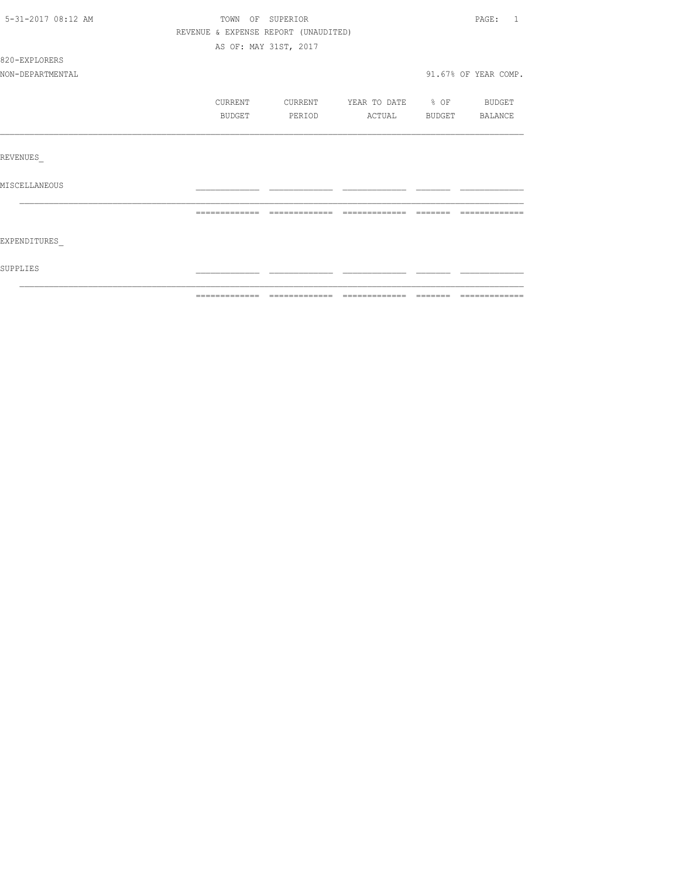TOWN OF SUPERIOR
REVENUE & EXPENSE REPORT (UNAUDITED)
AS OF: MAY 31ST, 2017

820-EXPLORERS
NON-DEPARTMENTAL

91.67% OF YEAR COMP.

| | CURRENT BUDGET | CURRENT PERIOD | YEAR TO DATE ACTUAL | % OF BUDGET | BUDGET BALANCE |
|---|---|---|---|---|---|
| REVENUES_ | | | | | |
| MISCELLANEOUS | | | | | |
| EXPENDITURES_ | | | | | |
| SUPPLIES | | | | | |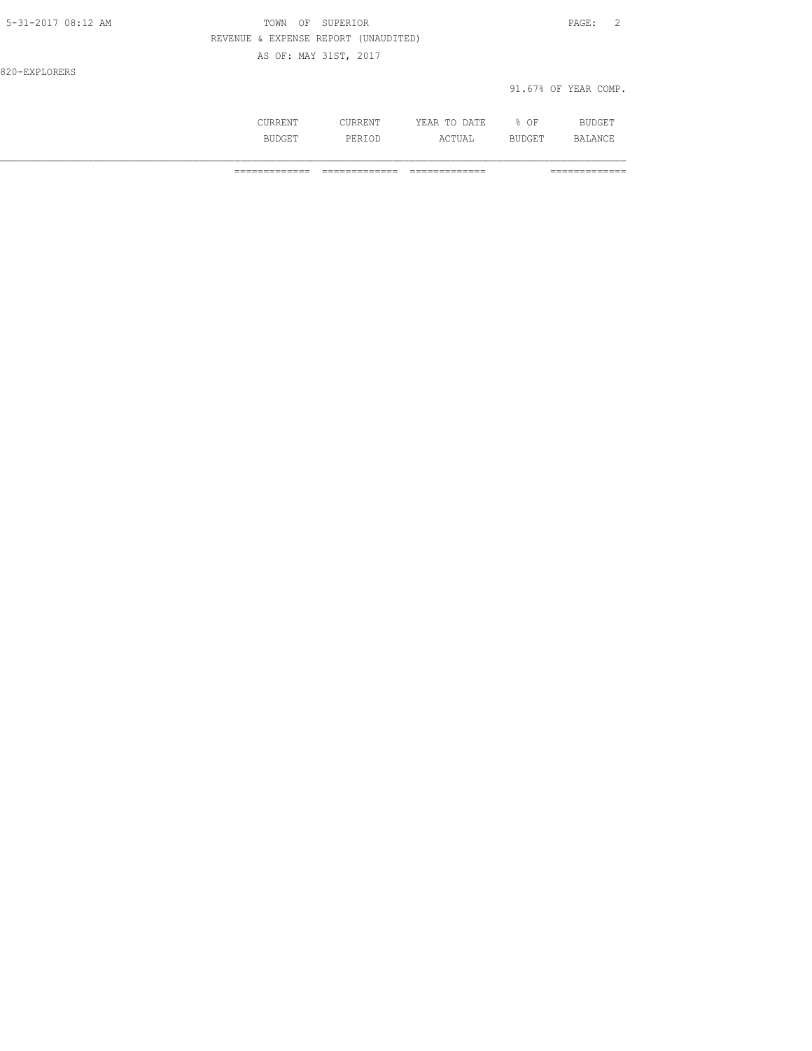REVENUE & EXPENSE REPORT (UNAUDITED)

AS OF: MAY 31ST, 2017

820-EXPLORERS

91.67% OF YEAR COMP.

| | CURRENT BUDGET | CURRENT PERIOD | YEAR TO DATE ACTUAL | % OF BUDGET | BUDGET BALANCE |
|---|---|---|---|---|---|
| | ============= | ============= | ============= | | ============= |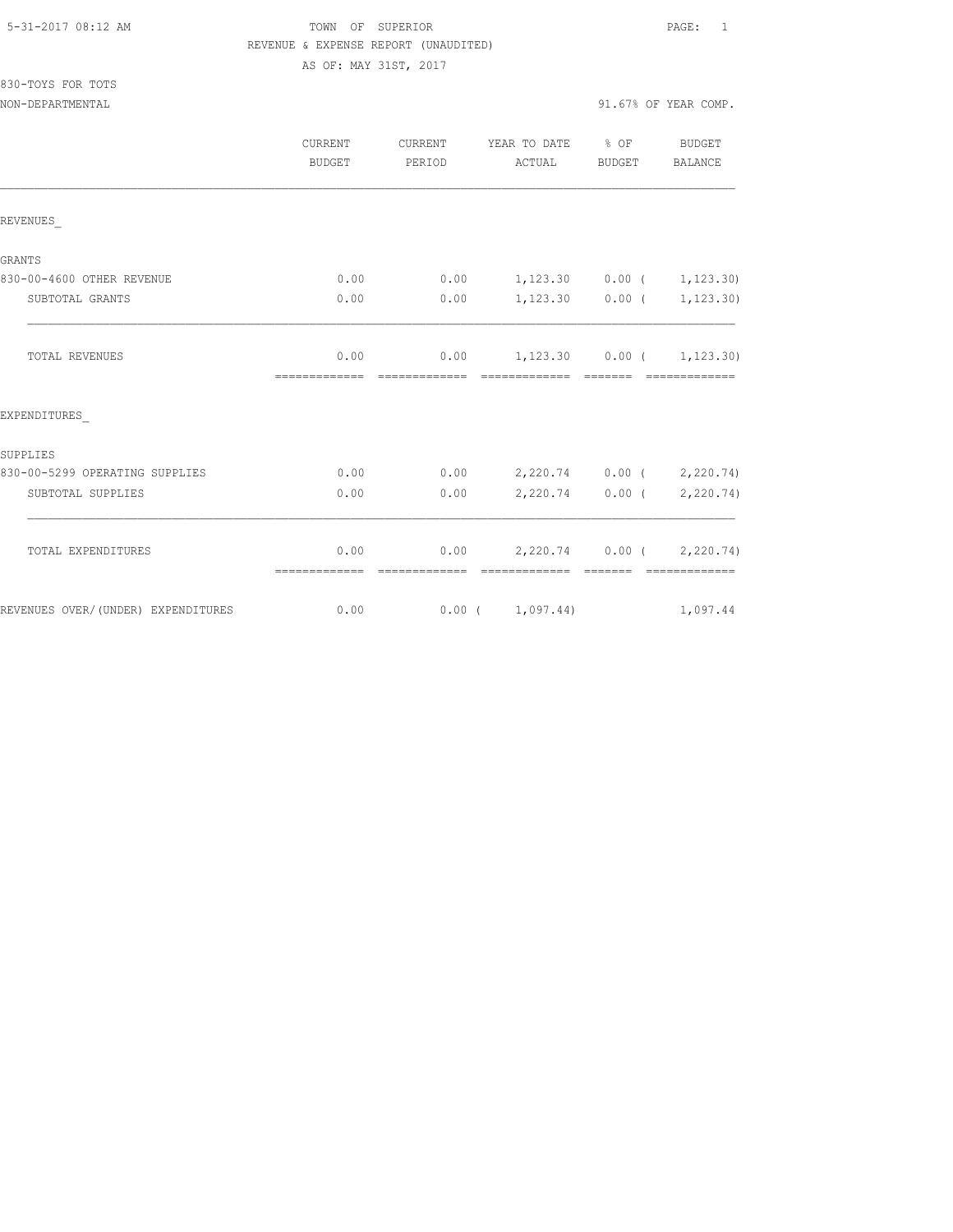TOWN OF SUPERIOR
REVENUE & EXPENSE REPORT (UNAUDITED)
AS OF: MAY 31ST, 2017

830-TOYS FOR TOTS
NON-DEPARTMENTAL

91.67% OF YEAR COMP.

| | CURRENT BUDGET | CURRENT PERIOD | YEAR TO DATE ACTUAL | % OF BUDGET | BUDGET BALANCE |
|---|---|---|---|---|---|
| REVENUES_ | | | | | |
| GRANTS | | | | | |
| 830-00-4600 OTHER REVENUE | 0.00 | 0.00 | 1,123.30 | 0.00 | ( 1,123.30) |
| SUBTOTAL GRANTS | 0.00 | 0.00 | 1,123.30 | 0.00 | ( 1,123.30) |
| TOTAL REVENUES | 0.00 | 0.00 | 1,123.30 | 0.00 | ( 1,123.30) |
| EXPENDITURES_ | | | | | |
| SUPPLIES | | | | | |
| 830-00-5299 OPERATING SUPPLIES | 0.00 | 0.00 | 2,220.74 | 0.00 | ( 2,220.74) |
| SUBTOTAL SUPPLIES | 0.00 | 0.00 | 2,220.74 | 0.00 | ( 2,220.74) |
| TOTAL EXPENDITURES | 0.00 | 0.00 | 2,220.74 | 0.00 | ( 2,220.74) |
| REVENUES OVER/(UNDER) EXPENDITURES | 0.00 | 0.00 | ( 1,097.44) | | 1,097.44 |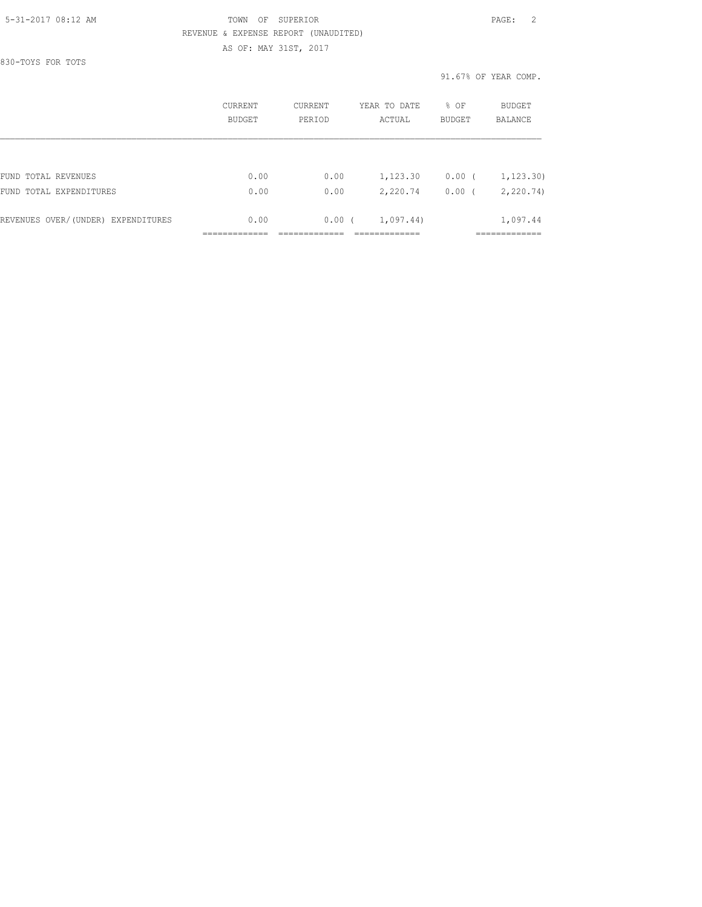TOWN OF SUPERIOR

REVENUE & EXPENSE REPORT (UNAUDITED)

AS OF: MAY 31ST, 2017

830-TOYS FOR TOTS

91.67% OF YEAR COMP.

|  | CURRENT BUDGET | CURRENT PERIOD | YEAR TO DATE ACTUAL | % OF BUDGET | BUDGET BALANCE |
|---|---|---|---|---|---|
| FUND TOTAL REVENUES | 0.00 | 0.00 | 1,123.30 | 0.00 | ( 1,123.30) |
| FUND TOTAL EXPENDITURES | 0.00 | 0.00 | 2,220.74 | 0.00 | ( 2,220.74) |
| REVENUES OVER/(UNDER) EXPENDITURES | 0.00 | 0.00 | ( 1,097.44) |  | 1,097.44 |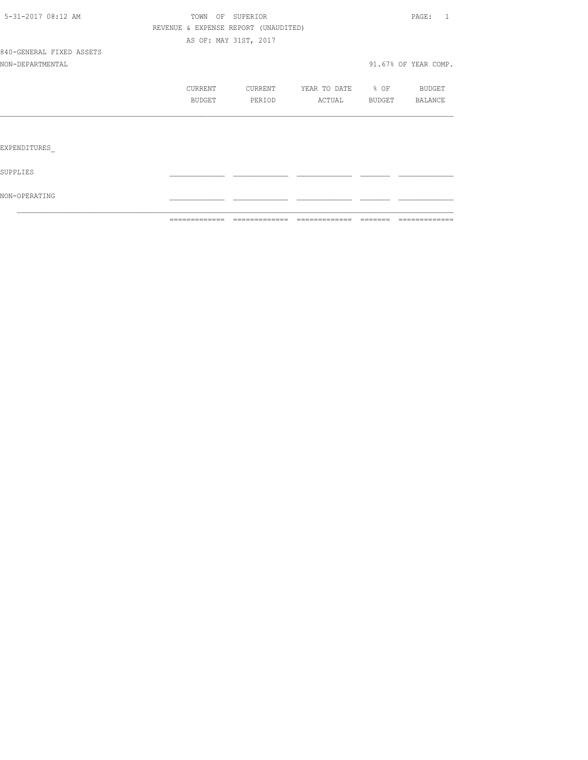TOWN OF SUPERIOR

REVENUE & EXPENSE REPORT (UNAUDITED)

AS OF: MAY 31ST, 2017

840-GENERAL FIXED ASSETS

NON-DEPARTMENTAL

91.67% OF YEAR COMP.

| | CURRENT BUDGET | CURRENT PERIOD | YEAR TO DATE ACTUAL | % OF BUDGET | BUDGET BALANCE |
|---|---|---|---|---|---|
| EXPENDITURES_ | | | | | |
| SUPPLIES | | | | | |
| NON-OPERATING | | | | | |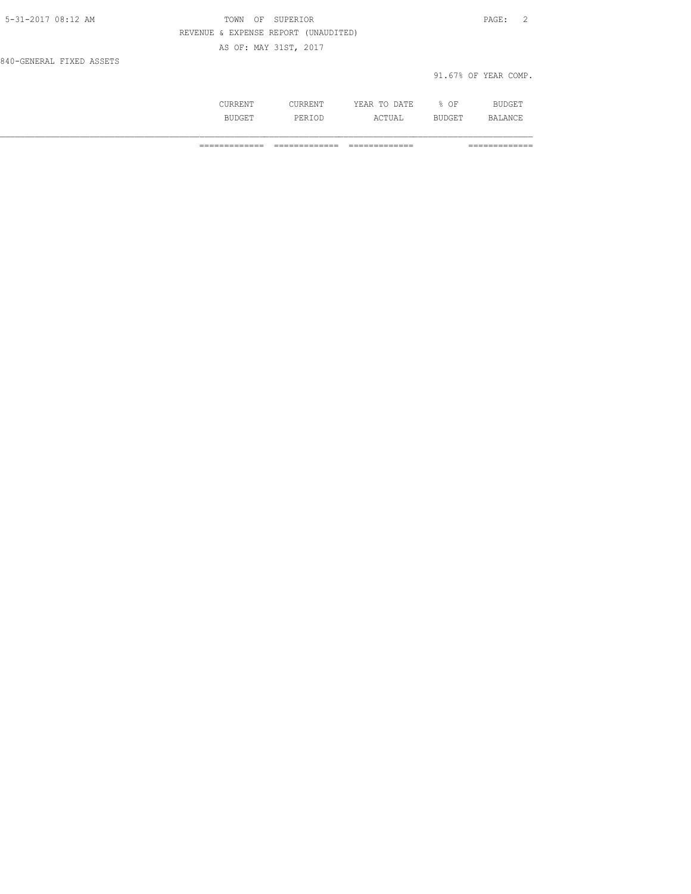TOWN OF SUPERIOR
REVENUE & EXPENSE REPORT (UNAUDITED)
AS OF: MAY 31ST, 2017

840-GENERAL FIXED ASSETS

91.67% OF YEAR COMP.

| | CURRENT BUDGET | CURRENT PERIOD | YEAR TO DATE ACTUAL | % OF BUDGET | BUDGET BALANCE |
|---|---|---|---|---|---|
| | ============= | ============= | ============= | | ============= |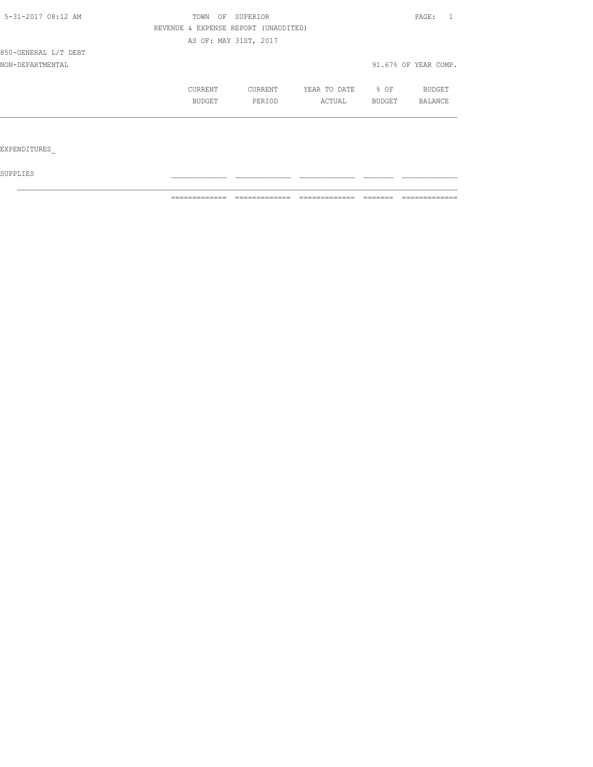TOWN OF SUPERIOR

REVENUE & EXPENSE REPORT (UNAUDITED)

AS OF: MAY 31ST, 2017

850-GENERAL L/T DEBT

NON-DEPARTMENTAL

91.67% OF YEAR COMP.

| | CURRENT BUDGET | CURRENT PERIOD | YEAR TO DATE ACTUAL | % OF BUDGET | BUDGET BALANCE |
|---|---|---|---|---|---|
| EXPENDITURES_ | | | | | |
| SUPPLIES | | | | | |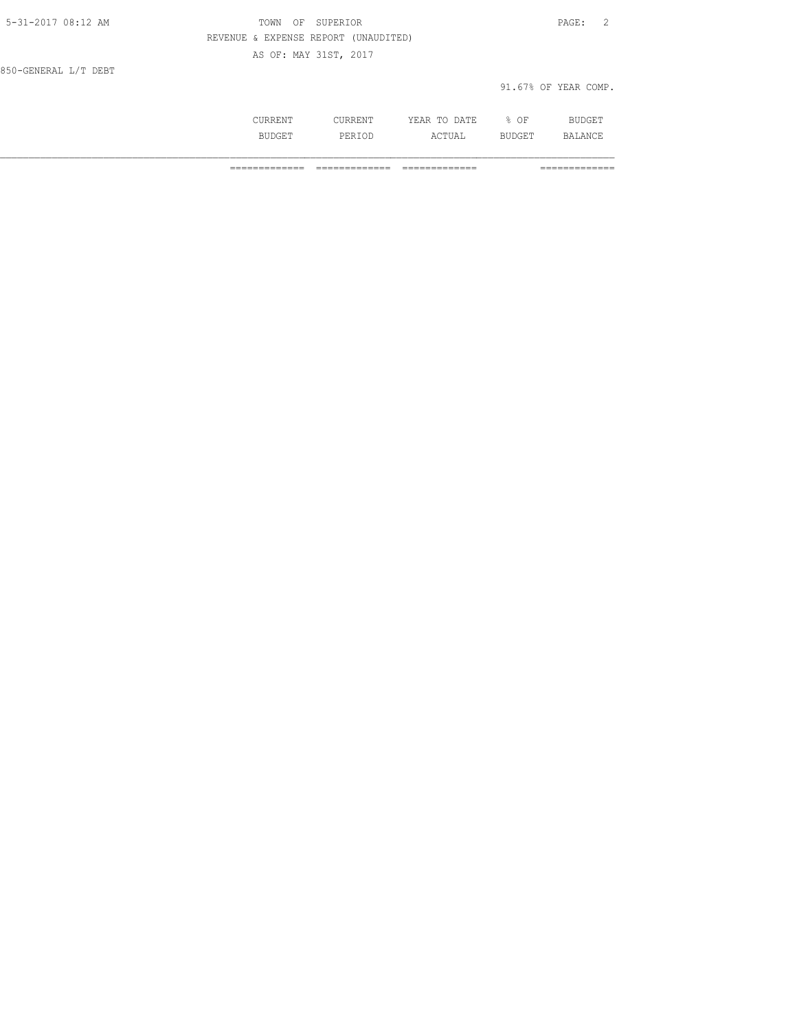TOWN OF SUPERIOR

REVENUE & EXPENSE REPORT (UNAUDITED)

AS OF: MAY 31ST, 2017

850-GENERAL L/T DEBT

91.67% OF YEAR COMP.

| | CURRENT BUDGET | CURRENT PERIOD | YEAR TO DATE ACTUAL | % OF BUDGET | BUDGET BALANCE |
|---|---|---|---|---|---|
| | ============= | ============= | ============= | | ============= |